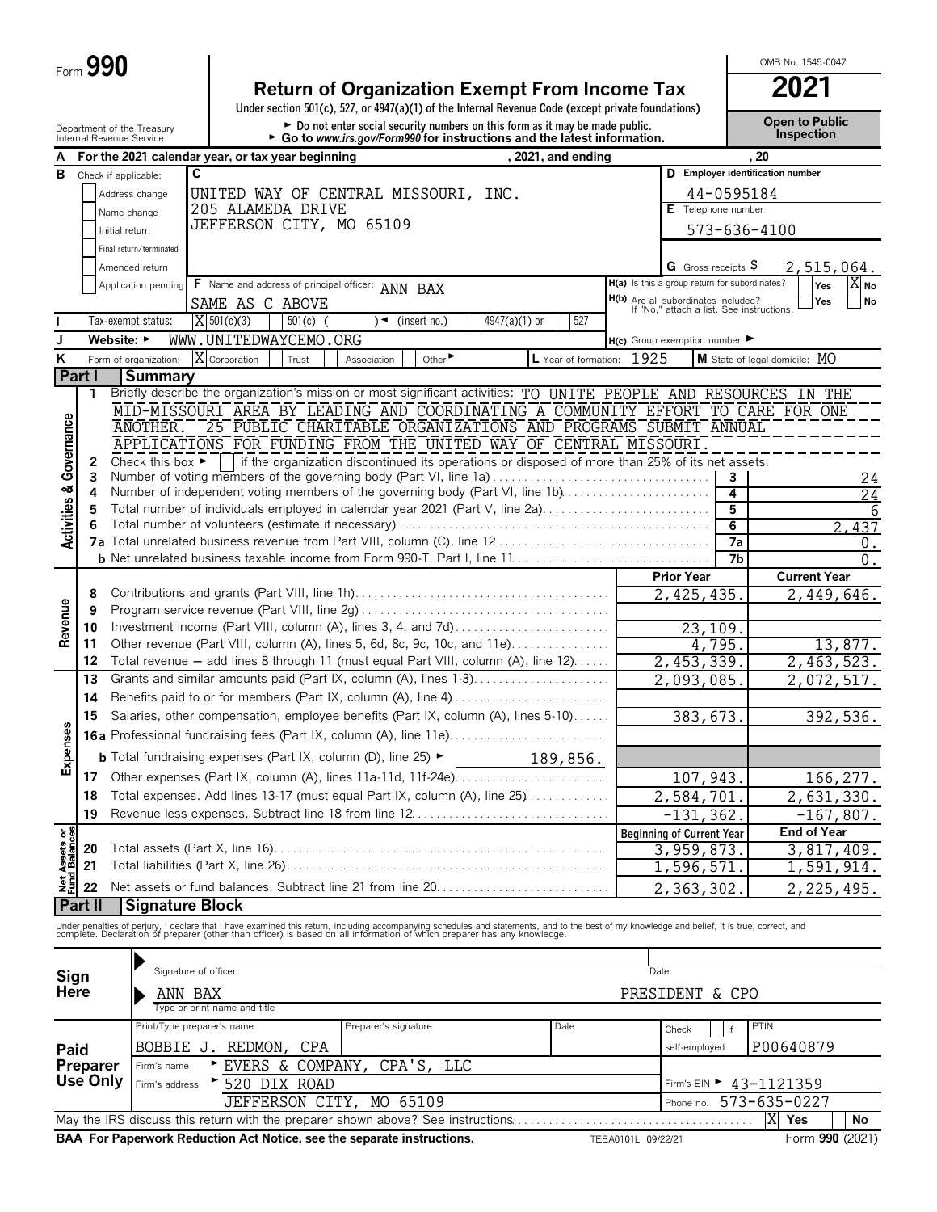# Form 990

## Return of Organization Exempt From Income Tax

**2021**

OMB No. 1545-0047

Under section 501(c), 527, or 4947(a)(1) of the Internal Revenue Code (except private foundations)

► Do not enter social security numbers on this form as it may be made public.
► Go to *www.irs.gov/Form990* for instructions and the latest information.

Department of the Treasury
Internal Revenue Service

**Open to Public Inspection**

**A** For the 2021 calendar year, or tax year beginning , 2021, and ending , 20

**B** Check if applicable:
- Address change
- Name change
- Initial return
- Final return/terminated
- Amended return
- Application pending

**C** UNITED WAY OF CENTRAL MISSOURI, INC.
205 ALAMEDA DRIVE
JEFFERSON CITY, MO 65109

**D** Employer identification number: 44-0595184

**E** Telephone number: 573-636-4100

**G** Gross receipts $ 2,515,064.

**F** Name and address of principal officer: ANN BAX
SAME AS C ABOVE

**H(a)** Is this a group return for subordinates? Yes [ ] No [X]

**H(b)** Are all subordinates included? Yes [ ] No [ ]
If "No," attach a list. See instructions.

**I** Tax-exempt status: [X] 501(c)(3) [ ] 501(c) ( ) ◄ (insert no.) [ ] 4947(a)(1) or [ ] 527

**J** Website: ► WWW.UNITEDWAYCEMO.ORG

**H(c)** Group exemption number ►

**K** Form of organization: [X] Corporation [ ] Trust [ ] Association [ ] Other ►

**L** Year of formation: 1925

**M** State of legal domicile: MO

## Part I Summary

### Activities & Governance

1 Briefly describe the organization's mission or most significant activities: TO UNITE PEOPLE AND RESOURCES IN THE MID-MISSOURI AREA BY LEADING AND COORDINATING A COMMUNITY EFFORT TO CARE FOR ONE ANOTHER. 25 PUBLIC CHARITABLE ORGANIZATIONS AND PROGRAMS SUBMIT ANNUAL APPLICATIONS FOR FUNDING FROM THE UNITED WAY OF CENTRAL MISSOURI.

2 Check this box ► [ ] if the organization discontinued its operations or disposed of more than 25% of its net assets.

| | | | |
|---|---|---|---|
| 3 | Number of voting members of the governing body (Part VI, line 1a) | 3 | 24 |
| 4 | Number of independent voting members of the governing body (Part VI, line 1b) | 4 | 24 |
| 5 | Total number of individuals employed in calendar year 2021 (Part V, line 2a) | 5 | 6 |
| 6 | Total number of volunteers (estimate if necessary) | 6 | 2,437 |
| 7a | Total unrelated business revenue from Part VIII, column (C), line 12 | 7a | 0. |
| b | Net unrelated business taxable income from Form 990-T, Part I, line 11 | 7b | 0. |

### Revenue / Expenses / Net Assets

| | | Prior Year | Current Year |
|---|---|---|---|
| 8 | Contributions and grants (Part VIII, line 1h) | 2,425,435. | 2,449,646. |
| 9 | Program service revenue (Part VIII, line 2g) | | |
| 10 | Investment income (Part VIII, column (A), lines 3, 4, and 7d) | 23,109. | |
| 11 | Other revenue (Part VIII, column (A), lines 5, 6d, 8c, 9c, 10c, and 11e) | 4,795. | 13,877. |
| 12 | Total revenue – add lines 8 through 11 (must equal Part VIII, column (A), line 12) | 2,453,339. | 2,463,523. |
| 13 | Grants and similar amounts paid (Part IX, column (A), lines 1-3) | 2,093,085. | 2,072,517. |
| 14 | Benefits paid to or for members (Part IX, column (A), line 4) | | |
| 15 | Salaries, other compensation, employee benefits (Part IX, column (A), lines 5-10) | 383,673. | 392,536. |
| 16a | Professional fundraising fees (Part IX, column (A), line 11e) | | |
| b | Total fundraising expenses (Part IX, column (D), line 25) ► 189,856. | | |
| 17 | Other expenses (Part IX, column (A), lines 11a-11d, 11f-24e) | 107,943. | 166,277. |
| 18 | Total expenses. Add lines 13-17 (must equal Part IX, column (A), line 25) | 2,584,701. | 2,631,330. |
| 19 | Revenue less expenses. Subtract line 18 from line 12 | -131,362. | -167,807. |
| | | **Beginning of Current Year** | **End of Year** |
| 20 | Total assets (Part X, line 16) | 3,959,873. | 3,817,409. |
| 21 | Total liabilities (Part X, line 26) | 1,596,571. | 1,591,914. |
| 22 | Net assets or fund balances. Subtract line 21 from line 20 | 2,363,302. | 2,225,495. |

## Part II Signature Block

Under penalties of perjury, I declare that I have examined this return, including accompanying schedules and statements, and to the best of my knowledge and belief, it is true, correct, and complete. Declaration of preparer (other than officer) is based on all information of which preparer has any knowledge.

**Sign Here**

Signature of officer ► Date

ANN BAX — PRESIDENT & CPO
Type or print name and title

**Paid Preparer Use Only**

| Print/Type preparer's name | Preparer's signature | Date | Check [ ] if self-employed | PTIN |
|---|---|---|---|---|
| BOBBIE J. REDMON, CPA | | | | P00640879 |

Firm's name ► EVERS & COMPANY, CPA'S, LLC — Firm's EIN ► 43-1121359

Firm's address ► 520 DIX ROAD, JEFFERSON CITY, MO 65109 — Phone no. 573-635-0227

May the IRS discuss this return with the preparer shown above? See instructions [X] Yes [ ] No

**BAA For Paperwork Reduction Act Notice, see the separate instructions.** TEEA0101L 09/22/21 Form **990** (2021)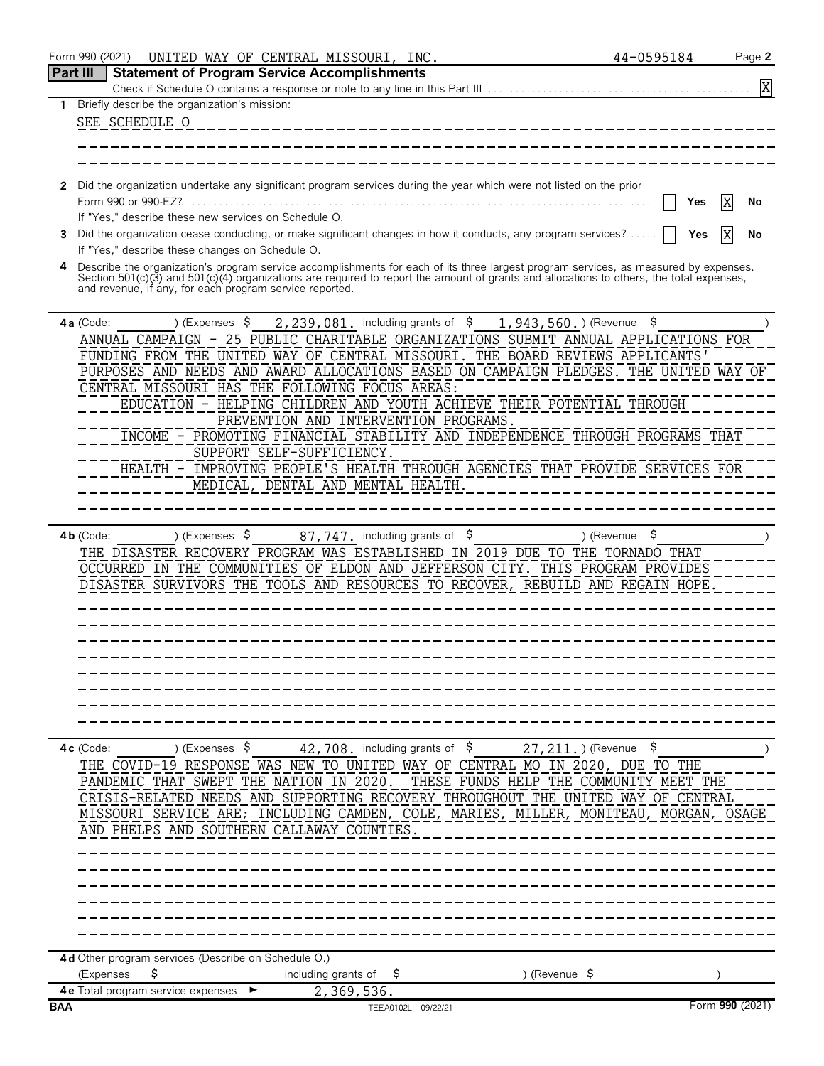Form 990 (2021) UNITED WAY OF CENTRAL MISSOURI, INC. 44-0595184 Page **2**

## Part III Statement of Program Service Accomplishments

Check if Schedule O contains a response or note to any line in this Part III . . . . . [X]

**1** Briefly describe the organization's mission:

SEE SCHEDULE O

**2** Did the organization undertake any significant program services during the year which were not listed on the prior Form 990 or 990-EZ? . . . . . [ ] Yes [X] No

If "Yes," describe these new services on Schedule O.

**3** Did the organization cease conducting, or make significant changes in how it conducts, any program services? . . . . . [ ] Yes [X] No

If "Yes," describe these changes on Schedule O.

**4** Describe the organization's program service accomplishments for each of its three largest program services, as measured by expenses. Section 501(c)(3) and 501(c)(4) organizations are required to report the amount of grants and allocations to others, the total expenses, and revenue, if any, for each program service reported.

**4a** (Code: ) (Expenses $ 2,239,081. including grants of $ 1,943,560.) (Revenue $ )

ANNUAL CAMPAIGN - 25 PUBLIC CHARITABLE ORGANIZATIONS SUBMIT ANNUAL APPLICATIONS FOR FUNDING FROM THE UNITED WAY OF CENTRAL MISSOURI. THE BOARD REVIEWS APPLICANTS' PURPOSES AND NEEDS AND AWARD ALLOCATIONS BASED ON CAMPAIGN PLEDGES. THE UNITED WAY OF CENTRAL MISSOURI HAS THE FOLLOWING FOCUS AREAS:

EDUCATION - HELPING CHILDREN AND YOUTH ACHIEVE THEIR POTENTIAL THROUGH PREVENTION AND INTERVENTION PROGRAMS.

INCOME - PROMOTING FINANCIAL STABILITY AND INDEPENDENCE THROUGH PROGRAMS THAT SUPPORT SELF-SUFFICIENCY.

HEALTH - IMPROVING PEOPLE'S HEALTH THROUGH AGENCIES THAT PROVIDE SERVICES FOR MEDICAL, DENTAL AND MENTAL HEALTH.

**4b** (Code: ) (Expenses $ 87,747. including grants of $ ) (Revenue $ )

THE DISASTER RECOVERY PROGRAM WAS ESTABLISHED IN 2019 DUE TO THE TORNADO THAT OCCURRED IN THE COMMUNITIES OF ELDON AND JEFFERSON CITY. THIS PROGRAM PROVIDES DISASTER SURVIVORS THE TOOLS AND RESOURCES TO RECOVER, REBUILD AND REGAIN HOPE.

**4c** (Code: ) (Expenses $ 42,708. including grants of $ 27,211.) (Revenue $ )

THE COVID-19 RESPONSE WAS NEW TO UNITED WAY OF CENTRAL MO IN 2020, DUE TO THE PANDEMIC THAT SWEPT THE NATION IN 2020. THESE FUNDS HELP THE COMMUNITY MEET THE CRISIS-RELATED NEEDS AND SUPPORTING RECOVERY THROUGHOUT THE UNITED WAY OF CENTRAL MISSOURI SERVICE ARE; INCLUDING CAMDEN, COLE, MARIES, MILLER, MONITEAU, MORGAN, OSAGE AND PHELPS AND SOUTHERN CALLAWAY COUNTIES.

**4d** Other program services (Describe on Schedule O.)

(Expenses $ including grants of $ ) (Revenue $ )

**4e** Total program service expenses ► 2,369,536.

BAA TEEA0102L 09/22/21 Form **990** (2021)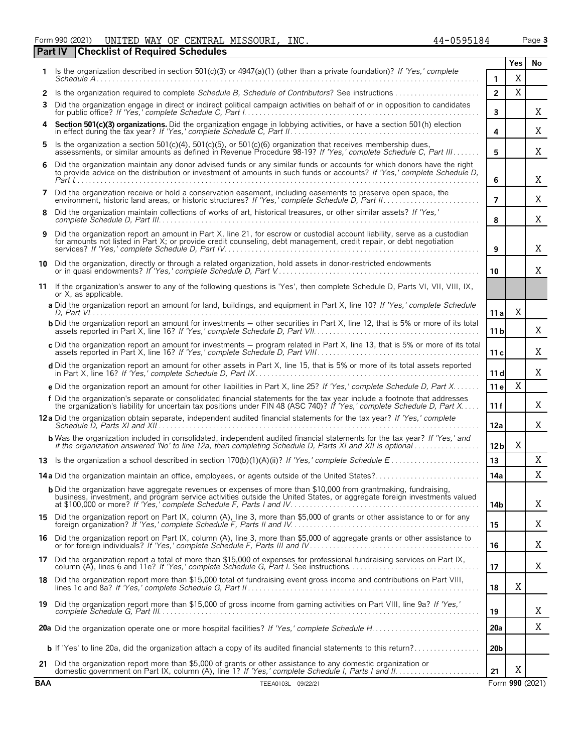Form 990 (2021) UNITED WAY OF CENTRAL MISSOURI, INC. 44-0595184 Page 3

## Part IV Checklist of Required Schedules

| | | | Yes | No |
|---|---|---|---|---|
| 1 | Is the organization described in section 501(c)(3) or 4947(a)(1) (other than a private foundation)? *If 'Yes,' complete Schedule A* | 1 | X | |
| 2 | Is the organization required to complete *Schedule B, Schedule of Contributors*? See instructions | 2 | X | |
| 3 | Did the organization engage in direct or indirect political campaign activities on behalf of or in opposition to candidates for public office? *If 'Yes,' complete Schedule C, Part I* | 3 | | X |
| 4 | **Section 501(c)(3) organizations.** Did the organization engage in lobbying activities, or have a section 501(h) election in effect during the tax year? *If 'Yes,' complete Schedule C, Part II* | 4 | | X |
| 5 | Is the organization a section 501(c)(4), 501(c)(5), or 501(c)(6) organization that receives membership dues, assessments, or similar amounts as defined in Revenue Procedure 98-19? *If 'Yes,' complete Schedule C, Part III* | 5 | | X |
| 6 | Did the organization maintain any donor advised funds or any similar funds or accounts for which donors have the right to provide advice on the distribution or investment of amounts in such funds or accounts? *If 'Yes,' complete Schedule D, Part I* | 6 | | X |
| 7 | Did the organization receive or hold a conservation easement, including easements to preserve open space, the environment, historic land areas, or historic structures? *If 'Yes,' complete Schedule D, Part II* | 7 | | X |
| 8 | Did the organization maintain collections of works of art, historical treasures, or other similar assets? *If 'Yes,' complete Schedule D, Part III* | 8 | | X |
| 9 | Did the organization report an amount in Part X, line 21, for escrow or custodial account liability, serve as a custodian for amounts not listed in Part X; or provide credit counseling, debt management, credit repair, or debt negotiation services? *If 'Yes,' complete Schedule D, Part IV* | 9 | | X |
| 10 | Did the organization, directly or through a related organization, hold assets in donor-restricted endowments or in quasi endowments? *If 'Yes,' complete Schedule D, Part V* | 10 | | X |
| 11 | If the organization's answer to any of the following questions is 'Yes', then complete Schedule D, Parts VI, VII, VIII, IX, or X, as applicable. | | | |
| | **a** Did the organization report an amount for land, buildings, and equipment in Part X, line 10? *If 'Yes,' complete Schedule D, Part VI* | 11a | X | |
| | **b** Did the organization report an amount for investments — other securities in Part X, line 12, that is 5% or more of its total assets reported in Part X, line 16? *If 'Yes,' complete Schedule D, Part VII* | 11b | | X |
| | **c** Did the organization report an amount for investments — program related in Part X, line 13, that is 5% or more of its total assets reported in Part X, line 16? *If 'Yes,' complete Schedule D, Part VIII* | 11c | | X |
| | **d** Did the organization report an amount for other assets in Part X, line 15, that is 5% or more of its total assets reported in Part X, line 16? *If 'Yes,' complete Schedule D, Part IX* | 11d | | X |
| | **e** Did the organization report an amount for other liabilities in Part X, line 25? *If 'Yes,' complete Schedule D, Part X* | 11e | X | |
| | **f** Did the organization's separate or consolidated financial statements for the tax year include a footnote that addresses the organization's liability for uncertain tax positions under FIN 48 (ASC 740)? *If 'Yes,' complete Schedule D, Part X* | 11f | | X |
| 12a | Did the organization obtain separate, independent audited financial statements for the tax year? *If 'Yes,' complete Schedule D, Parts XI and XII* | 12a | | X |
| | **b** Was the organization included in consolidated, independent audited financial statements for the tax year? *If 'Yes,' and if the organization answered 'No' to line 12a, then completing Schedule D, Parts XI and XII is optional* | 12b | X | |
| 13 | Is the organization a school described in section 170(b)(1)(A)(ii)? *If 'Yes,' complete Schedule E* | 13 | | X |
| 14a | Did the organization maintain an office, employees, or agents outside of the United States? | 14a | | X |
| | **b** Did the organization have aggregate revenues or expenses of more than $10,000 from grantmaking, fundraising, business, investment, and program service activities outside the United States, or aggregate foreign investments valued at $100,000 or more? *If 'Yes,' complete Schedule F, Parts I and IV* | 14b | | X |
| 15 | Did the organization report on Part IX, column (A), line 3, more than $5,000 of grants or other assistance to or for any foreign organization? *If 'Yes,' complete Schedule F, Parts II and IV* | 15 | | X |
| 16 | Did the organization report on Part IX, column (A), line 3, more than $5,000 of aggregate grants or other assistance to or for foreign individuals? *If 'Yes,' complete Schedule F, Parts III and IV* | 16 | | X |
| 17 | Did the organization report a total of more than $15,000 of expenses for professional fundraising services on Part IX, column (A), lines 6 and 11e? *If 'Yes,' complete Schedule G, Part I.* See instructions | 17 | | X |
| 18 | Did the organization report more than $15,000 total of fundraising event gross income and contributions on Part VIII, lines 1c and 8a? *If 'Yes,' complete Schedule G, Part II* | 18 | X | |
| 19 | Did the organization report more than $15,000 of gross income from gaming activities on Part VIII, line 9a? *If 'Yes,' complete Schedule G, Part III* | 19 | | X |
| 20a | Did the organization operate one or more hospital facilities? *If 'Yes,' complete Schedule H* | 20a | | X |
| | **b** If 'Yes' to line 20a, did the organization attach a copy of its audited financial statements to this return? | 20b | | |
| 21 | Did the organization report more than $5,000 of grants or other assistance to any domestic organization or domestic government on Part IX, column (A), line 1? *If 'Yes,' complete Schedule I, Parts I and II* | 21 | X | |

BAA TEEA0103L 09/22/21 Form **990** (2021)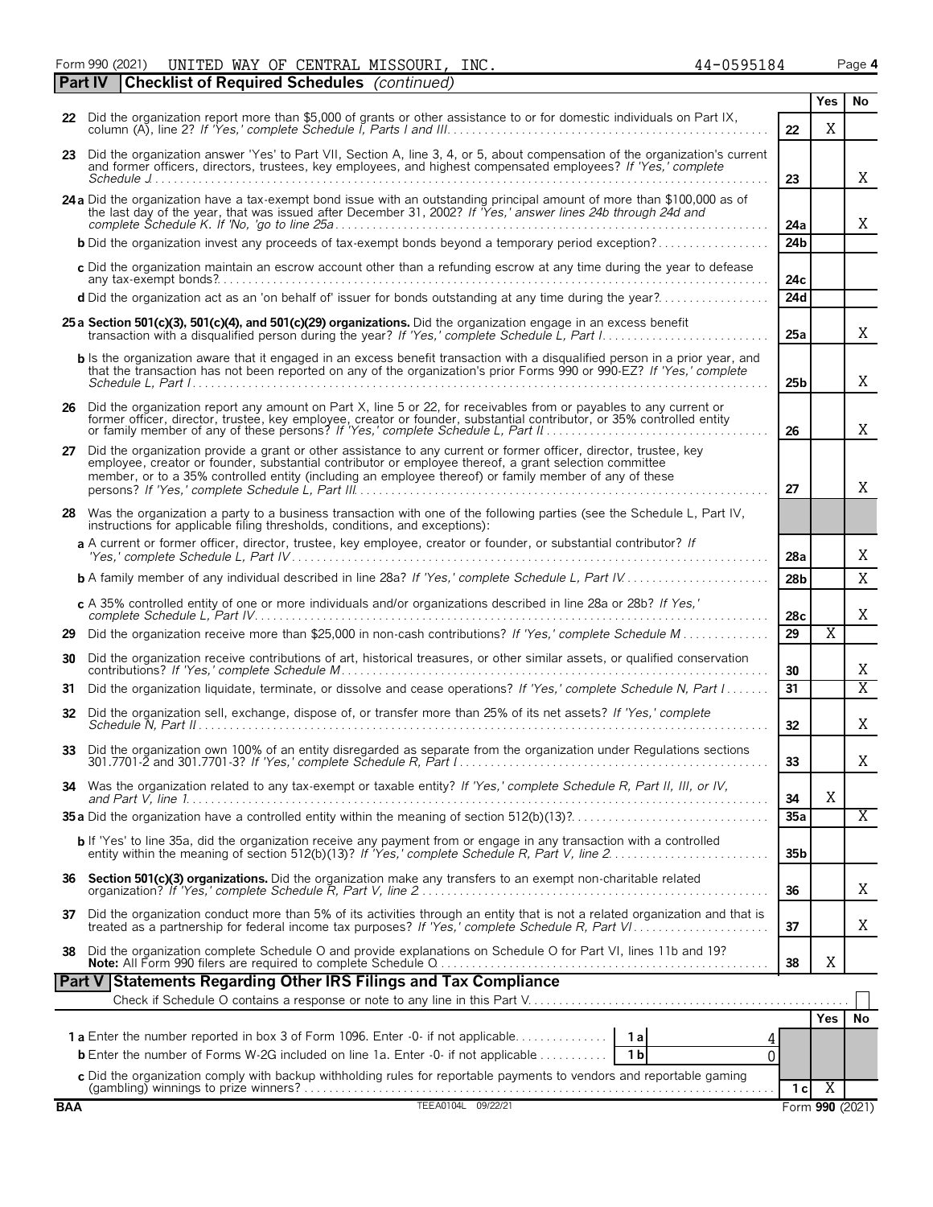Form 990 (2021) UNITED WAY OF CENTRAL MISSOURI, INC. 44-0595184

## Part IV Checklist of Required Schedules *(continued)*

| | | | Yes | No |
|---|---|---|---|---|
| 22 | Did the organization report more than $5,000 of grants or other assistance to or for domestic individuals on Part IX, column (A), line 2? *If 'Yes,' complete Schedule I, Parts I and III* | 22 | X | |
| 23 | Did the organization answer 'Yes' to Part VII, Section A, line 3, 4, or 5, about compensation of the organization's current and former officers, directors, trustees, key employees, and highest compensated employees? *If 'Yes,' complete Schedule J* | 23 | | X |
| 24a | Did the organization have a tax-exempt bond issue with an outstanding principal amount of more than $100,000 as of the last day of the year, that was issued after December 31, 2002? *If 'Yes,' answer lines 24b through 24d and complete Schedule K. If 'No,' go to line 25a* | 24a | | X |
| b | Did the organization invest any proceeds of tax-exempt bonds beyond a temporary period exception? | 24b | | |
| c | Did the organization maintain an escrow account other than a refunding escrow at any time during the year to defease any tax-exempt bonds? | 24c | | |
| d | Did the organization act as an 'on behalf of' issuer for bonds outstanding at any time during the year? | 24d | | |
| 25a | **Section 501(c)(3), 501(c)(4), and 501(c)(29) organizations.** Did the organization engage in an excess benefit transaction with a disqualified person during the year? *If 'Yes,' complete Schedule L, Part I* | 25a | | X |
| b | Is the organization aware that it engaged in an excess benefit transaction with a disqualified person in a prior year, and that the transaction has not been reported on any of the organization's prior Forms 990 or 990-EZ? *If 'Yes,' complete Schedule L, Part I* | 25b | | X |
| 26 | Did the organization report any amount on Part X, line 5 or 22, for receivables from or payables to any current or former officer, director, trustee, key employee, creator or founder, substantial contributor, or 35% controlled entity or family member of any of these persons? *If 'Yes,' complete Schedule L, Part II* | 26 | | X |
| 27 | Did the organization provide a grant or other assistance to any current or former officer, director, trustee, key employee, creator or founder, substantial contributor or employee thereof, a grant selection committee member, or to a 35% controlled entity (including an employee thereof) or family member of any of these persons? *If 'Yes,' complete Schedule L, Part III* | 27 | | X |
| 28 | Was the organization a party to a business transaction with one of the following parties (see the Schedule L, Part IV, instructions for applicable filing thresholds, conditions, and exceptions): | | | |
| a | A current or former officer, director, trustee, key employee, creator or founder, or substantial contributor? *If 'Yes,' complete Schedule L, Part IV* | 28a | | X |
| b | A family member of any individual described in line 28a? *If 'Yes,' complete Schedule L, Part IV* | 28b | | X |
| c | A 35% controlled entity of one or more individuals and/or organizations described in line 28a or 28b? *If Yes,' complete Schedule L, Part IV* | 28c | | X |
| 29 | Did the organization receive more than $25,000 in non-cash contributions? *If 'Yes,' complete Schedule M* | 29 | X | |
| 30 | Did the organization receive contributions of art, historical treasures, or other similar assets, or qualified conservation contributions? *If 'Yes,' complete Schedule M* | 30 | | X |
| 31 | Did the organization liquidate, terminate, or dissolve and cease operations? *If 'Yes,' complete Schedule N, Part I* | 31 | | X |
| 32 | Did the organization sell, exchange, dispose of, or transfer more than 25% of its net assets? *If 'Yes,' complete Schedule N, Part II* | 32 | | X |
| 33 | Did the organization own 100% of an entity disregarded as separate from the organization under Regulations sections 301.7701-2 and 301.7701-3? *If 'Yes,' complete Schedule R, Part I* | 33 | | X |
| 34 | Was the organization related to any tax-exempt or taxable entity? *If 'Yes,' complete Schedule R, Part II, III, or IV, and Part V, line 1* | 34 | X | |
| 35a | Did the organization have a controlled entity within the meaning of section 512(b)(13)? | 35a | | X |
| b | If 'Yes' to line 35a, did the organization receive any payment from or engage in any transaction with a controlled entity within the meaning of section 512(b)(13)? *If 'Yes,' complete Schedule R, Part V, line 2* | 35b | | |
| 36 | **Section 501(c)(3) organizations.** Did the organization make any transfers to an exempt non-charitable related organization? *If 'Yes,' complete Schedule R, Part V, line 2* | 36 | | X |
| 37 | Did the organization conduct more than 5% of its activities through an entity that is not a related organization and that is treated as a partnership for federal income tax purposes? *If 'Yes,' complete Schedule R, Part VI* | 37 | | X |
| 38 | Did the organization complete Schedule O and provide explanations on Schedule O for Part VI, lines 11b and 19? **Note:** All Form 990 filers are required to complete Schedule O | 38 | X | |

## Part V Statements Regarding Other IRS Filings and Tax Compliance

Check if Schedule O contains a response or note to any line in this Part V

| | | | | | Yes | No |
|---|---|---|---|---|---|---|
| 1a | Enter the number reported in box 3 of Form 1096. Enter -0- if not applicable | 1a | 4 | | | |
| b | Enter the number of Forms W-2G included on line 1a. Enter -0- if not applicable | 1b | 0 | | | |
| c | Did the organization comply with backup withholding rules for reportable payments to vendors and reportable gaming (gambling) winnings to prize winners? | | | 1c | X | |

BAA TEEA0104L 09/22/21 Form **990** (2021)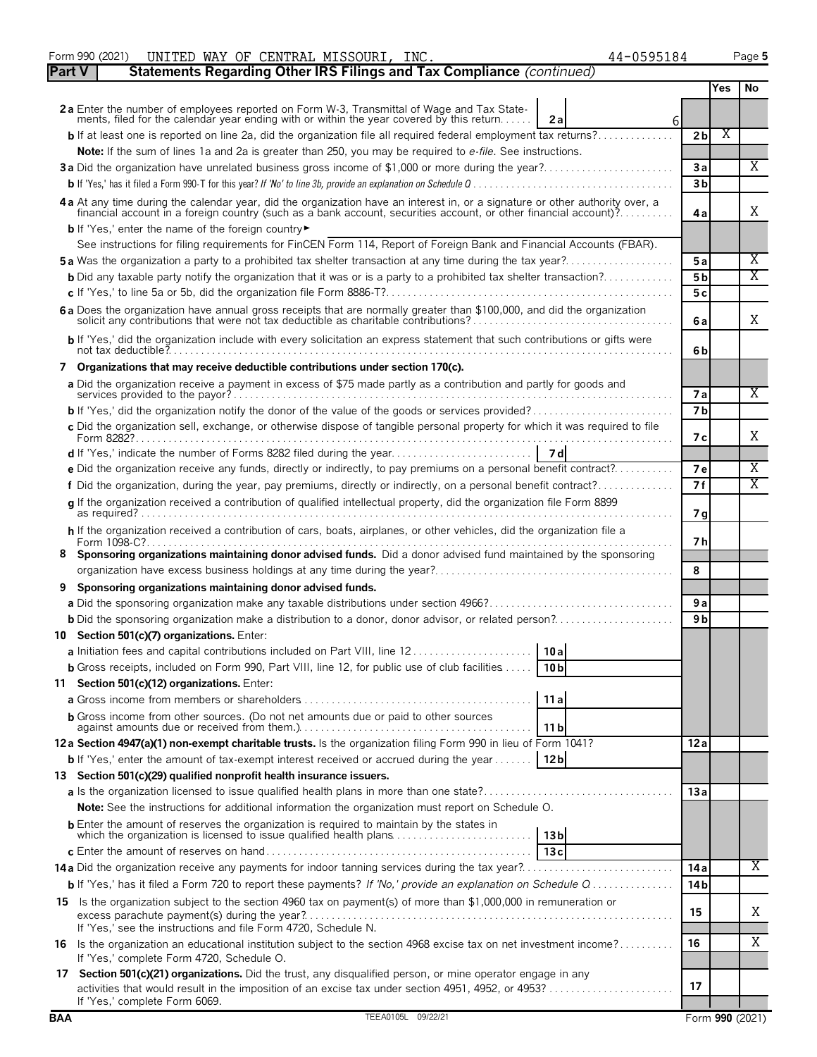Form 990 (2021) UNITED WAY OF CENTRAL MISSOURI, INC. 44-0595184

## Part V — Statements Regarding Other IRS Filings and Tax Compliance *(continued)*

| | | | Yes | No |
|---|---|---|---|---|
| **2a** Enter the number of employees reported on Form W-3, Transmittal of Wage and Tax Statements, filed for the calendar year ending with or within the year covered by this return | 2a | 6 | | |
| **b** If at least one is reported on line 2a, did the organization file all required federal employment tax returns? | 2b | | X | |
| **Note:** If the sum of lines 1a and 2a is greater than 250, you may be required to *e-file*. See instructions. | | | | |
| **3a** Did the organization have unrelated business gross income of $1,000 or more during the year? | 3a | | | X |
| **b** If 'Yes,' has it filed a Form 990-T for this year? *If 'No' to line 3b, provide an explanation on Schedule O* | 3b | | | |
| **4a** At any time during the calendar year, did the organization have an interest in, or a signature or other authority over, a financial account in a foreign country (such as a bank account, securities account, or other financial account)? | 4a | | | X |
| **b** If 'Yes,' enter the name of the foreign country ► | | | | |
| See instructions for filing requirements for FinCEN Form 114, Report of Foreign Bank and Financial Accounts (FBAR). | | | | |
| **5a** Was the organization a party to a prohibited tax shelter transaction at any time during the tax year? | 5a | | | X |
| **b** Did any taxable party notify the organization that it was or is a party to a prohibited tax shelter transaction? | 5b | | | X |
| **c** If 'Yes,' to line 5a or 5b, did the organization file Form 8886-T? | 5c | | | |
| **6a** Does the organization have annual gross receipts that are normally greater than $100,000, and did the organization solicit any contributions that were not tax deductible as charitable contributions? | 6a | | | X |
| **b** If 'Yes,' did the organization include with every solicitation an express statement that such contributions or gifts were not tax deductible? | 6b | | | |
| **7 Organizations that may receive deductible contributions under section 170(c).** | | | | |
| **a** Did the organization receive a payment in excess of $75 made partly as a contribution and partly for goods and services provided to the payor? | 7a | | | X |
| **b** If 'Yes,' did the organization notify the donor of the value of the goods or services provided? | 7b | | | |
| **c** Did the organization sell, exchange, or otherwise dispose of tangible personal property for which it was required to file Form 8282? | 7c | | | X |
| **d** If 'Yes,' indicate the number of Forms 8282 filed during the year | 7d | | | |
| **e** Did the organization receive any funds, directly or indirectly, to pay premiums on a personal benefit contract? | 7e | | | X |
| **f** Did the organization, during the year, pay premiums, directly or indirectly, on a personal benefit contract? | 7f | | | X |
| **g** If the organization received a contribution of qualified intellectual property, did the organization file Form 8899 as required? | 7g | | | |
| **h** If the organization received a contribution of cars, boats, airplanes, or other vehicles, did the organization file a Form 1098-C? | 7h | | | |
| **8 Sponsoring organizations maintaining donor advised funds.** Did a donor advised fund maintained by the sponsoring organization have excess business holdings at any time during the year? | 8 | | | |
| **9 Sponsoring organizations maintaining donor advised funds.** | | | | |
| **a** Did the sponsoring organization make any taxable distributions under section 4966? | 9a | | | |
| **b** Did the sponsoring organization make a distribution to a donor, donor advisor, or related person? | 9b | | | |
| **10 Section 501(c)(7) organizations.** Enter: | | | | |
| **a** Initiation fees and capital contributions included on Part VIII, line 12 | 10a | | | |
| **b** Gross receipts, included on Form 990, Part VIII, line 12, for public use of club facilities | 10b | | | |
| **11 Section 501(c)(12) organizations.** Enter: | | | | |
| **a** Gross income from members or shareholders | 11a | | | |
| **b** Gross income from other sources. (Do not net amounts due or paid to other sources against amounts due or received from them.) | 11b | | | |
| **12a Section 4947(a)(1) non-exempt charitable trusts.** Is the organization filing Form 990 in lieu of Form 1041? | 12a | | | |
| **b** If 'Yes,' enter the amount of tax-exempt interest received or accrued during the year | 12b | | | |
| **13 Section 501(c)(29) qualified nonprofit health insurance issuers.** | | | | |
| **a** Is the organization licensed to issue qualified health plans in more than one state? | 13a | | | |
| **Note:** See the instructions for additional information the organization must report on Schedule O. | | | | |
| **b** Enter the amount of reserves the organization is required to maintain by the states in which the organization is licensed to issue qualified health plans | 13b | | | |
| **c** Enter the amount of reserves on hand | 13c | | | |
| **14a** Did the organization receive any payments for indoor tanning services during the tax year? | 14a | | | X |
| **b** If 'Yes,' has it filed a Form 720 to report these payments? *If 'No,' provide an explanation on Schedule O* | 14b | | | |
| **15** Is the organization subject to the section 4960 tax on payment(s) of more than $1,000,000 in remuneration or excess parachute payment(s) during the year? If 'Yes,' see the instructions and file Form 4720, Schedule N. | 15 | | | X |
| **16** Is the organization an educational institution subject to the section 4968 excise tax on net investment income? If 'Yes,' complete Form 4720, Schedule O. | 16 | | | X |
| **17 Section 501(c)(21) organizations.** Did the trust, any disqualified person, or mine operator engage in any activities that would result in the imposition of an excise tax under section 4951, 4952, or 4953? If 'Yes,' complete Form 6069. | 17 | | | |

BAA TEEA0105L 09/22/21 Form **990** (2021)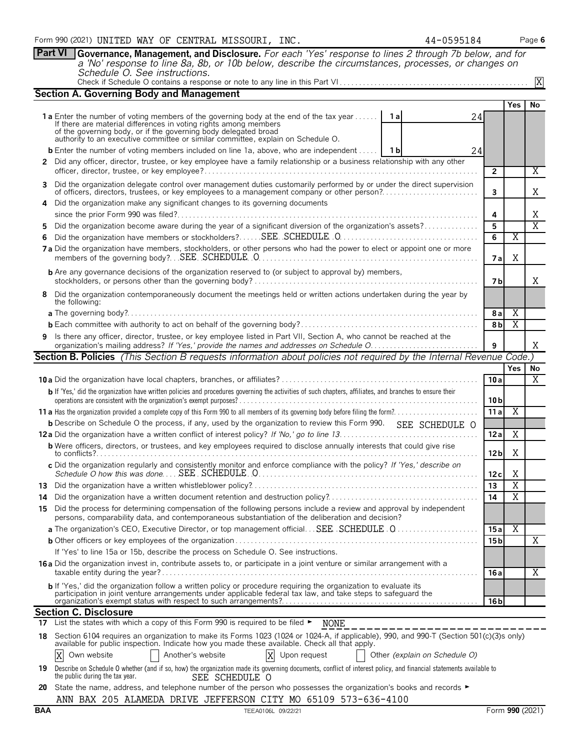Form 990 (2021) UNITED WAY OF CENTRAL MISSOURI, INC. 44-0595184 Page 6

**Part VI Governance, Management, and Disclosure.** *For each 'Yes' response to lines 2 through 7b below, and for a 'No' response to line 8a, 8b, or 10b below, describe the circumstances, processes, or changes on Schedule O. See instructions.*

Check if Schedule O contains a response or note to any line in this Part VI . . . X

## Section A. Governing Body and Management

| | | | Yes | No |
|---|---|---|---|---|
| **1a** Enter the number of voting members of the governing body at the end of the tax year . . . If there are material differences in voting rights among members of the governing body, or if the governing body delegated broad authority to an executive committee or similar committee, explain on Schedule O. | 1a 24 | | | |
| **b** Enter the number of voting members included on line 1a, above, who are independent . . . | 1b 24 | | | |
| **2** Did any officer, director, trustee, or key employee have a family relationship or a business relationship with any other officer, director, trustee, or key employee? | | 2 | | X |
| **3** Did the organization delegate control over management duties customarily performed by or under the direct supervision of officers, directors, trustees, or key employees to a management company or other person? | | 3 | | X |
| **4** Did the organization make any significant changes to its governing documents since the prior Form 990 was filed? | | 4 | | X |
| **5** Did the organization become aware during the year of a significant diversion of the organization's assets? | | 5 | | X |
| **6** Did the organization have members or stockholders? SEE SCHEDULE O | | 6 | X | |
| **7a** Did the organization have members, stockholders, or other persons who had the power to elect or appoint one or more members of the governing body? SEE SCHEDULE O | | 7a | X | |
| **b** Are any governance decisions of the organization reserved to (or subject to approval by) members, stockholders, or persons other than the governing body? | | 7b | | X |
| **8** Did the organization contemporaneously document the meetings held or written actions undertaken during the year by the following: | | | | |
| **a** The governing body? | | 8a | X | |
| **b** Each committee with authority to act on behalf of the governing body? | | 8b | X | |
| **9** Is there any officer, director, trustee, or key employee listed in Part VII, Section A, who cannot be reached at the organization's mailing address? *If 'Yes,' provide the names and addresses on Schedule O* | | 9 | | X |

## Section B. Policies *(This Section B requests information about policies not required by the Internal Revenue Code.)*

| | | Yes | No |
|---|---|---|---|
| **10a** Did the organization have local chapters, branches, or affiliates? | 10a | | X |
| **b** If 'Yes,' did the organization have written policies and procedures governing the activities of such chapters, affiliates, and branches to ensure their operations are consistent with the organization's exempt purposes? | 10b | | |
| **11a** Has the organization provided a complete copy of this Form 990 to all members of its governing body before filing the form? | 11a | X | |
| **b** Describe on Schedule O the process, if any, used by the organization to review this Form 990. SEE SCHEDULE O | | | |
| **12a** Did the organization have a written conflict of interest policy? *If 'No,' go to line 13* | 12a | X | |
| **b** Were officers, directors, or trustees, and key employees required to disclose annually interests that could give rise to conflicts? | 12b | X | |
| **c** Did the organization regularly and consistently monitor and enforce compliance with the policy? *If 'Yes,' describe on Schedule O how this was done* SEE SCHEDULE O | 12c | X | |
| **13** Did the organization have a written whistleblower policy? | 13 | X | |
| **14** Did the organization have a written document retention and destruction policy? | 14 | X | |
| **15** Did the process for determining compensation of the following persons include a review and approval by independent persons, comparability data, and contemporaneous substantiation of the deliberation and decision? | | | |
| **a** The organization's CEO, Executive Director, or top management official SEE SCHEDULE O | 15a | X | |
| **b** Other officers or key employees of the organization | 15b | | X |
| If 'Yes' to line 15a or 15b, describe the process on Schedule O. See instructions. | | | |
| **16a** Did the organization invest in, contribute assets to, or participate in a joint venture or similar arrangement with a taxable entity during the year? | 16a | | X |
| **b** If 'Yes,' did the organization follow a written policy or procedure requiring the organization to evaluate its participation in joint venture arrangements under applicable federal tax law, and take steps to safeguard the organization's exempt status with respect to such arrangements? | 16b | | |

## Section C. Disclosure

**17** List the states with which a copy of this Form 990 is required to be filed ► NONE

**18** Section 6104 requires an organization to make its Forms 1023 (1024 or 1024-A, if applicable), 990, and 990-T (Section 501(c)(3)s only) available for public inspection. Indicate how you made these available. Check all that apply.

[X] Own website [ ] Another's website [X] Upon request [ ] Other *(explain on Schedule O)*

**19** Describe on Schedule O whether (and if so, how) the organization made its governing documents, conflict of interest policy, and financial statements available to the public during the tax year. SEE SCHEDULE O

**20** State the name, address, and telephone number of the person who possesses the organization's books and records ►

ANN BAX 205 ALAMEDA DRIVE JEFFERSON CITY MO 65109 573-636-4100

BAA TEEA0106L 09/22/21 Form **990** (2021)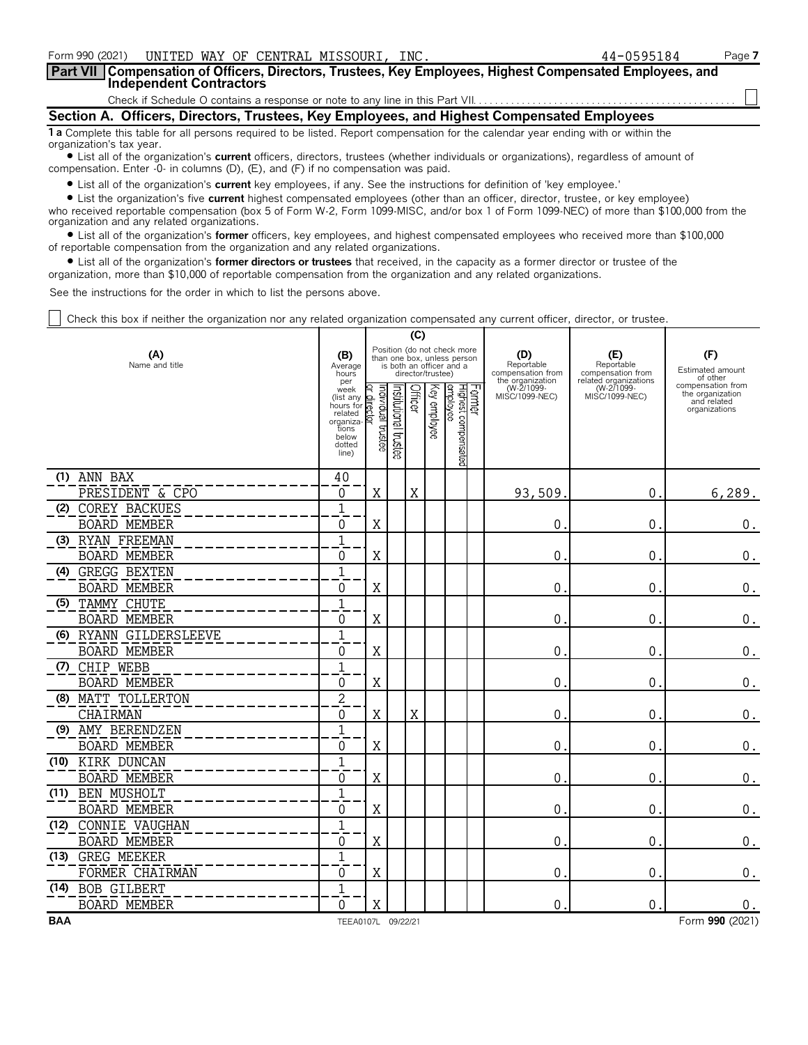Form 990 (2021) UNITED WAY OF CENTRAL MISSOURI, INC. 44-0595184 Page **7**

**Part VII Compensation of Officers, Directors, Trustees, Key Employees, Highest Compensated Employees, and Independent Contractors**

Check if Schedule O contains a response or note to any line in this Part VII. ☐

## Section A. Officers, Directors, Trustees, Key Employees, and Highest Compensated Employees

**1a** Complete this table for all persons required to be listed. Report compensation for the calendar year ending with or within the organization's tax year.

- List all of the organization's **current** officers, directors, trustees (whether individuals or organizations), regardless of amount of compensation. Enter -0- in columns (D), (E), and (F) if no compensation was paid.
- List all of the organization's **current** key employees, if any. See the instructions for definition of 'key employee.'
- List the organization's five **current** highest compensated employees (other than an officer, director, trustee, or key employee) who received reportable compensation (box 5 of Form W-2, Form 1099-MISC, and/or box 1 of Form 1099-NEC) of more than $100,000 from the organization and any related organizations.
- List all of the organization's **former** officers, key employees, and highest compensated employees who received more than $100,000 of reportable compensation from the organization and any related organizations.
- List all of the organization's **former directors or trustees** that received, in the capacity as a former director or trustee of the organization, more than $10,000 of reportable compensation from the organization and any related organizations.

See the instructions for the order in which to list the persons above.

☐ Check this box if neither the organization nor any related organization compensated any current officer, director, or trustee.

| (A) Name and title | (B) Average hours per week (list any hours for related organizations below dotted line) | (C) Individual trustee or director | Institutional trustee | Officer | Key employee | Highest compensated employee | Former | (D) Reportable compensation from the organization (W-2/1099-MISC/1099-NEC) | (E) Reportable compensation from related organizations (W-2/1099-MISC/1099-NEC) | (F) Estimated amount of other compensation from the organization and related organizations |
|---|---|---|---|---|---|---|---|---|---|---|
| (1) ANN BAX<br>PRESIDENT & CPO | 40<br>0 | X | | X | | | | 93,509. | 0. | 6,289. |
| (2) COREY BACKUES<br>BOARD MEMBER | 1<br>0 | X | | | | | | 0. | 0. | 0. |
| (3) RYAN FREEMAN<br>BOARD MEMBER | 1<br>0 | X | | | | | | 0. | 0. | 0. |
| (4) GREGG BEXTEN<br>BOARD MEMBER | 1<br>0 | X | | | | | | 0. | 0. | 0. |
| (5) TAMMY CHUTE<br>BOARD MEMBER | 1<br>0 | X | | | | | | 0. | 0. | 0. |
| (6) RYANN GILDERSLEEVE<br>BOARD MEMBER | 1<br>0 | X | | | | | | 0. | 0. | 0. |
| (7) CHIP WEBB<br>BOARD MEMBER | 1<br>0 | X | | | | | | 0. | 0. | 0. |
| (8) MATT TOLLERTON<br>CHAIRMAN | 2<br>0 | X | | X | | | | 0. | 0. | 0. |
| (9) AMY BERENDZEN<br>BOARD MEMBER | 1<br>0 | X | | | | | | 0. | 0. | 0. |
| (10) KIRK DUNCAN<br>BOARD MEMBER | 1<br>0 | X | | | | | | 0. | 0. | 0. |
| (11) BEN MUSHOLT<br>BOARD MEMBER | 1<br>0 | X | | | | | | 0. | 0. | 0. |
| (12) CONNIE VAUGHAN<br>BOARD MEMBER | 1<br>0 | X | | | | | | 0. | 0. | 0. |
| (13) GREG MEEKER<br>FORMER CHAIRMAN | 1<br>0 | X | | | | | | 0. | 0. | 0. |
| (14) BOB GILBERT<br>BOARD MEMBER | 1<br>0 | X | | | | | | 0. | 0. | 0. |

BAA TEEA0107L 09/22/21 Form **990** (2021)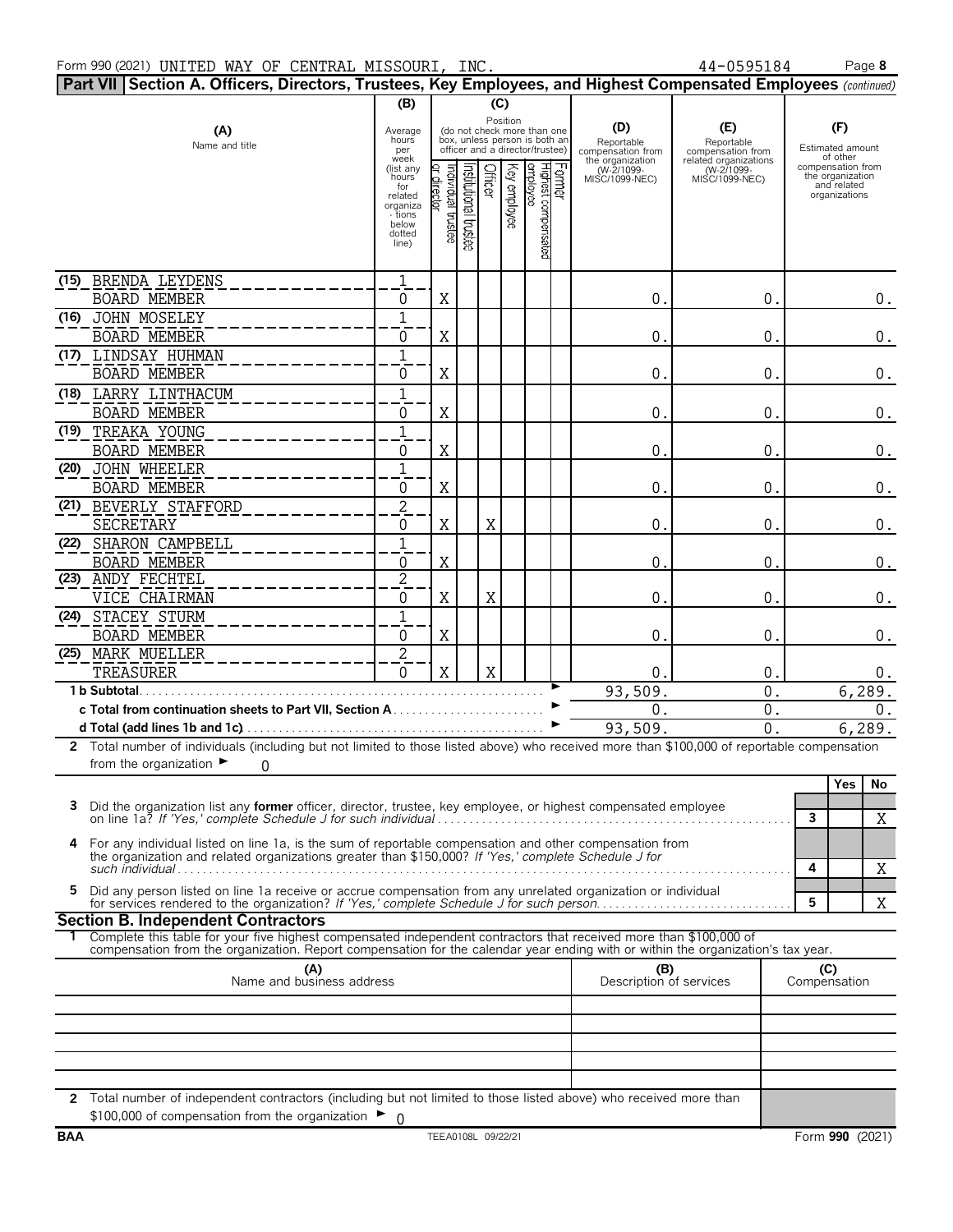Form 990 (2021) UNITED WAY OF CENTRAL MISSOURI, INC. 44-0595184 Page 8

**Part VII Section A. Officers, Directors, Trustees, Key Employees, and Highest Compensated Employees** *(continued)*

| (A) Name and title | (B) Average hours per week (list any hours for related organizations below dotted line) | (C) Individual trustee or director | Institutional trustee | Officer | Key employee | Highest compensated employee | Former | (D) Reportable compensation from the organization (W-2/1099-MISC/1099-NEC) | (E) Reportable compensation from related organizations (W-2/1099-MISC/1099-NEC) | (F) Estimated amount of other compensation from the organization and related organizations |
|---|---|---|---|---|---|---|---|---|---|---|
| (15) BRENDA LEYDENS<br>BOARD MEMBER | 1<br>0 | X | | | | | | 0. | 0. | 0. |
| (16) JOHN MOSELEY<br>BOARD MEMBER | 1<br>0 | X | | | | | | 0. | 0. | 0. |
| (17) LINDSAY HUHMAN<br>BOARD MEMBER | 1<br>0 | X | | | | | | 0. | 0. | 0. |
| (18) LARRY LINTHACUM<br>BOARD MEMBER | 1<br>0 | X | | | | | | 0. | 0. | 0. |
| (19) TREAKA YOUNG<br>BOARD MEMBER | 1<br>0 | X | | | | | | 0. | 0. | 0. |
| (20) JOHN WHEELER<br>BOARD MEMBER | 1<br>0 | X | | | | | | 0. | 0. | 0. |
| (21) BEVERLY STAFFORD<br>SECRETARY | 2<br>0 | X | | X | | | | 0. | 0. | 0. |
| (22) SHARON CAMPBELL<br>BOARD MEMBER | 1<br>0 | X | | | | | | 0. | 0. | 0. |
| (23) ANDY FECHTEL<br>VICE CHAIRMAN | 2<br>0 | X | | X | | | | 0. | 0. | 0. |
| (24) STACEY STURM<br>BOARD MEMBER | 1<br>0 | X | | | | | | 0. | 0. | 0. |
| (25) MARK MUELLER<br>TREASURER | 2<br>0 | X | | X | | | | 0. | 0. | 0. |
| **1 b Subtotal** | | | | | | | | 93,509. | 0. | 6,289. |
| **c Total from continuation sheets to Part VII, Section A** | | | | | | | | 0. | 0. | 0. |
| **d Total (add lines 1b and 1c)** | | | | | | | | 93,509. | 0. | 6,289. |

**2** Total number of individuals (including but not limited to those listed above) who received more than $100,000 of reportable compensation from the organization ► 0

| | | Yes | No |
|---|---|---|---|
| **3** Did the organization list any **former** officer, director, trustee, key employee, or highest compensated employee on line 1a? *If 'Yes,' complete Schedule J for such individual* | 3 | | X |
| **4** For any individual listed on line 1a, is the sum of reportable compensation and other compensation from the organization and related organizations greater than $150,000? *If 'Yes,' complete Schedule J for such individual* | 4 | | X |
| **5** Did any person listed on line 1a receive or accrue compensation from any unrelated organization or individual for services rendered to the organization? *If 'Yes,' complete Schedule J for such person.* | 5 | | X |

## Section B. Independent Contractors

**1** Complete this table for your five highest compensated independent contractors that received more than $100,000 of compensation from the organization. Report compensation for the calendar year ending with or within the organization's tax year.

| (A) Name and business address | (B) Description of services | (C) Compensation |
|---|---|---|
| | | |
| | | |
| | | |
| | | |
| | | |

**2** Total number of independent contractors (including but not limited to those listed above) who received more than $100,000 of compensation from the organization ► 0

BAA TEEA0108L 09/22/21 Form **990** (2021)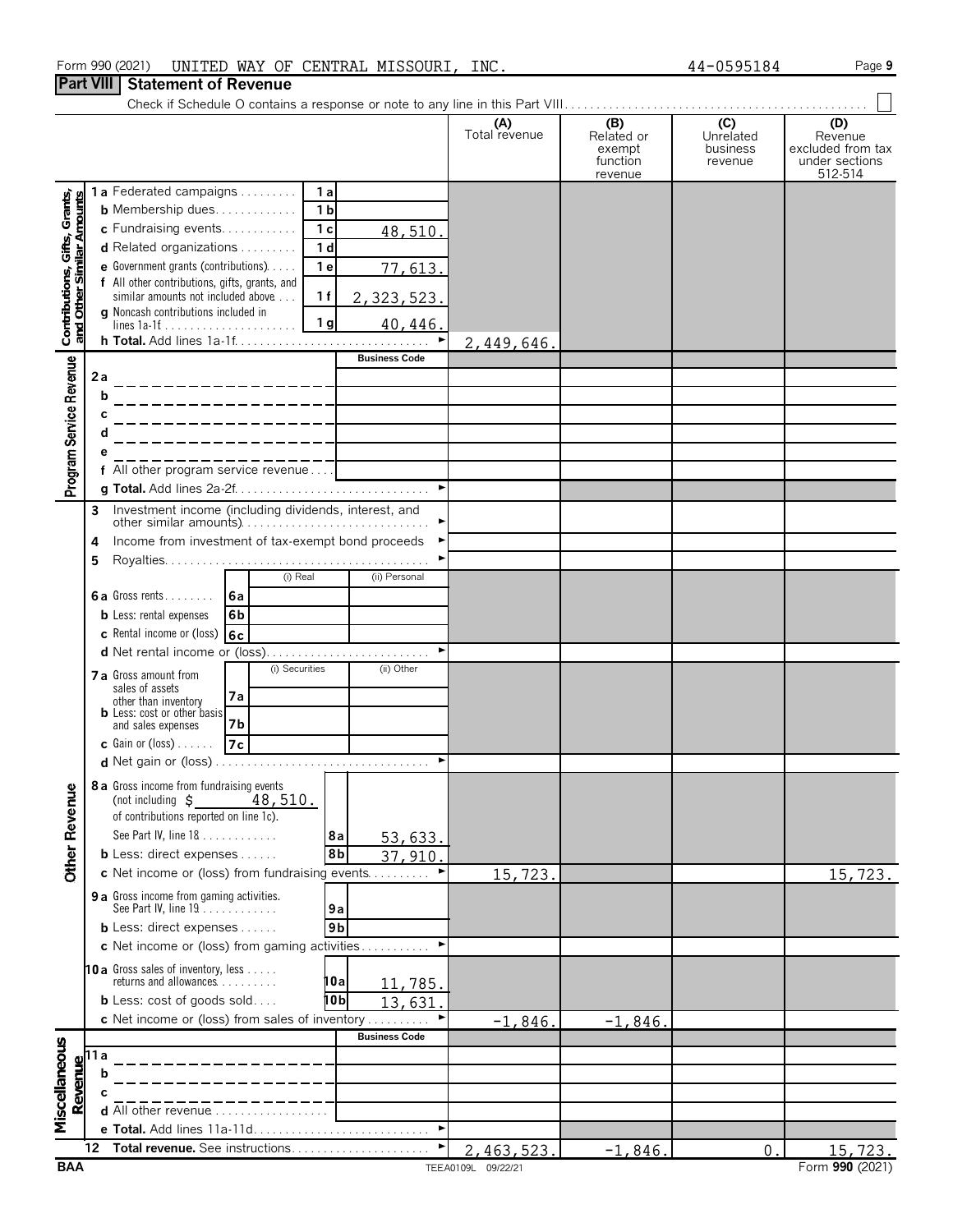Form 990 (2021) UNITED WAY OF CENTRAL MISSOURI, INC. 44-0595184

## Part VIII Statement of Revenue

Check if Schedule O contains a response or note to any line in this Part VIII. ☐

| | | | | (A) Total revenue | (B) Related or exempt function revenue | (C) Unrelated business revenue | (D) Revenue excluded from tax under sections 512-514 |
|---|---|---|---|---|---|---|---|
| **Contributions, Gifts, Grants, and Other Similar Amounts** | 1a Federated campaigns | 1a | | | | | |
| | b Membership dues | 1b | | | | | |
| | c Fundraising events | 1c | 48,510. | | | | |
| | d Related organizations | 1d | | | | | |
| | e Government grants (contributions) | 1e | 77,613. | | | | |
| | f All other contributions, gifts, grants, and similar amounts not included above | 1f | 2,323,523. | | | | |
| | g Noncash contributions included in lines 1a-1f | 1g | 40,446. | | | | |
| | h Total. Add lines 1a-1f | | | 2,449,646. | | | |
| **Program Service Revenue** | | | Business Code | | | | |
| | 2a | | | | | | |
| | b | | | | | | |
| | c | | | | | | |
| | d | | | | | | |
| | e | | | | | | |
| | f All other program service revenue | | | | | | |
| | g Total. Add lines 2a-2f | | | | | | |
| | 3 Investment income (including dividends, interest, and other similar amounts) | | | | | | |
| | 4 Income from investment of tax-exempt bond proceeds | | | | | | |
| | 5 Royalties | | | | | | |
| | | (i) Real | (ii) Personal | | | | |
| | 6a Gross rents | 6a | | | | | |
| | b Less: rental expenses | 6b | | | | | |
| | c Rental income or (loss) | 6c | | | | | |
| | d Net rental income or (loss) | | | | | | |
| | | (i) Securities | (ii) Other | | | | |
| | 7a Gross amount from sales of assets other than inventory | 7a | | | | | |
| | b Less: cost or other basis and sales expenses | 7b | | | | | |
| | c Gain or (loss) | 7c | | | | | |
| | d Net gain or (loss) | | | | | | |
| **Other Revenue** | 8a Gross income from fundraising events (not including $ 48,510. of contributions reported on line 1c). See Part IV, line 18 | 8a | 53,633. | | | | |
| | b Less: direct expenses | 8b | 37,910. | | | | |
| | c Net income or (loss) from fundraising events | | | 15,723. | | | 15,723. |
| | 9a Gross income from gaming activities. See Part IV, line 19 | 9a | | | | | |
| | b Less: direct expenses | 9b | | | | | |
| | c Net income or (loss) from gaming activities | | | | | | |
| | 10a Gross sales of inventory, less returns and allowances | 10a | 11,785. | | | | |
| | b Less: cost of goods sold | 10b | 13,631. | | | | |
| | c Net income or (loss) from sales of inventory | | | -1,846. | -1,846. | | |
| **Miscellaneous Revenue** | | | Business Code | | | | |
| | 11a | | | | | | |
| | b | | | | | | |
| | c | | | | | | |
| | d All other revenue | | | | | | |
| | e Total. Add lines 11a-11d | | | | | | |
| | 12 Total revenue. See instructions | | | 2,463,523. | -1,846. | 0. | 15,723. |

BAA TEEA0109L 09/22/21 Form 990 (2021)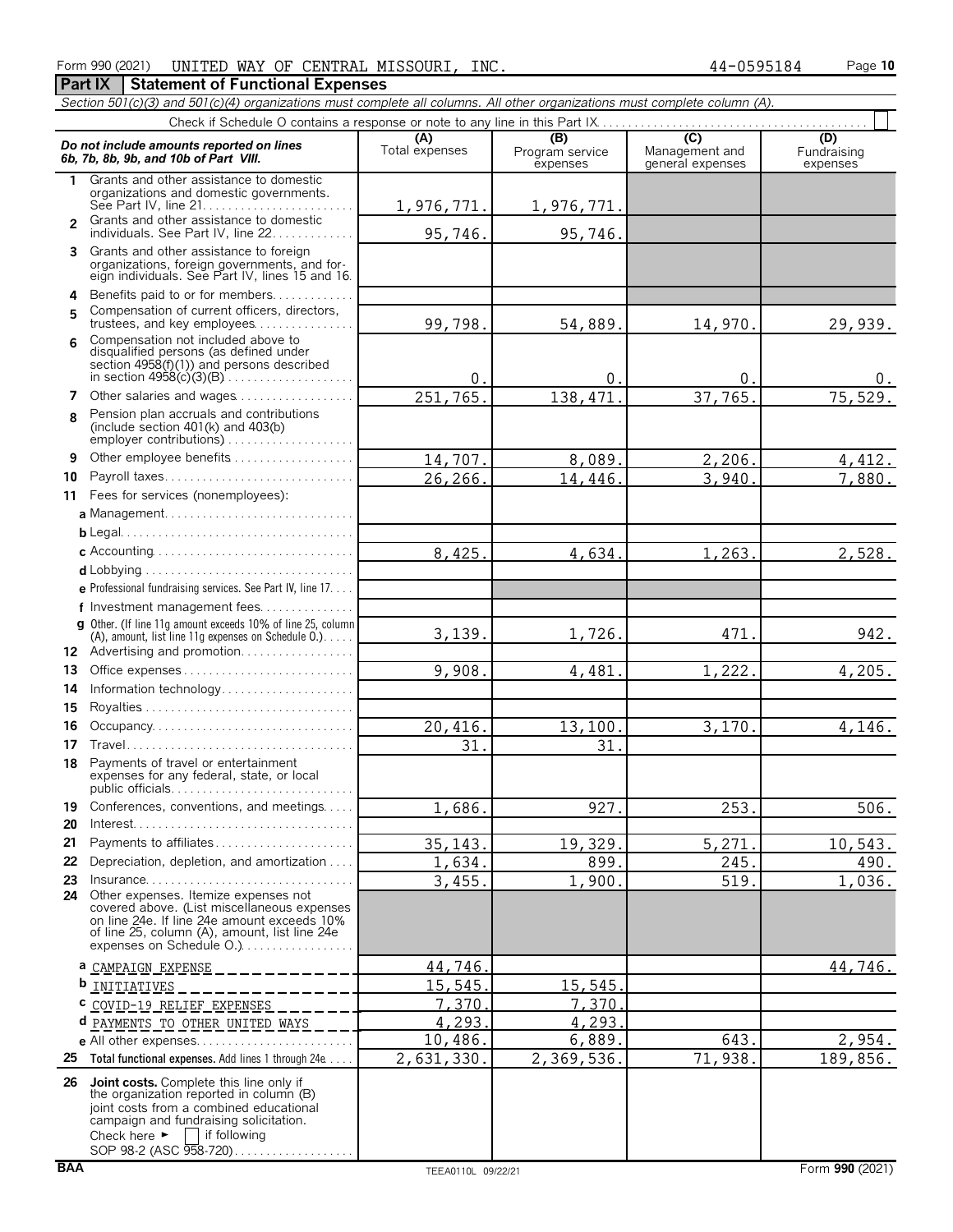Form 990 (2021) UNITED WAY OF CENTRAL MISSOURI, INC. 44-0595184 Page 10

## Part IX Statement of Functional Expenses

*Section 501(c)(3) and 501(c)(4) organizations must complete all columns. All other organizations must complete column (A).*

Check if Schedule O contains a response or note to any line in this Part IX

| Do not include amounts reported on lines 6b, 7b, 8b, 9b, and 10b of Part VIII. | (A) Total expenses | (B) Program service expenses | (C) Management and general expenses | (D) Fundraising expenses |
|---|---|---|---|---|
| 1 Grants and other assistance to domestic organizations and domestic governments. See Part IV, line 21 | 1,976,771. | 1,976,771. | | |
| 2 Grants and other assistance to domestic individuals. See Part IV, line 22 | 95,746. | 95,746. | | |
| 3 Grants and other assistance to foreign organizations, foreign governments, and foreign individuals. See Part IV, lines 15 and 16 | | | | |
| 4 Benefits paid to or for members | | | | |
| 5 Compensation of current officers, directors, trustees, and key employees | 99,798. | 54,889. | 14,970. | 29,939. |
| 6 Compensation not included above to disqualified persons (as defined under section 4958(f)(1)) and persons described in section 4958(c)(3)(B) | 0. | 0. | 0. | 0. |
| 7 Other salaries and wages | 251,765. | 138,471. | 37,765. | 75,529. |
| 8 Pension plan accruals and contributions (include section 401(k) and 403(b) employer contributions) | | | | |
| 9 Other employee benefits | 14,707. | 8,089. | 2,206. | 4,412. |
| 10 Payroll taxes | 26,266. | 14,446. | 3,940. | 7,880. |
| 11 Fees for services (nonemployees): | | | | |
| a Management | | | | |
| b Legal | | | | |
| c Accounting | 8,425. | 4,634. | 1,263. | 2,528. |
| d Lobbying | | | | |
| e Professional fundraising services. See Part IV, line 17 | | | | |
| f Investment management fees | | | | |
| g Other. (If line 11g amount exceeds 10% of line 25, column (A), amount, list line 11g expenses on Schedule O.) | 3,139. | 1,726. | 471. | 942. |
| 12 Advertising and promotion | | | | |
| 13 Office expenses | 9,908. | 4,481. | 1,222. | 4,205. |
| 14 Information technology | | | | |
| 15 Royalties | | | | |
| 16 Occupancy | 20,416. | 13,100. | 3,170. | 4,146. |
| 17 Travel | 31. | 31. | | |
| 18 Payments of travel or entertainment expenses for any federal, state, or local public officials | | | | |
| 19 Conferences, conventions, and meetings | 1,686. | 927. | 253. | 506. |
| 20 Interest | | | | |
| 21 Payments to affiliates | 35,143. | 19,329. | 5,271. | 10,543. |
| 22 Depreciation, depletion, and amortization | 1,634. | 899. | 245. | 490. |
| 23 Insurance | 3,455. | 1,900. | 519. | 1,036. |
| 24 Other expenses. Itemize expenses not covered above. (List miscellaneous expenses on line 24e. If line 24e amount exceeds 10% of line 25, column (A), amount, list line 24e expenses on Schedule O.) | | | | |
| a CAMPAIGN EXPENSE | 44,746. | | | 44,746. |
| b INITIATIVES | 15,545. | 15,545. | | |
| c COVID-19 RELIEF EXPENSES | 7,370. | 7,370. | | |
| d PAYMENTS TO OTHER UNITED WAYS | 4,293. | 4,293. | | |
| e All other expenses | 10,486. | 6,889. | 643. | 2,954. |
| 25 Total functional expenses. Add lines 1 through 24e | 2,631,330. | 2,369,536. | 71,938. | 189,856. |
| 26 Joint costs. Complete this line only if the organization reported in column (B) joint costs from a combined educational campaign and fundraising solicitation. Check here ► ☐ if following SOP 98-2 (ASC 958-720) | | | | |

BAA TEEA0110L 09/22/21 Form 990 (2021)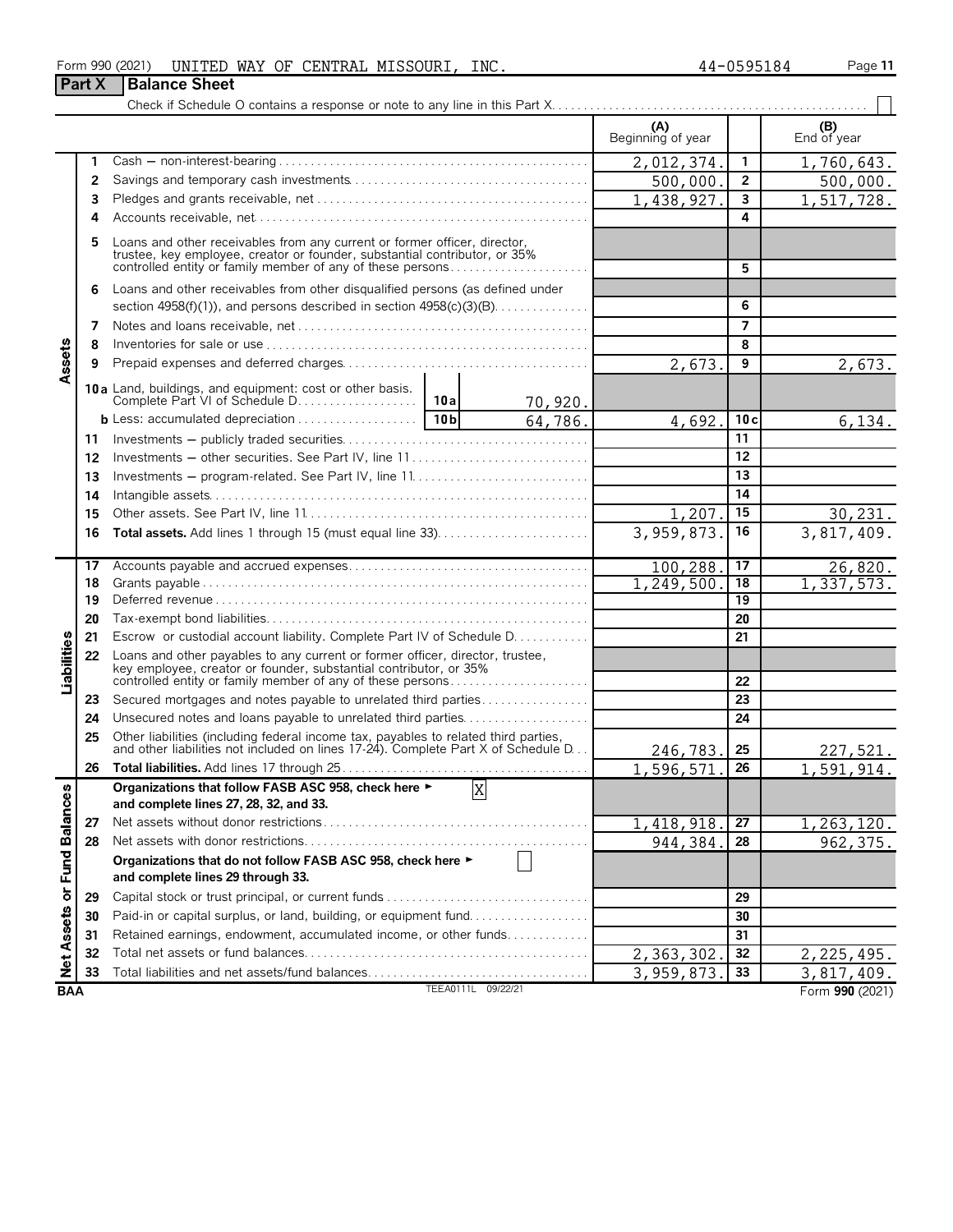Form 990 (2021) UNITED WAY OF CENTRAL MISSOURI, INC. 44-0595184

## Part X Balance Sheet

Check if Schedule O contains a response or note to any line in this Part X

| Section | Line | Description | (A) Beginning of year | Line | (B) End of year |
|---|---|---|---|---|---|
| Assets | 1 | Cash — non-interest-bearing | 2,012,374. | 1 | 1,760,643. |
| | 2 | Savings and temporary cash investments | 500,000. | 2 | 500,000. |
| | 3 | Pledges and grants receivable, net | 1,438,927. | 3 | 1,517,728. |
| | 4 | Accounts receivable, net | | 4 | |
| | 5 | Loans and other receivables from any current or former officer, director, trustee, key employee, creator or founder, substantial contributor, or 35% controlled entity or family member of any of these persons | | 5 | |
| | 6 | Loans and other receivables from other disqualified persons (as defined under section 4958(f)(1)), and persons described in section 4958(c)(3)(B) | | 6 | |
| | 7 | Notes and loans receivable, net | | 7 | |
| | 8 | Inventories for sale or use | | 8 | |
| | 9 | Prepaid expenses and deferred charges | 2,673. | 9 | 2,673. |
| | 10a | Land, buildings, and equipment: cost or other basis. Complete Part VI of Schedule D — 10a: 70,920. | | | |
| | b | Less: accumulated depreciation — 10b: 64,786. | 4,692. | 10c | 6,134. |
| | 11 | Investments — publicly traded securities | | 11 | |
| | 12 | Investments — other securities. See Part IV, line 11 | | 12 | |
| | 13 | Investments — program-related. See Part IV, line 11 | | 13 | |
| | 14 | Intangible assets | | 14 | |
| | 15 | Other assets. See Part IV, line 11 | 1,207. | 15 | 30,231. |
| | 16 | **Total assets.** Add lines 1 through 15 (must equal line 33) | 3,959,873. | 16 | 3,817,409. |
| Liabilities | 17 | Accounts payable and accrued expenses | 100,288. | 17 | 26,820. |
| | 18 | Grants payable | 1,249,500. | 18 | 1,337,573. |
| | 19 | Deferred revenue | | 19 | |
| | 20 | Tax-exempt bond liabilities | | 20 | |
| | 21 | Escrow or custodial account liability. Complete Part IV of Schedule D | | 21 | |
| | 22 | Loans and other payables to any current or former officer, director, trustee, key employee, creator or founder, substantial contributor, or 35% controlled entity or family member of any of these persons | | 22 | |
| | 23 | Secured mortgages and notes payable to unrelated third parties | | 23 | |
| | 24 | Unsecured notes and loans payable to unrelated third parties | | 24 | |
| | 25 | Other liabilities (including federal income tax, payables to related third parties, and other liabilities not included on lines 17-24). Complete Part X of Schedule D | 246,783. | 25 | 227,521. |
| | 26 | **Total liabilities.** Add lines 17 through 25 | 1,596,571. | 26 | 1,591,914. |
| Net Assets or Fund Balances | | **Organizations that follow FASB ASC 958, check here ►** [X] **and complete lines 27, 28, 32, and 33.** | | | |
| | 27 | Net assets without donor restrictions | 1,418,918. | 27 | 1,263,120. |
| | 28 | Net assets with donor restrictions | 944,384. | 28 | 962,375. |
| | | **Organizations that do not follow FASB ASC 958, check here ►** [ ] **and complete lines 29 through 33.** | | | |
| | 29 | Capital stock or trust principal, or current funds | | 29 | |
| | 30 | Paid-in or capital surplus, or land, building, or equipment fund | | 30 | |
| | 31 | Retained earnings, endowment, accumulated income, or other funds | | 31 | |
| | 32 | Total net assets or fund balances | 2,363,302. | 32 | 2,225,495. |
| | 33 | Total liabilities and net assets/fund balances | 3,959,873. | 33 | 3,817,409. |

BAA TEEA0111L 09/22/21 Form **990** (2021)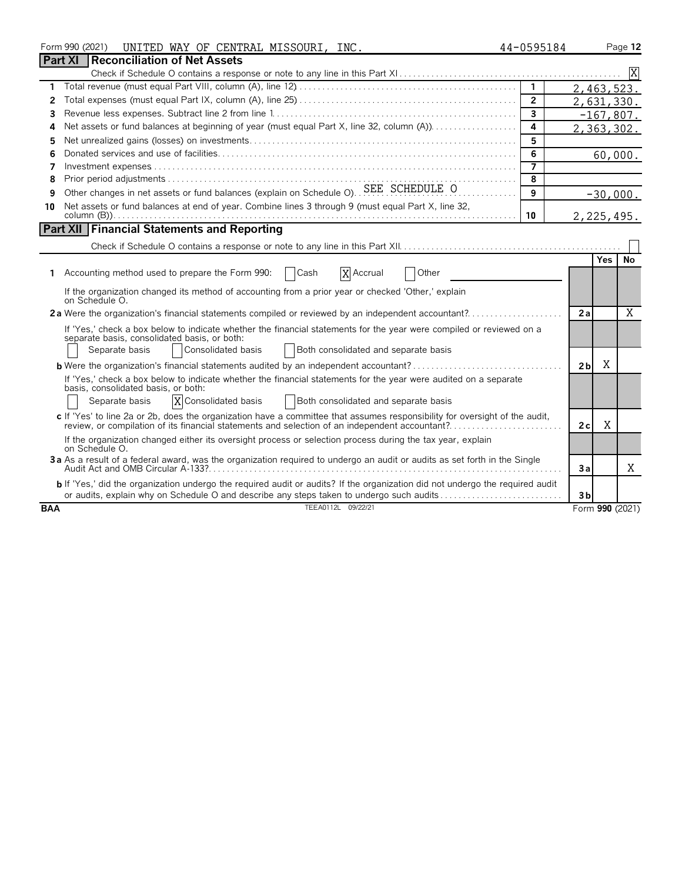Form 990 (2021) UNITED WAY OF CENTRAL MISSOURI, INC. 44-0595184 Page 12

## Part XI Reconciliation of Net Assets

Check if Schedule O contains a response or note to any line in this Part XI . . . [X]

| | | | |
|---|---|---|---|
| 1 | Total revenue (must equal Part VIII, column (A), line 12) | 1 | 2,463,523. |
| 2 | Total expenses (must equal Part IX, column (A), line 25) | 2 | 2,631,330. |
| 3 | Revenue less expenses. Subtract line 2 from line 1 | 3 | -167,807. |
| 4 | Net assets or fund balances at beginning of year (must equal Part X, line 32, column (A)) | 4 | 2,363,302. |
| 5 | Net unrealized gains (losses) on investments | 5 | |
| 6 | Donated services and use of facilities | 6 | 60,000. |
| 7 | Investment expenses | 7 | |
| 8 | Prior period adjustments | 8 | |
| 9 | Other changes in net assets or fund balances (explain on Schedule O). SEE SCHEDULE O | 9 | -30,000. |
| 10 | Net assets or fund balances at end of year. Combine lines 3 through 9 (must equal Part X, line 32, column (B)) | 10 | 2,225,495. |

## Part XII Financial Statements and Reporting

Check if Schedule O contains a response or note to any line in this Part XII . . . [ ]

| | | | Yes | No |
|---|---|---|---|---|
| 1 | Accounting method used to prepare the Form 990: [ ] Cash [X] Accrual [ ] Other | | | |
| | If the organization changed its method of accounting from a prior year or checked 'Other,' explain on Schedule O. | | | |
| 2a | Were the organization's financial statements compiled or reviewed by an independent accountant? | 2a | | X |
| | If 'Yes,' check a box below to indicate whether the financial statements for the year were compiled or reviewed on a separate basis, consolidated basis, or both: [ ] Separate basis [ ] Consolidated basis [ ] Both consolidated and separate basis | | | |
| b | Were the organization's financial statements audited by an independent accountant? | 2b | X | |
| | If 'Yes,' check a box below to indicate whether the financial statements for the year were audited on a separate basis, consolidated basis, or both: [ ] Separate basis [X] Consolidated basis [ ] Both consolidated and separate basis | | | |
| c | If 'Yes' to line 2a or 2b, does the organization have a committee that assumes responsibility for oversight of the audit, review, or compilation of its financial statements and selection of an independent accountant? | 2c | X | |
| | If the organization changed either its oversight process or selection process during the tax year, explain on Schedule O. | | | |
| 3a | As a result of a federal award, was the organization required to undergo an audit or audits as set forth in the Single Audit Act and OMB Circular A-133? | 3a | | X |
| b | If 'Yes,' did the organization undergo the required audit or audits? If the organization did not undergo the required audit or audits, explain why on Schedule O and describe any steps taken to undergo such audits | 3b | | |

BAA TEEA0112L 09/22/21 Form 990 (2021)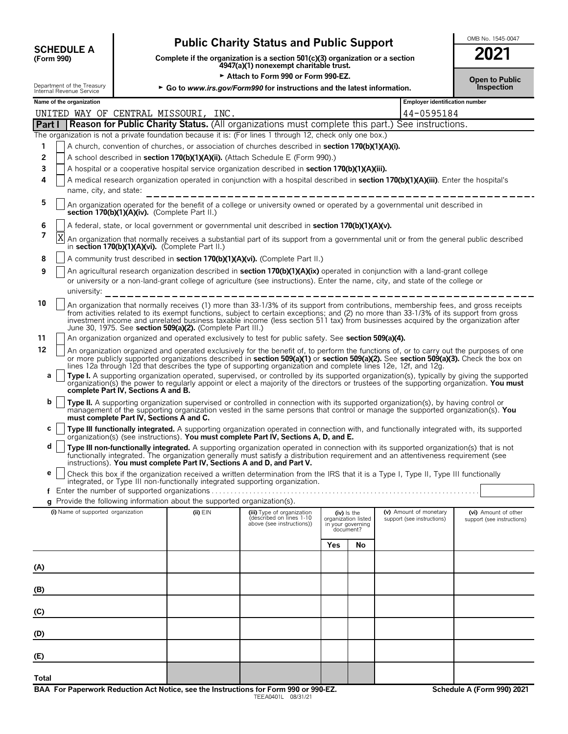**SCHEDULE A**
**(Form 990)**

Department of the Treasury
Internal Revenue Service

# Public Charity Status and Public Support

**Complete if the organization is a section 501(c)(3) organization or a section 4947(a)(1) nonexempt charitable trust.**

► Attach to Form 990 or Form 990-EZ.

► Go to *www.irs.gov/Form990* for instructions and the latest information.

OMB No. 1545-0047

**2021**

**Open to Public Inspection**

**Name of the organization:** UNITED WAY OF CENTRAL MISSOURI, INC.

**Employer identification number:** 44-0595184

## Part I — Reason for Public Charity Status. (All organizations must complete this part.) See instructions.

The organization is not a private foundation because it is: (For lines 1 through 12, check only one box.)

1. [ ] A church, convention of churches, or association of churches described in **section 170(b)(1)(A)(i).**
2. [ ] A school described in **section 170(b)(1)(A)(ii).** (Attach Schedule E (Form 990).)
3. [ ] A hospital or a cooperative hospital service organization described in **section 170(b)(1)(A)(iii).**
4. [ ] A medical research organization operated in conjunction with a hospital described in **section 170(b)(1)(A)(iii)**. Enter the hospital's name, city, and state:
5. [ ] An organization operated for the benefit of a college or university owned or operated by a governmental unit described in **section 170(b)(1)(A)(iv).** (Complete Part II.)
6. [ ] A federal, state, or local government or governmental unit described in **section 170(b)(1)(A)(v).**
7. [X] An organization that normally receives a substantial part of its support from a governmental unit or from the general public described in **section 170(b)(1)(A)(vi).** (Complete Part II.)
8. [ ] A community trust described in **section 170(b)(1)(A)(vi).** (Complete Part II.)
9. [ ] An agricultural research organization described in **section 170(b)(1)(A)(ix)** operated in conjunction with a land-grant college or university or a non-land-grant college of agriculture (see instructions). Enter the name, city, and state of the college or university:
10. [ ] An organization that normally receives (1) more than 33-1/3% of its support from contributions, membership fees, and gross receipts from activities related to its exempt functions, subject to certain exceptions; and (2) no more than 33-1/3% of its support from gross investment income and unrelated business taxable income (less section 511 tax) from businesses acquired by the organization after June 30, 1975. See **section 509(a)(2).** (Complete Part III.)
11. [ ] An organization organized and operated exclusively to test for public safety. See **section 509(a)(4).**
12. [ ] An organization organized and operated exclusively for the benefit of, to perform the functions of, or to carry out the purposes of one or more publicly supported organizations described in **section 509(a)(1)** or **section 509(a)(2).** See **section 509(a)(3).** Check the box on lines 12a through 12d that describes the type of supporting organization and complete lines 12e, 12f, and 12g.
   - **a** [ ] **Type I.** A supporting organization operated, supervised, or controlled by its supported organization(s), typically by giving the supported organization(s) the power to regularly appoint or elect a majority of the directors or trustees of the supporting organization. **You must complete Part IV, Sections A and B.**
   - **b** [ ] **Type II.** A supporting organization supervised or controlled in connection with its supported organization(s), by having control or management of the supporting organization vested in the same persons that control or manage the supported organization(s). **You must complete Part IV, Sections A and C.**
   - **c** [ ] **Type III functionally integrated.** A supporting organization operated in connection with, and functionally integrated with, its supported organization(s) (see instructions). **You must complete Part IV, Sections A, D, and E.**
   - **d** [ ] **Type III non-functionally integrated.** A supporting organization operated in connection with its supported organization(s) that is not functionally integrated. The organization generally must satisfy a distribution requirement and an attentiveness requirement (see instructions). **You must complete Part IV, Sections A and D, and Part V.**
   - **e** [ ] Check this box if the organization received a written determination from the IRS that it is a Type I, Type II, Type III functionally integrated, or Type III non-functionally integrated supporting organization.
   - **f** Enter the number of supported organizations
   - **g** Provide the following information about the supported organization(s).

| (i) Name of supported organization | (ii) EIN | (iii) Type of organization (described on lines 1-10 above (see instructions)) | (iv) Is the organization listed in your governing document? Yes | No | (v) Amount of monetary support (see instructions) | (vi) Amount of other support (see instructions) |
|---|---|---|---|---|---|---|
| (A) | | | | | | |
| (B) | | | | | | |
| (C) | | | | | | |
| (D) | | | | | | |
| (E) | | | | | | |
| Total | | | | | | |

**BAA For Paperwork Reduction Act Notice, see the Instructions for Form 990 or 990-EZ.** TEEA0401L 08/31/21 **Schedule A (Form 990) 2021**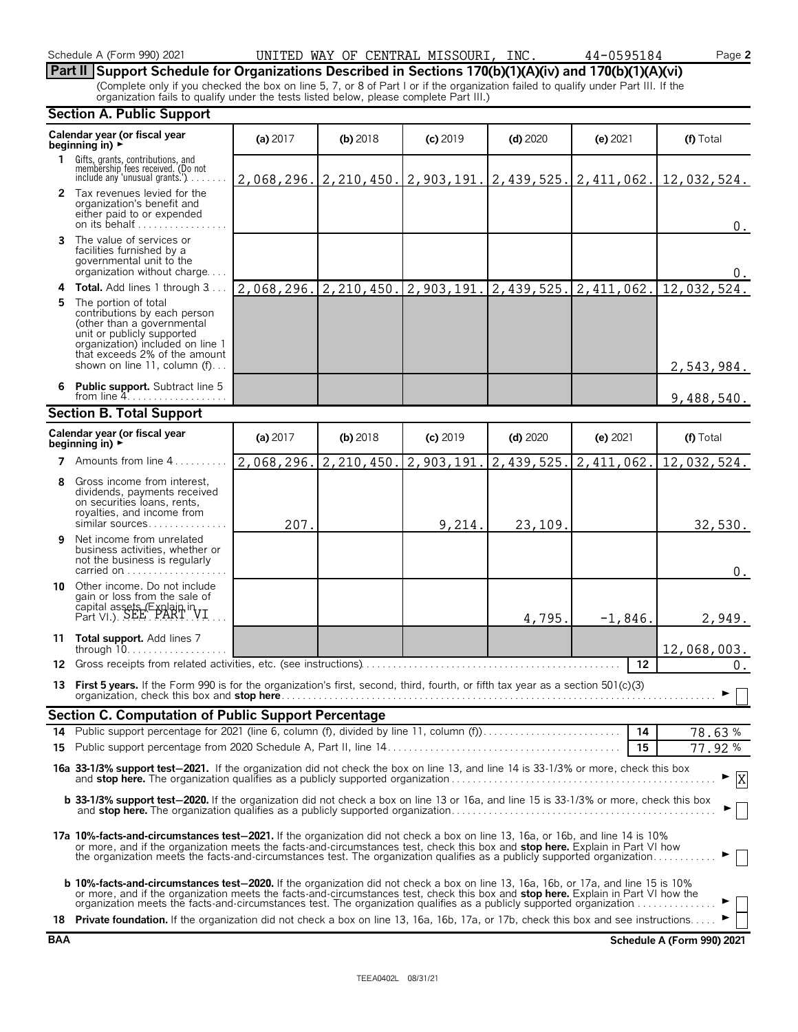Schedule A (Form 990) 2021 UNITED WAY OF CENTRAL MISSOURI, INC. 44-0595184 Page **2**

## Part II Support Schedule for Organizations Described in Sections 170(b)(1)(A)(iv) and 170(b)(1)(A)(vi)

(Complete only if you checked the box on line 5, 7, or 8 of Part I or if the organization failed to qualify under Part III. If the organization fails to qualify under the tests listed below, please complete Part III.)

### Section A. Public Support

| Calendar year (or fiscal year beginning in) ► | (a) 2017 | (b) 2018 | (c) 2019 | (d) 2020 | (e) 2021 | (f) Total |
|---|---|---|---|---|---|---|
| **1** Gifts, grants, contributions, and membership fees received. (Do not include any 'unusual grants.') | 2,068,296. | 2,210,450. | 2,903,191. | 2,439,525. | 2,411,062. | 12,032,524. |
| **2** Tax revenues levied for the organization's benefit and either paid to or expended on its behalf | | | | | | 0. |
| **3** The value of services or facilities furnished by a governmental unit to the organization without charge | | | | | | 0. |
| **4** **Total.** Add lines 1 through 3 | 2,068,296. | 2,210,450. | 2,903,191. | 2,439,525. | 2,411,062. | 12,032,524. |
| **5** The portion of total contributions by each person (other than a governmental unit or publicly supported organization) included on line 1 that exceeds 2% of the amount shown on line 11, column (f) | | | | | | 2,543,984. |
| **6** **Public support.** Subtract line 5 from line 4 | | | | | | 9,488,540. |

### Section B. Total Support

| Calendar year (or fiscal year beginning in) ► | (a) 2017 | (b) 2018 | (c) 2019 | (d) 2020 | (e) 2021 | (f) Total |
|---|---|---|---|---|---|---|
| **7** Amounts from line 4 | 2,068,296. | 2,210,450. | 2,903,191. | 2,439,525. | 2,411,062. | 12,032,524. |
| **8** Gross income from interest, dividends, payments received on securities loans, rents, royalties, and income from similar sources | 207. | | 9,214. | 23,109. | | 32,530. |
| **9** Net income from unrelated business activities, whether or not the business is regularly carried on | | | | | | 0. |
| **10** Other income. Do not include gain or loss from the sale of capital assets (Explain in Part VI.) SEE PART VI | | | | 4,795. | -1,846. | 2,949. |
| **11** **Total support.** Add lines 7 through 10 | | | | | | 12,068,003. |
| **12** Gross receipts from related activities, etc. (see instructions) | | | | | **12** | 0. |

**13** **First 5 years.** If the Form 990 is for the organization's first, second, third, fourth, or fifth tax year as a section 501(c)(3) organization, check this box and **stop here** ► ☐

### Section C. Computation of Public Support Percentage

| | | | |
|---|---|---|---|
| **14** | Public support percentage for 2021 (line 6, column (f), divided by line 11, column (f)) | **14** | 78.63 % |
| **15** | Public support percentage from 2020 Schedule A, Part II, line 14 | **15** | 77.92 % |

**16a 33-1/3% support test–2021.** If the organization did not check the box on line 13, and line 14 is 33-1/3% or more, check this box and **stop here.** The organization qualifies as a publicly supported organization ► ☒

**b 33-1/3% support test–2020.** If the organization did not check a box on line 13 or 16a, and line 15 is 33-1/3% or more, check this box and **stop here.** The organization qualifies as a publicly supported organization ► ☐

**17a 10%-facts-and-circumstances test–2021.** If the organization did not check a box on line 13, 16a, or 16b, and line 14 is 10% or more, and if the organization meets the facts-and-circumstances test, check this box and **stop here.** Explain in Part VI how the organization meets the facts-and-circumstances test. The organization qualifies as a publicly supported organization ► ☐

**b 10%-facts-and-circumstances test–2020.** If the organization did not check a box on line 13, 16a, 16b, or 17a, and line 15 is 10% or more, and if the organization meets the facts-and-circumstances test, check this box and **stop here.** Explain in Part VI how the organization meets the facts-and-circumstances test. The organization qualifies as a publicly supported organization ► ☐

**18** **Private foundation.** If the organization did not check a box on line 13, 16a, 16b, 17a, or 17b, check this box and see instructions ► ☐

**BAA** **Schedule A (Form 990) 2021**

TEEA0402L 08/31/21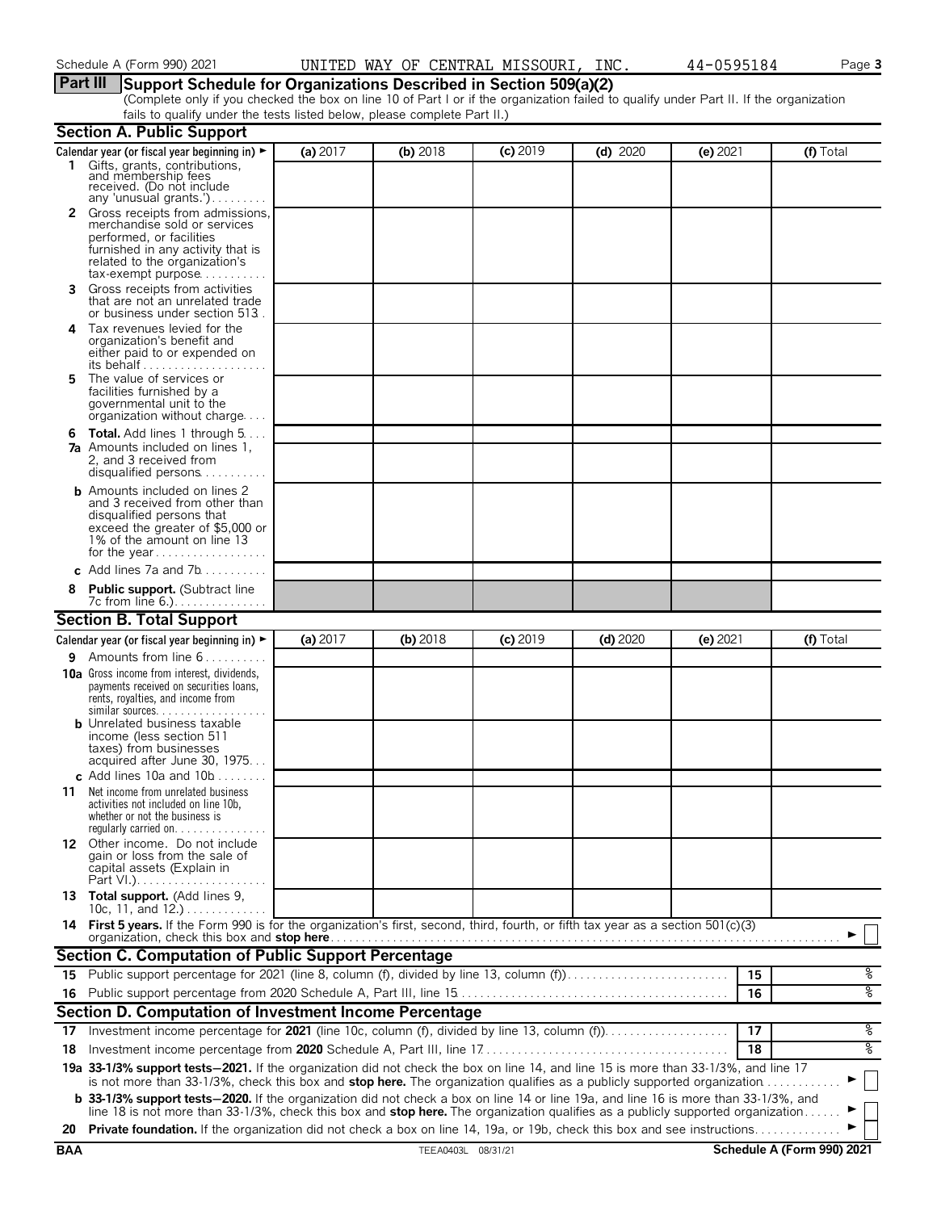Schedule A (Form 990) 2021 UNITED WAY OF CENTRAL MISSOURI, INC. 44-0595184

## Part III Support Schedule for Organizations Described in Section 509(a)(2)

(Complete only if you checked the box on line 10 of Part I or if the organization failed to qualify under Part II. If the organization fails to qualify under the tests listed below, please complete Part II.)

### Section A. Public Support

| Calendar year (or fiscal year beginning in) ► | (a) 2017 | (b) 2018 | (c) 2019 | (d) 2020 | (e) 2021 | (f) Total |
|---|---|---|---|---|---|---|
| **1** Gifts, grants, contributions, and membership fees received. (Do not include any 'unusual grants.') | | | | | | |
| **2** Gross receipts from admissions, merchandise sold or services performed, or facilities furnished in any activity that is related to the organization's tax-exempt purpose | | | | | | |
| **3** Gross receipts from activities that are not an unrelated trade or business under section 513 | | | | | | |
| **4** Tax revenues levied for the organization's benefit and either paid to or expended on its behalf | | | | | | |
| **5** The value of services or facilities furnished by a governmental unit to the organization without charge | | | | | | |
| **6 Total.** Add lines 1 through 5 | | | | | | |
| **7a** Amounts included on lines 1, 2, and 3 received from disqualified persons | | | | | | |
| **b** Amounts included on lines 2 and 3 received from other than disqualified persons that exceed the greater of \$5,000 or 1% of the amount on line 13 for the year | | | | | | |
| **c** Add lines 7a and 7b | | | | | | |
| **8 Public support.** (Subtract line 7c from line 6.) | | | | | | |

### Section B. Total Support

| Calendar year (or fiscal year beginning in) ► | (a) 2017 | (b) 2018 | (c) 2019 | (d) 2020 | (e) 2021 | (f) Total |
|---|---|---|---|---|---|---|
| **9** Amounts from line 6 | | | | | | |
| **10a** Gross income from interest, dividends, payments received on securities loans, rents, royalties, and income from similar sources | | | | | | |
| **b** Unrelated business taxable income (less section 511 taxes) from businesses acquired after June 30, 1975 | | | | | | |
| **c** Add lines 10a and 10b | | | | | | |
| **11** Net income from unrelated business activities not included on line 10b, whether or not the business is regularly carried on | | | | | | |
| **12** Other income. Do not include gain or loss from the sale of capital assets (Explain in Part VI.) | | | | | | |
| **13 Total support.** (Add lines 9, 10c, 11, and 12.) | | | | | | |

**14 First 5 years.** If the Form 990 is for the organization's first, second, third, fourth, or fifth tax year as a section 501(c)(3) organization, check this box and **stop here** ► ☐

### Section C. Computation of Public Support Percentage

| | | | |
|---|---|---|---|
| **15** | Public support percentage for 2021 (line 8, column (f), divided by line 13, column (f)) | 15 | % |
| **16** | Public support percentage from 2020 Schedule A, Part III, line 15 | 16 | % |

### Section D. Computation of Investment Income Percentage

| | | | |
|---|---|---|---|
| **17** | Investment income percentage for **2021** (line 10c, column (f), divided by line 13, column (f)) | 17 | % |
| **18** | Investment income percentage from **2020** Schedule A, Part III, line 17 | 18 | % |

**19a 33-1/3% support tests—2021.** If the organization did not check the box on line 14, and line 15 is more than 33-1/3%, and line 17 is not more than 33-1/3%, check this box and **stop here.** The organization qualifies as a publicly supported organization ► ☐

**b 33-1/3% support tests—2020.** If the organization did not check a box on line 14 or line 19a, and line 16 is more than 33-1/3%, and line 18 is not more than 33-1/3%, check this box and **stop here.** The organization qualifies as a publicly supported organization ► ☐

**20 Private foundation.** If the organization did not check a box on line 14, 19a, or 19b, check this box and see instructions ► ☐

BAA TEEA0403L 08/31/21 **Schedule A (Form 990) 2021**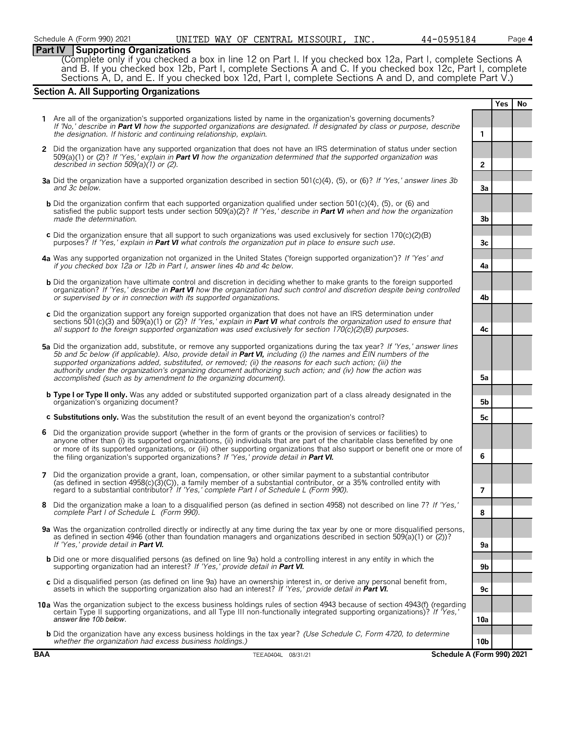## Part IV Supporting Organizations

(Complete only if you checked a box in line 12 on Part I. If you checked box 12a, Part I, complete Sections A and B. If you checked box 12b, Part I, complete Sections A and C. If you checked box 12c, Part I, complete Sections A, D, and E. If you checked box 12d, Part I, complete Sections A and D, and complete Part V.)

### Section A. All Supporting Organizations

| | | | Yes | No |
|---|---|---|---|---|
| **1** | Are all of the organization's supported organizations listed by name in the organization's governing documents? *If 'No,' describe in **Part VI** how the supported organizations are designated. If designated by class or purpose, describe the designation. If historic and continuing relationship, explain.* | 1 | | |
| **2** | Did the organization have any supported organization that does not have an IRS determination of status under section 509(a)(1) or (2)? *If 'Yes,' explain in **Part VI** how the organization determined that the supported organization was described in section 509(a)(1) or (2).* | 2 | | |
| **3a** | Did the organization have a supported organization described in section 501(c)(4), (5), or (6)? *If 'Yes,' answer lines 3b and 3c below.* | 3a | | |
| **b** | Did the organization confirm that each supported organization qualified under section 501(c)(4), (5), or (6) and satisfied the public support tests under section 509(a)(2)? *If 'Yes,' describe in **Part VI** when and how the organization made the determination.* | 3b | | |
| **c** | Did the organization ensure that all support to such organizations was used exclusively for section 170(c)(2)(B) purposes? *If 'Yes,' explain in **Part VI** what controls the organization put in place to ensure such use.* | 3c | | |
| **4a** | Was any supported organization not organized in the United States ('foreign supported organization')? *If 'Yes' and if you checked box 12a or 12b in Part I, answer lines 4b and 4c below.* | 4a | | |
| **b** | Did the organization have ultimate control and discretion in deciding whether to make grants to the foreign supported organization? *If 'Yes,' describe in **Part VI** how the organization had such control and discretion despite being controlled or supervised by or in connection with its supported organizations.* | 4b | | |
| **c** | Did the organization support any foreign supported organization that does not have an IRS determination under sections 501(c)(3) and 509(a)(1) or (2)? *If 'Yes,' explain in **Part VI** what controls the organization used to ensure that all support to the foreign supported organization was used exclusively for section 170(c)(2)(B) purposes.* | 4c | | |
| **5a** | Did the organization add, substitute, or remove any supported organizations during the tax year? *If 'Yes,' answer lines 5b and 5c below (if applicable). Also, provide detail in **Part VI,** including (i) the names and EIN numbers of the supported organizations added, substituted, or removed; (ii) the reasons for each such action; (iii) the authority under the organization's organizing document authorizing such action; and (iv) how the action was accomplished (such as by amendment to the organizing document).* | 5a | | |
| **b** | **Type I or Type II only.** Was any added or substituted supported organization part of a class already designated in the organization's organizing document? | 5b | | |
| **c** | **Substitutions only.** Was the substitution the result of an event beyond the organization's control? | 5c | | |
| **6** | Did the organization provide support (whether in the form of grants or the provision of services or facilities) to anyone other than (i) its supported organizations, (ii) individuals that are part of the charitable class benefited by one or more of its supported organizations, or (iii) other supporting organizations that also support or benefit one or more of the filing organization's supported organizations? *If 'Yes,' provide detail in **Part VI.*** | 6 | | |
| **7** | Did the organization provide a grant, loan, compensation, or other similar payment to a substantial contributor (as defined in section 4958(c)(3)(C)), a family member of a substantial contributor, or a 35% controlled entity with regard to a substantial contributor? *If 'Yes,' complete Part I of Schedule L (Form 990).* | 7 | | |
| **8** | Did the organization make a loan to a disqualified person (as defined in section 4958) not described on line 7? *If 'Yes,' complete Part I of Schedule L (Form 990).* | 8 | | |
| **9a** | Was the organization controlled directly or indirectly at any time during the tax year by one or more disqualified persons, as defined in section 4946 (other than foundation managers and organizations described in section 509(a)(1) or (2))? *If 'Yes,' provide detail in **Part VI.*** | 9a | | |
| **b** | Did one or more disqualified persons (as defined on line 9a) hold a controlling interest in any entity in which the supporting organization had an interest? *If 'Yes,' provide detail in **Part VI.*** | 9b | | |
| **c** | Did a disqualified person (as defined on line 9a) have an ownership interest in, or derive any personal benefit from, assets in which the supporting organization also had an interest? *If 'Yes,' provide detail in **Part VI.*** | 9c | | |
| **10a** | Was the organization subject to the excess business holdings rules of section 4943 because of section 4943(f) (regarding certain Type II supporting organizations, and all Type III non-functionally integrated supporting organizations)? *If 'Yes,' answer line 10b below.* | 10a | | |
| **b** | Did the organization have any excess business holdings in the tax year? *(Use Schedule C, Form 4720, to determine whether the organization had excess business holdings.)* | 10b | | |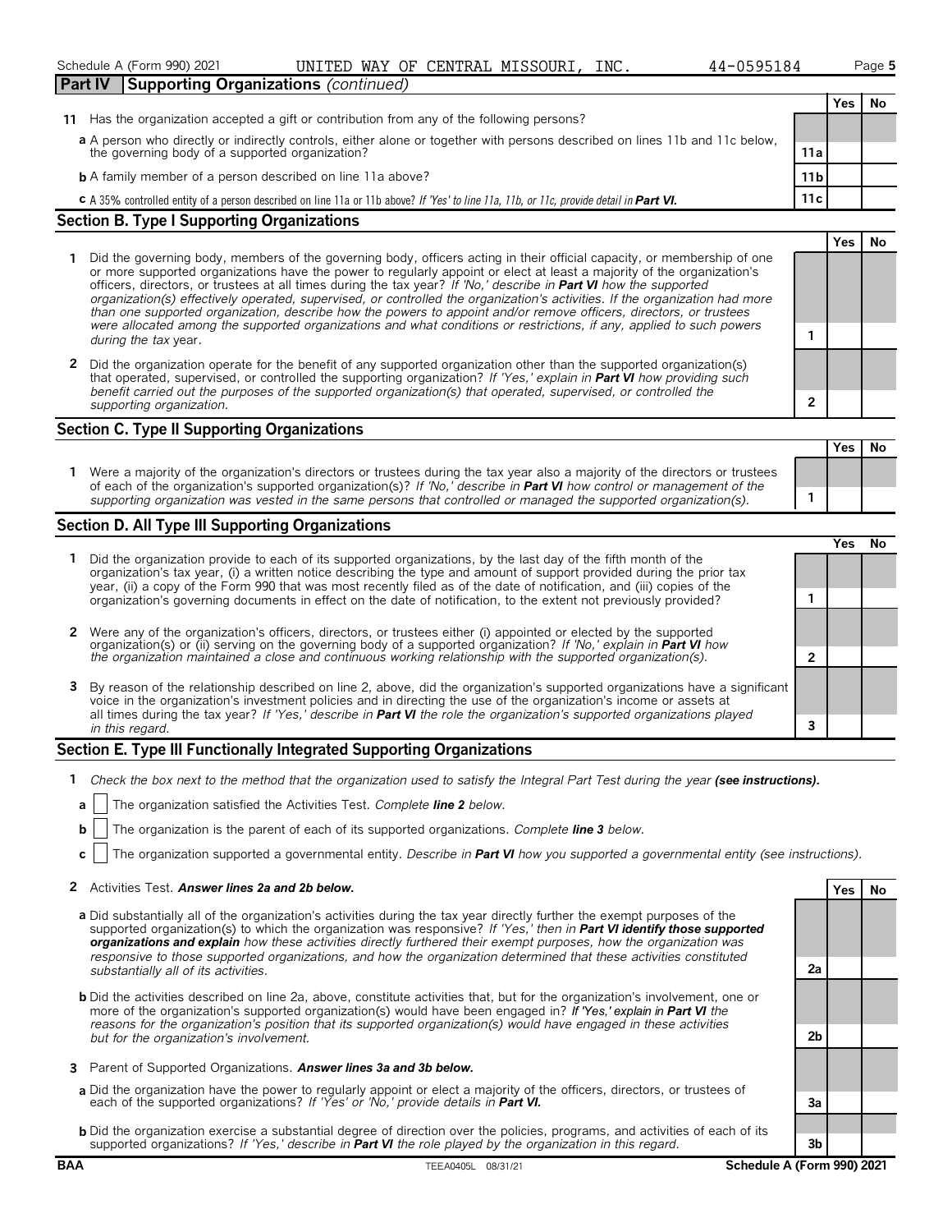Schedule A (Form 990) 2021 UNITED WAY OF CENTRAL MISSOURI, INC. 44-0595184

## Part IV Supporting Organizations *(continued)*

| | | | Yes | No |
|---|---|---|---|---|
| **11** | Has the organization accepted a gift or contribution from any of the following persons? | | | |
| **a** | A person who directly or indirectly controls, either alone or together with persons described on lines 11b and 11c below, the governing body of a supported organization? | 11a | | |
| **b** | A family member of a person described on line 11a above? | 11b | | |
| **c** | A 35% controlled entity of a person described on line 11a or 11b above? *If 'Yes' to line 11a, 11b, or 11c, provide detail in* ***Part VI.*** | 11c | | |

### Section B. Type I Supporting Organizations

| | | | Yes | No |
|---|---|---|---|---|
| **1** | Did the governing body, members of the governing body, officers acting in their official capacity, or membership of one or more supported organizations have the power to regularly appoint or elect at least a majority of the organization's officers, directors, or trustees at all times during the tax year? *If 'No,' describe in* ***Part VI*** *how the supported organization(s) effectively operated, supervised, or controlled the organization's activities. If the organization had more than one supported organization, describe how the powers to appoint and/or remove officers, directors, or trustees were allocated among the supported organizations and what conditions or restrictions, if any, applied to such powers during the tax* year. | 1 | | |
| **2** | Did the organization operate for the benefit of any supported organization other than the supported organization(s) that operated, supervised, or controlled the supporting organization? *If 'Yes,' explain in* ***Part VI*** *how providing such benefit carried out the purposes of the supported organization(s) that operated, supervised, or controlled the supporting organization.* | 2 | | |

### Section C. Type II Supporting Organizations

| | | | Yes | No |
|---|---|---|---|---|
| **1** | Were a majority of the organization's directors or trustees during the tax year also a majority of the directors or trustees of each of the organization's supported organization(s)? *If 'No,' describe in* ***Part VI*** *how control or management of the supporting organization was vested in the same persons that controlled or managed the supported organization(s).* | 1 | | |

### Section D. All Type III Supporting Organizations

| | | | Yes | No |
|---|---|---|---|---|
| **1** | Did the organization provide to each of its supported organizations, by the last day of the fifth month of the organization's tax year, (i) a written notice describing the type and amount of support provided during the prior tax year, (ii) a copy of the Form 990 that was most recently filed as of the date of notification, and (iii) copies of the organization's governing documents in effect on the date of notification, to the extent not previously provided? | 1 | | |
| **2** | Were any of the organization's officers, directors, or trustees either (i) appointed or elected by the supported organization(s) or (ii) serving on the governing body of a supported organization? *If 'No,' explain in* ***Part VI*** *how the organization maintained a close and continuous working relationship with the supported organization(s).* | 2 | | |
| **3** | By reason of the relationship described on line 2, above, did the organization's supported organizations have a significant voice in the organization's investment policies and in directing the use of the organization's income or assets at all times during the tax year? *If 'Yes,' describe in* ***Part VI*** *the role the organization's supported organizations played in this regard.* | 3 | | |

### Section E. Type III Functionally Integrated Supporting Organizations

**1** *Check the box next to the method that the organization used to satisfy the Integral Part Test during the year* ***(see instructions).***

- **a** ☐ The organization satisfied the Activities Test. *Complete* ***line 2*** *below.*
- **b** ☐ The organization is the parent of each of its supported organizations. *Complete* ***line 3*** *below.*
- **c** ☐ The organization supported a governmental entity. *Describe in* ***Part VI*** *how you supported a governmental entity (see instructions).*

| | | | Yes | No |
|---|---|---|---|---|
| **2** | Activities Test. ***Answer lines 2a and 2b below.*** | | | |
| **a** | Did substantially all of the organization's activities during the tax year directly further the exempt purposes of the supported organization(s) to which the organization was responsive? *If 'Yes,' then in* ***Part VI identify those supported organizations and explain*** *how these activities directly furthered their exempt purposes, how the organization was responsive to those supported organizations, and how the organization determined that these activities constituted substantially all of its activities.* | 2a | | |
| **b** | Did the activities described on line 2a, above, constitute activities that, but for the organization's involvement, one or more of the organization's supported organization(s) would have been engaged in? *If 'Yes,' explain in* ***Part VI*** *the reasons for the organization's position that its supported organization(s) would have engaged in these activities but for the organization's involvement.* | 2b | | |
| **3** | Parent of Supported Organizations. ***Answer lines 3a and 3b below.*** | | | |
| **a** | Did the organization have the power to regularly appoint or elect a majority of the officers, directors, or trustees of each of the supported organizations? *If 'Yes' or 'No,' provide details in* ***Part VI.*** | 3a | | |
| **b** | Did the organization exercise a substantial degree of direction over the policies, programs, and activities of each of its supported organizations? *If 'Yes,' describe in* ***Part VI*** *the role played by the organization in this regard.* | 3b | | |

BAA TEEA0405L 08/31/21 Schedule A (Form 990) 2021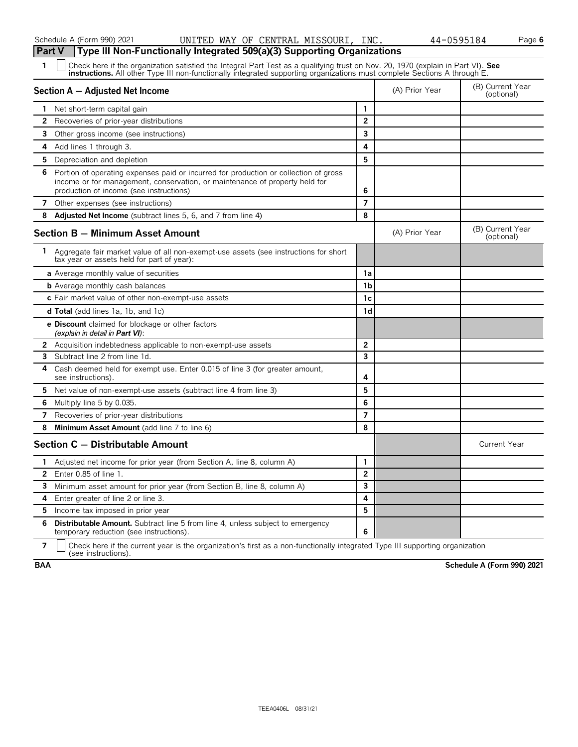Schedule A (Form 990) 2021 UNITED WAY OF CENTRAL MISSOURI, INC. 44-0595184 Page **6**

## Part V — Type III Non-Functionally Integrated 509(a)(3) Supporting Organizations

**1** ☐ Check here if the organization satisfied the Integral Part Test as a qualifying trust on Nov. 20, 1970 (explain in Part VI). **See instructions.** All other Type III non-functionally integrated supporting organizations must complete Sections A through E.

| Section A — Adjusted Net Income | | (A) Prior Year | (B) Current Year (optional) |
|---|---|---|---|
| **1** Net short-term capital gain | 1 | | |
| **2** Recoveries of prior-year distributions | 2 | | |
| **3** Other gross income (see instructions) | 3 | | |
| **4** Add lines 1 through 3. | 4 | | |
| **5** Depreciation and depletion | 5 | | |
| **6** Portion of operating expenses paid or incurred for production or collection of gross income or for management, conservation, or maintenance of property held for production of income (see instructions) | 6 | | |
| **7** Other expenses (see instructions) | 7 | | |
| **8** **Adjusted Net Income** (subtract lines 5, 6, and 7 from line 4) | 8 | | |

| Section B — Minimum Asset Amount | | (A) Prior Year | (B) Current Year (optional) |
|---|---|---|---|
| **1** Aggregate fair market value of all non-exempt-use assets (see instructions for short tax year or assets held for part of year): | | | |
| **a** Average monthly value of securities | 1a | | |
| **b** Average monthly cash balances | 1b | | |
| **c** Fair market value of other non-exempt-use assets | 1c | | |
| **d Total** (add lines 1a, 1b, and 1c) | 1d | | |
| **e Discount** claimed for blockage or other factors *(explain in detail in **Part VI**)*: | | | |
| **2** Acquisition indebtedness applicable to non-exempt-use assets | 2 | | |
| **3** Subtract line 2 from line 1d. | 3 | | |
| **4** Cash deemed held for exempt use. Enter 0.015 of line 3 (for greater amount, see instructions). | 4 | | |
| **5** Net value of non-exempt-use assets (subtract line 4 from line 3) | 5 | | |
| **6** Multiply line 5 by 0.035. | 6 | | |
| **7** Recoveries of prior-year distributions | 7 | | |
| **8** **Minimum Asset Amount** (add line 7 to line 6) | 8 | | |

| Section C — Distributable Amount | | | Current Year |
|---|---|---|---|
| **1** Adjusted net income for prior year (from Section A, line 8, column A) | 1 | | |
| **2** Enter 0.85 of line 1. | 2 | | |
| **3** Minimum asset amount for prior year (from Section B, line 8, column A) | 3 | | |
| **4** Enter greater of line 2 or line 3. | 4 | | |
| **5** Income tax imposed in prior year | 5 | | |
| **6** **Distributable Amount.** Subtract line 5 from line 4, unless subject to emergency temporary reduction (see instructions). | 6 | | |

**7** ☐ Check here if the current year is the organization's first as a non-functionally integrated Type III supporting organization (see instructions).

**BAA** **Schedule A (Form 990) 2021**

TEEA0406L 08/31/21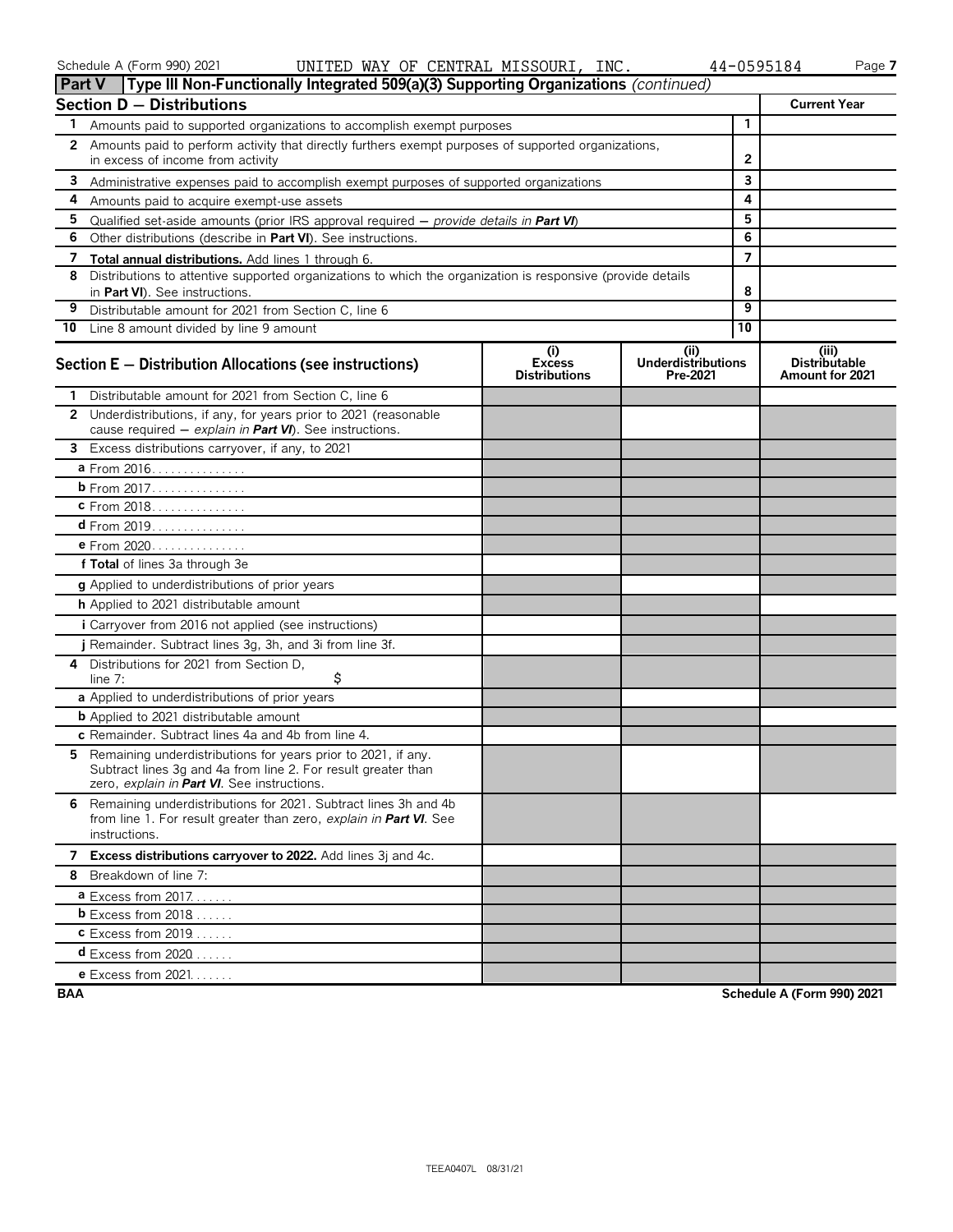Schedule A (Form 990) 2021 UNITED WAY OF CENTRAL MISSOURI, INC. 44-0595184

## Part V Type III Non-Functionally Integrated 509(a)(3) Supporting Organizations *(continued)*

| **Section D — Distributions** | | **Current Year** |
|---|---|---|
| **1** Amounts paid to supported organizations to accomplish exempt purposes | 1 | |
| **2** Amounts paid to perform activity that directly furthers exempt purposes of supported organizations, in excess of income from activity | 2 | |
| **3** Administrative expenses paid to accomplish exempt purposes of supported organizations | 3 | |
| **4** Amounts paid to acquire exempt-use assets | 4 | |
| **5** Qualified set-aside amounts (prior IRS approval required — *provide details in **Part VI***) | 5 | |
| **6** Other distributions (describe in **Part VI**). See instructions. | 6 | |
| **7** **Total annual distributions.** Add lines 1 through 6. | 7 | |
| **8** Distributions to attentive supported organizations to which the organization is responsive (provide details in **Part VI**). See instructions. | 8 | |
| **9** Distributable amount for 2021 from Section C, line 6 | 9 | |
| **10** Line 8 amount divided by line 9 amount | 10 | |

| **Section E — Distribution Allocations (see instructions)** | (i) Excess Distributions | (ii) Underdistributions Pre-2021 | (iii) Distributable Amount for 2021 |
|---|---|---|---|
| **1** Distributable amount for 2021 from Section C, line 6 | | | |
| **2** Underdistributions, if any, for years prior to 2021 (reasonable cause required — *explain in **Part VI***). See instructions. | | | |
| **3** Excess distributions carryover, if any, to 2021 | | | |
| **a** From 2016 | | | |
| **b** From 2017 | | | |
| **c** From 2018 | | | |
| **d** From 2019 | | | |
| **e** From 2020 | | | |
| **f Total** of lines 3a through 3e | | | |
| **g** Applied to underdistributions of prior years | | | |
| **h** Applied to 2021 distributable amount | | | |
| **i** Carryover from 2016 not applied (see instructions) | | | |
| **j** Remainder. Subtract lines 3g, 3h, and 3i from line 3f. | | | |
| **4** Distributions for 2021 from Section D, line 7: $ | | | |
| **a** Applied to underdistributions of prior years | | | |
| **b** Applied to 2021 distributable amount | | | |
| **c** Remainder. Subtract lines 4a and 4b from line 4. | | | |
| **5** Remaining underdistributions for years prior to 2021, if any. Subtract lines 3g and 4a from line 2. For result greater than zero, *explain in **Part VI***. See instructions. | | | |
| **6** Remaining underdistributions for 2021. Subtract lines 3h and 4b from line 1. For result greater than zero, *explain in **Part VI***. See instructions. | | | |
| **7** **Excess distributions carryover to 2022.** Add lines 3j and 4c. | | | |
| **8** Breakdown of line 7: | | | |
| **a** Excess from 2017 | | | |
| **b** Excess from 2018 | | | |
| **c** Excess from 2019 | | | |
| **d** Excess from 2020 | | | |
| **e** Excess from 2021 | | | |

BAA Schedule A (Form 990) 2021

TEEA0407L 08/31/21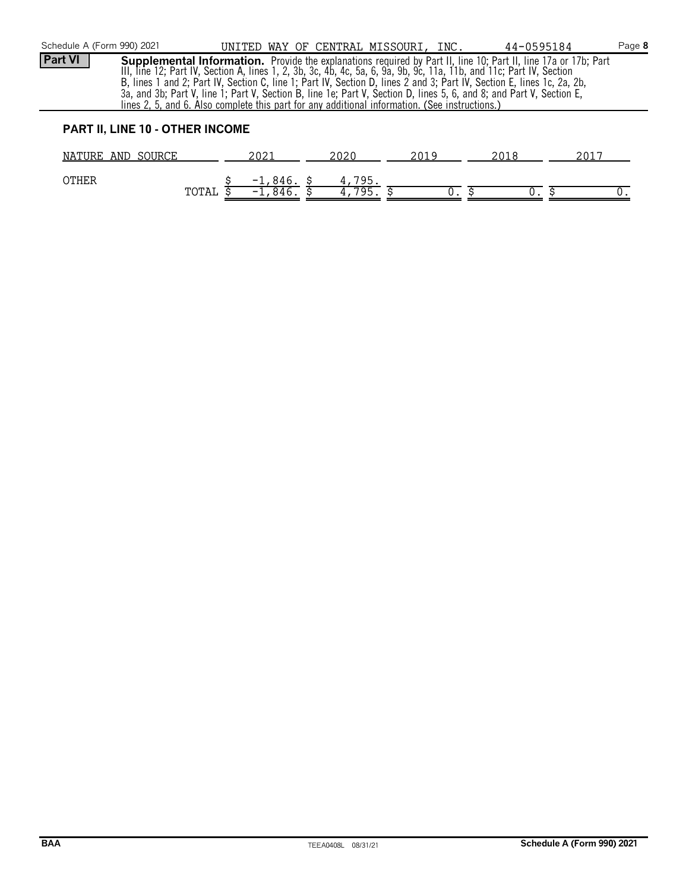Schedule A (Form 990) 2021 UNITED WAY OF CENTRAL MISSOURI, INC. 44-0595184

**Part VI** **Supplemental Information.** Provide the explanations required by Part II, line 10; Part II, line 17a or 17b; Part III, line 12; Part IV, Section A, lines 1, 2, 3b, 3c, 4b, 4c, 5a, 6, 9a, 9b, 9c, 11a, 11b, and 11c; Part IV, Section B, lines 1 and 2; Part IV, Section C, line 1; Part IV, Section D, lines 2 and 3; Part IV, Section E, lines 1c, 2a, 2b, 3a, and 3b; Part V, line 1; Part V, Section B, line 1e; Part V, Section D, lines 5, 6, and 8; and Part V, Section E, lines 2, 5, and 6. Also complete this part for any additional information. (See instructions.)

**PART II, LINE 10 - OTHER INCOME**

| NATURE AND SOURCE | 2021 | 2020 | 2019 | 2018 | 2017 |
|---|---|---|---|---|---|
| OTHER | $ -1,846. | $ 4,795. | | | |
| TOTAL | $ -1,846. | $ 4,795. | $ 0. | $ 0. | $ 0. |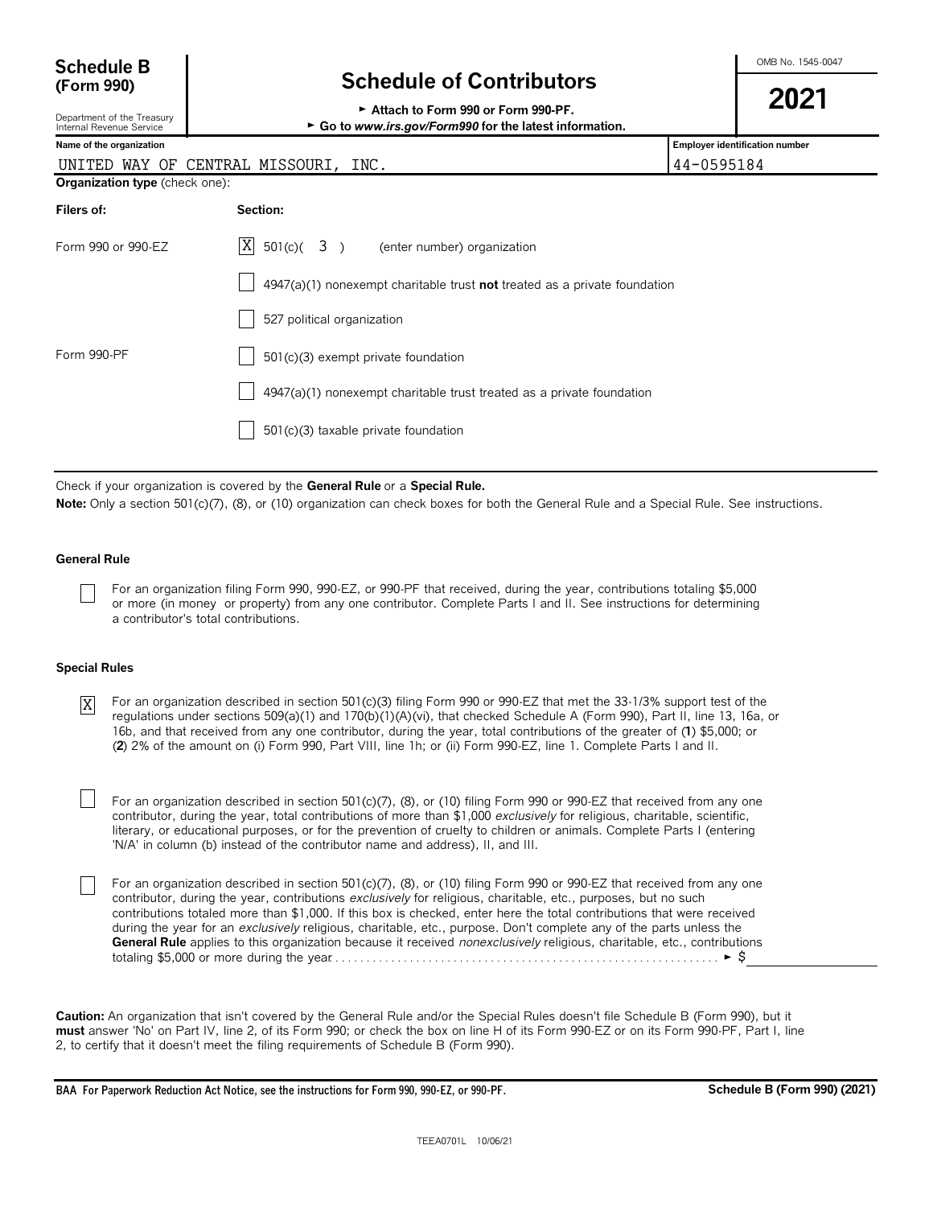**Schedule B (Form 990)**

Department of the Treasury
Internal Revenue Service

# Schedule of Contributors

► Attach to Form 990 or Form 990-PF.
► Go to *www.irs.gov/Form990* for the latest information.

OMB No. 1545-0047

**2021**

| Name of the organization | Employer identification number |
|---|---|
| UNITED WAY OF CENTRAL MISSOURI, INC. | 44-0595184 |

**Organization type** (check one):

| Filers of: | Section: |
|---|---|
| Form 990 or 990-EZ | [X] 501(c)( 3 ) (enter number) organization |
| | [ ] 4947(a)(1) nonexempt charitable trust **not** treated as a private foundation |
| | [ ] 527 political organization |
| Form 990-PF | [ ] 501(c)(3) exempt private foundation |
| | [ ] 4947(a)(1) nonexempt charitable trust treated as a private foundation |
| | [ ] 501(c)(3) taxable private foundation |

Check if your organization is covered by the **General Rule** or a **Special Rule.**

**Note:** Only a section 501(c)(7), (8), or (10) organization can check boxes for both the General Rule and a Special Rule. See instructions.

**General Rule**

[ ] For an organization filing Form 990, 990-EZ, or 990-PF that received, during the year, contributions totaling $5,000 or more (in money or property) from any one contributor. Complete Parts I and II. See instructions for determining a contributor's total contributions.

**Special Rules**

[X] For an organization described in section 501(c)(3) filing Form 990 or 990-EZ that met the 33-1/3% support test of the regulations under sections 509(a)(1) and 170(b)(1)(A)(vi), that checked Schedule A (Form 990), Part II, line 13, 16a, or 16b, and that received from any one contributor, during the year, total contributions of the greater of (**1**) $5,000; or (**2**) 2% of the amount on (i) Form 990, Part VIII, line 1h; or (ii) Form 990-EZ, line 1. Complete Parts I and II.

[ ] For an organization described in section 501(c)(7), (8), or (10) filing Form 990 or 990-EZ that received from any one contributor, during the year, total contributions of more than $1,000 *exclusively* for religious, charitable, scientific, literary, or educational purposes, or for the prevention of cruelty to children or animals. Complete Parts I (entering 'N/A' in column (b) instead of the contributor name and address), II, and III.

[ ] For an organization described in section 501(c)(7), (8), or (10) filing Form 990 or 990-EZ that received from any one contributor, during the year, contributions *exclusively* for religious, charitable, etc., purposes, but no such contributions totaled more than $1,000. If this box is checked, enter here the total contributions that were received during the year for an *exclusively* religious, charitable, etc., purpose. Don't complete any of the parts unless the **General Rule** applies to this organization because it received *nonexclusively* religious, charitable, etc., contributions totaling $5,000 or more during the year . . . . . . ► $

**Caution:** An organization that isn't covered by the General Rule and/or the Special Rules doesn't file Schedule B (Form 990), but it **must** answer 'No' on Part IV, line 2, of its Form 990; or check the box on line H of its Form 990-EZ or on its Form 990-PF, Part I, line 2, to certify that it doesn't meet the filing requirements of Schedule B (Form 990).

BAA For Paperwork Reduction Act Notice, see the instructions for Form 990, 990-EZ, or 990-PF. **Schedule B (Form 990) (2021)**

TEEA0701L 10/06/21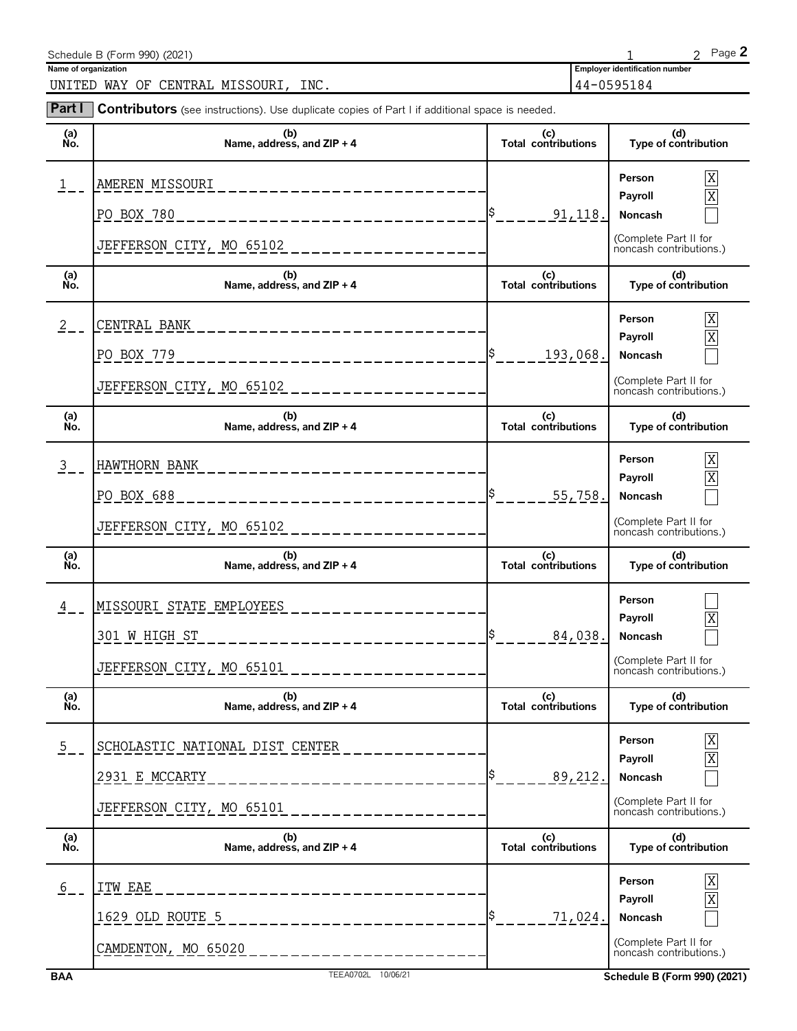Schedule B (Form 990) (2021)

**Name of organization**

UNITED WAY OF CENTRAL MISSOURI, INC.

**Employer identification number**

44-0595184

**Part I** **Contributors** (see instructions). Use duplicate copies of Part I if additional space is needed.

| (a) No. | (b) Name, address, and ZIP + 4 | (c) Total contributions | (d) Type of contribution |
|---|---|---|---|
| 1 | AMEREN MISSOURI<br>PO BOX 780<br>JEFFERSON CITY, MO 65102 | $ 91,118. | Person [X]<br>Payroll [X]<br>Noncash [ ]<br>(Complete Part II for noncash contributions.) |
| 2 | CENTRAL BANK<br>PO BOX 779<br>JEFFERSON CITY, MO 65102 | $ 193,068. | Person [X]<br>Payroll [X]<br>Noncash [ ]<br>(Complete Part II for noncash contributions.) |
| 3 | HAWTHORN BANK<br>PO BOX 688<br>JEFFERSON CITY, MO 65102 | $ 55,758. | Person [X]<br>Payroll [X]<br>Noncash [ ]<br>(Complete Part II for noncash contributions.) |
| 4 | MISSOURI STATE EMPLOYEES<br>301 W HIGH ST<br>JEFFERSON CITY, MO 65101 | $ 84,038. | Person [ ]<br>Payroll [X]<br>Noncash [ ]<br>(Complete Part II for noncash contributions.) |
| 5 | SCHOLASTIC NATIONAL DIST CENTER<br>2931 E MCCARTY<br>JEFFERSON CITY, MO 65101 | $ 89,212. | Person [X]<br>Payroll [X]<br>Noncash [ ]<br>(Complete Part II for noncash contributions.) |
| 6 | ITW EAE<br>1629 OLD ROUTE 5<br>CAMDENTON, MO 65020 | $ 71,024. | Person [X]<br>Payroll [X]<br>Noncash [ ]<br>(Complete Part II for noncash contributions.) |

BAA TEEA0702L 10/06/21 Schedule B (Form 990) (2021)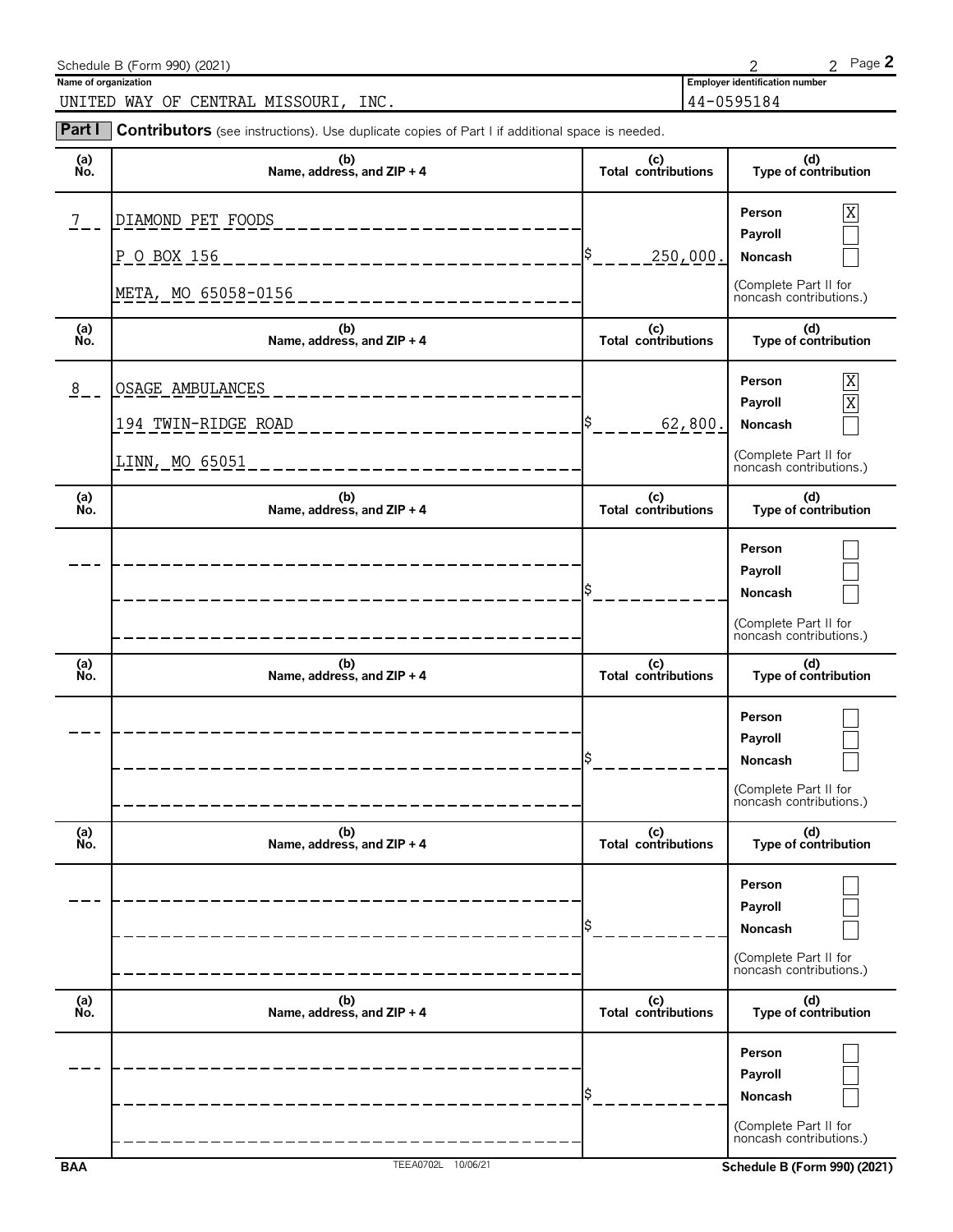Schedule B (Form 990) (2021)

**Name of organization**

UNITED WAY OF CENTRAL MISSOURI, INC.

**Employer identification number**

44-0595184

**Part I** **Contributors** (see instructions). Use duplicate copies of Part I if additional space is needed.

| (a) No. | (b) Name, address, and ZIP + 4 | (c) Total contributions | (d) Type of contribution |
|---|---|---|---|
| 7 | DIAMOND PET FOODS<br>P O BOX 156<br>META, MO 65058-0156 | $ 250,000. | Person [X]<br>Payroll [ ]<br>Noncash [ ]<br>(Complete Part II for noncash contributions.) |
| 8 | OSAGE AMBULANCES<br>194 TWIN-RIDGE ROAD<br>LINN, MO 65051 | $ 62,800. | Person [X]<br>Payroll [X]<br>Noncash [ ]<br>(Complete Part II for noncash contributions.) |
| | | $ | Person [ ]<br>Payroll [ ]<br>Noncash [ ]<br>(Complete Part II for noncash contributions.) |
| | | $ | Person [ ]<br>Payroll [ ]<br>Noncash [ ]<br>(Complete Part II for noncash contributions.) |
| | | $ | Person [ ]<br>Payroll [ ]<br>Noncash [ ]<br>(Complete Part II for noncash contributions.) |
| | | $ | Person [ ]<br>Payroll [ ]<br>Noncash [ ]<br>(Complete Part II for noncash contributions.) |

BAA TEEA0702L 10/06/21 Schedule B (Form 990) (2021)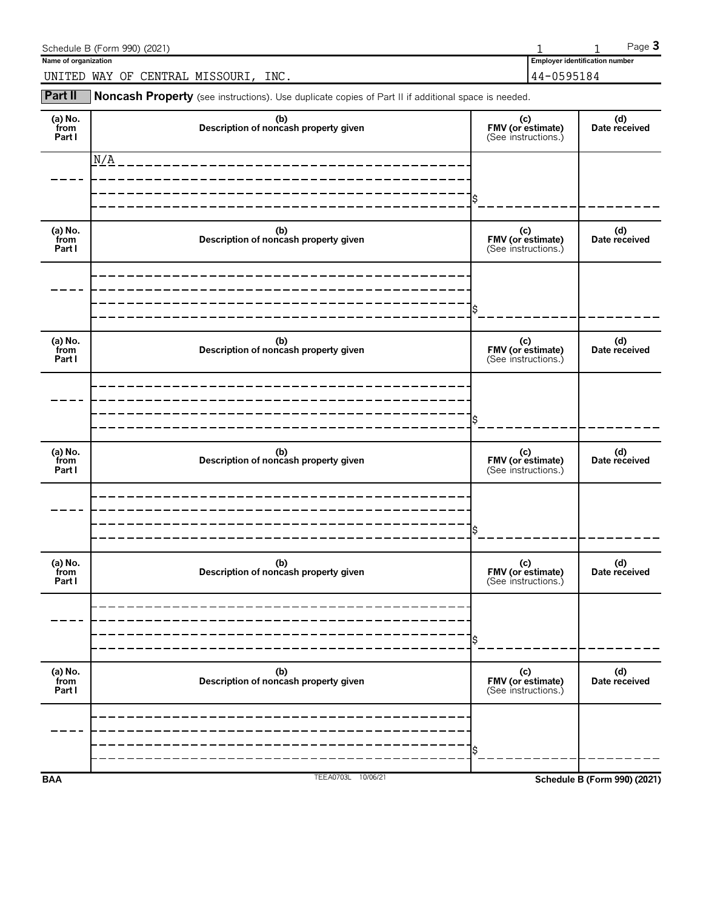Schedule B (Form 990) (2021)

**Name of organization**

UNITED WAY OF CENTRAL MISSOURI, INC.

**Employer identification number**

44-0595184

## Part II Noncash Property

(see instructions). Use duplicate copies of Part II if additional space is needed.

| (a) No. from Part I | (b) Description of noncash property given | (c) FMV (or estimate) (See instructions.) | (d) Date received |
|---|---|---|---|
| | N/A | $ | |

| (a) No. from Part I | (b) Description of noncash property given | (c) FMV (or estimate) (See instructions.) | (d) Date received |
|---|---|---|---|
| | | $ | |

| (a) No. from Part I | (b) Description of noncash property given | (c) FMV (or estimate) (See instructions.) | (d) Date received |
|---|---|---|---|
| | | $ | |

| (a) No. from Part I | (b) Description of noncash property given | (c) FMV (or estimate) (See instructions.) | (d) Date received |
|---|---|---|---|
| | | $ | |

| (a) No. from Part I | (b) Description of noncash property given | (c) FMV (or estimate) (See instructions.) | (d) Date received |
|---|---|---|---|
| | | $ | |

| (a) No. from Part I | (b) Description of noncash property given | (c) FMV (or estimate) (See instructions.) | (d) Date received |
|---|---|---|---|
| | | $ | |

BAA TEEA0703L 10/06/21 Schedule B (Form 990) (2021)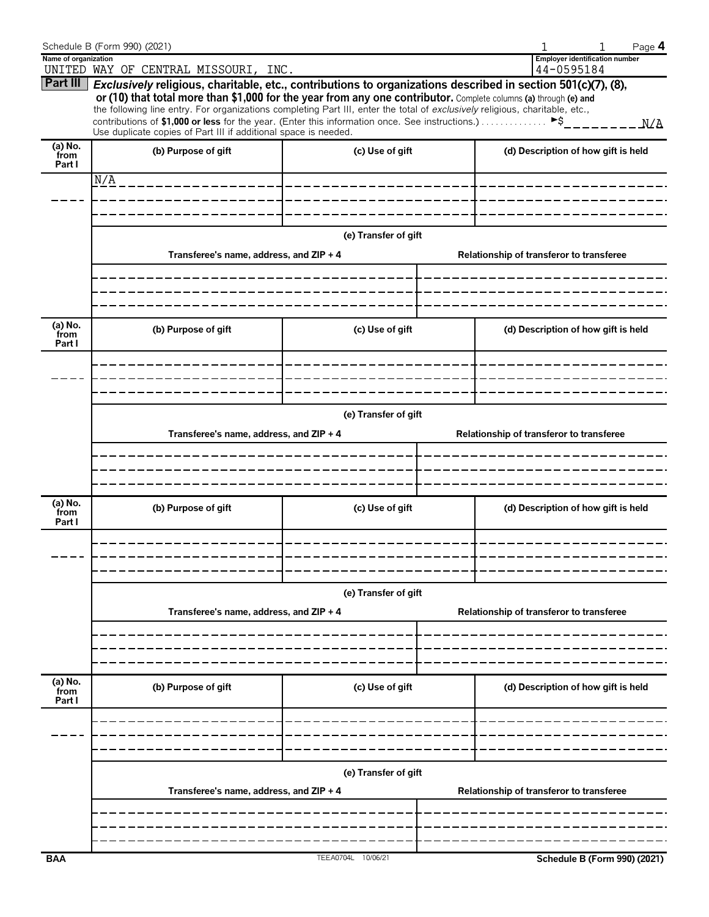Schedule B (Form 990) (2021)

**Name of organization**
UNITED WAY OF CENTRAL MISSOURI, INC.

**Employer identification number**
44-0595184

**Part III** ***Exclusively*** **religious, charitable, etc., contributions to organizations described in section 501(c)(7), (8), or (10) that total more than $1,000 for the year from any one contributor.** Complete columns **(a)** through **(e)** and the following line entry. For organizations completing Part III, enter the total of *exclusively* religious, charitable, etc., contributions of **$1,000 or less** for the year. (Enter this information once. See instructions.) ▶$ N/A

Use duplicate copies of Part III if additional space is needed.

| (a) No. from Part I | (b) Purpose of gift | (c) Use of gift | (d) Description of how gift is held |
|---|---|---|---|
| | N/A | | |

**(e) Transfer of gift**

| Transferee's name, address, and ZIP + 4 | Relationship of transferor to transferee |
|---|---|
| | |

| (a) No. from Part I | (b) Purpose of gift | (c) Use of gift | (d) Description of how gift is held |
|---|---|---|---|
| | | | |

**(e) Transfer of gift**

| Transferee's name, address, and ZIP + 4 | Relationship of transferor to transferee |
|---|---|
| | |

| (a) No. from Part I | (b) Purpose of gift | (c) Use of gift | (d) Description of how gift is held |
|---|---|---|---|
| | | | |

**(e) Transfer of gift**

| Transferee's name, address, and ZIP + 4 | Relationship of transferor to transferee |
|---|---|
| | |

| (a) No. from Part I | (b) Purpose of gift | (c) Use of gift | (d) Description of how gift is held |
|---|---|---|---|
| | | | |

**(e) Transfer of gift**

| Transferee's name, address, and ZIP + 4 | Relationship of transferor to transferee |
|---|---|
| | |

BAA TEEA0704L 10/06/21 **Schedule B (Form 990) (2021)**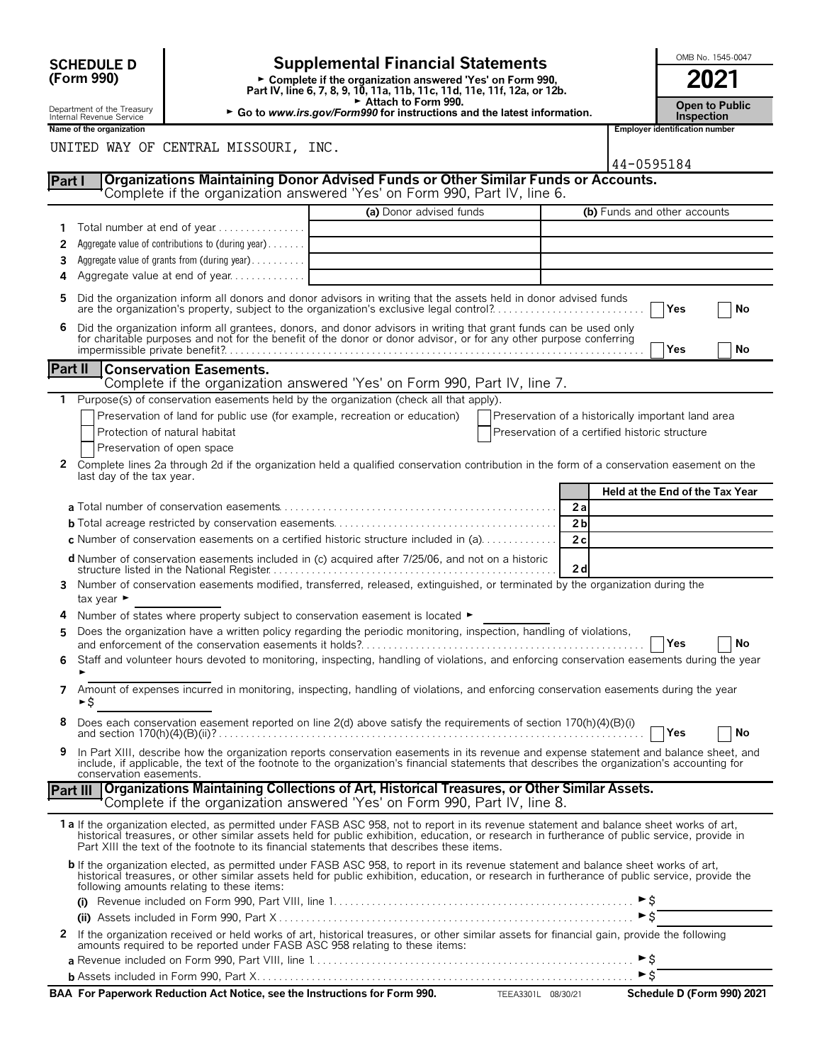**SCHEDULE D (Form 990)**

Department of the Treasury
Internal Revenue Service

# Supplemental Financial Statements

► Complete if the organization answered 'Yes' on Form 990, Part IV, line 6, 7, 8, 9, 10, 11a, 11b, 11c, 11d, 11e, 11f, 12a, or 12b.
► Attach to Form 990.
► Go to *www.irs.gov/Form990* for instructions and the latest information.

OMB No. 1545-0047

**2021**

**Open to Public Inspection**

Name of the organization: UNITED WAY OF CENTRAL MISSOURI, INC.

Employer identification number: 44-0595184

## Part I Organizations Maintaining Donor Advised Funds or Other Similar Funds or Accounts.

Complete if the organization answered 'Yes' on Form 990, Part IV, line 6.

| | | (a) Donor advised funds | (b) Funds and other accounts |
|---|---|---|---|
| 1 | Total number at end of year | | |
| 2 | Aggregate value of contributions to (during year) | | |
| 3 | Aggregate value of grants from (during year) | | |
| 4 | Aggregate value at end of year | | |

5 Did the organization inform all donors and donor advisors in writing that the assets held in donor advised funds are the organization's property, subject to the organization's exclusive legal control? ☐ Yes ☐ No

6 Did the organization inform all grantees, donors, and donor advisors in writing that grant funds can be used only for charitable purposes and not for the benefit of the donor or donor advisor, or for any other purpose conferring impermissible private benefit? ☐ Yes ☐ No

## Part II Conservation Easements.

Complete if the organization answered 'Yes' on Form 990, Part IV, line 7.

1 Purpose(s) of conservation easements held by the organization (check all that apply).

☐ Preservation of land for public use (for example, recreation or education)
☐ Preservation of a historically important land area
☐ Protection of natural habitat
☐ Preservation of a certified historic structure
☐ Preservation of open space

2 Complete lines 2a through 2d if the organization held a qualified conservation contribution in the form of a conservation easement on the last day of the tax year.

| | | | Held at the End of the Tax Year |
|---|---|---|---|
| a | Total number of conservation easements | 2a | |
| b | Total acreage restricted by conservation easements | 2b | |
| c | Number of conservation easements on a certified historic structure included in (a) | 2c | |
| d | Number of conservation easements included in (c) acquired after 7/25/06, and not on a historic structure listed in the National Register | 2d | |

3 Number of conservation easements modified, transferred, released, extinguished, or terminated by the organization during the tax year ►

4 Number of states where property subject to conservation easement is located ►

5 Does the organization have a written policy regarding the periodic monitoring, inspection, handling of violations, and enforcement of the conservation easements it holds? ☐ Yes ☐ No

6 Staff and volunteer hours devoted to monitoring, inspecting, handling of violations, and enforcing conservation easements during the year ►

7 Amount of expenses incurred in monitoring, inspecting, handling of violations, and enforcing conservation easements during the year ►$

8 Does each conservation easement reported on line 2(d) above satisfy the requirements of section 170(h)(4)(B)(i) and section 170(h)(4)(B)(ii)? ☐ Yes ☐ No

9 In Part XIII, describe how the organization reports conservation easements in its revenue and expense statement and balance sheet, and include, if applicable, the text of the footnote to the organization's financial statements that describes the organization's accounting for conservation easements.

## Part III Organizations Maintaining Collections of Art, Historical Treasures, or Other Similar Assets.

Complete if the organization answered 'Yes' on Form 990, Part IV, line 8.

1a If the organization elected, as permitted under FASB ASC 958, not to report in its revenue statement and balance sheet works of art, historical treasures, or other similar assets held for public exhibition, education, or research in furtherance of public service, provide in Part XIII the text of the footnote to its financial statements that describes these items.

b If the organization elected, as permitted under FASB ASC 958, to report in its revenue statement and balance sheet works of art, historical treasures, or other similar assets held for public exhibition, education, or research in furtherance of public service, provide the following amounts relating to these items:

(i) Revenue included on Form 990, Part VIII, line 1 ►$

(ii) Assets included in Form 990, Part X ►$

2 If the organization received or held works of art, historical treasures, or other similar assets for financial gain, provide the following amounts required to be reported under FASB ASC 958 relating to these items:

a Revenue included on Form 990, Part VIII, line 1 ►$

b Assets included in Form 990, Part X ►$

**BAA For Paperwork Reduction Act Notice, see the Instructions for Form 990.** TEEA3301L 08/30/21 **Schedule D (Form 990) 2021**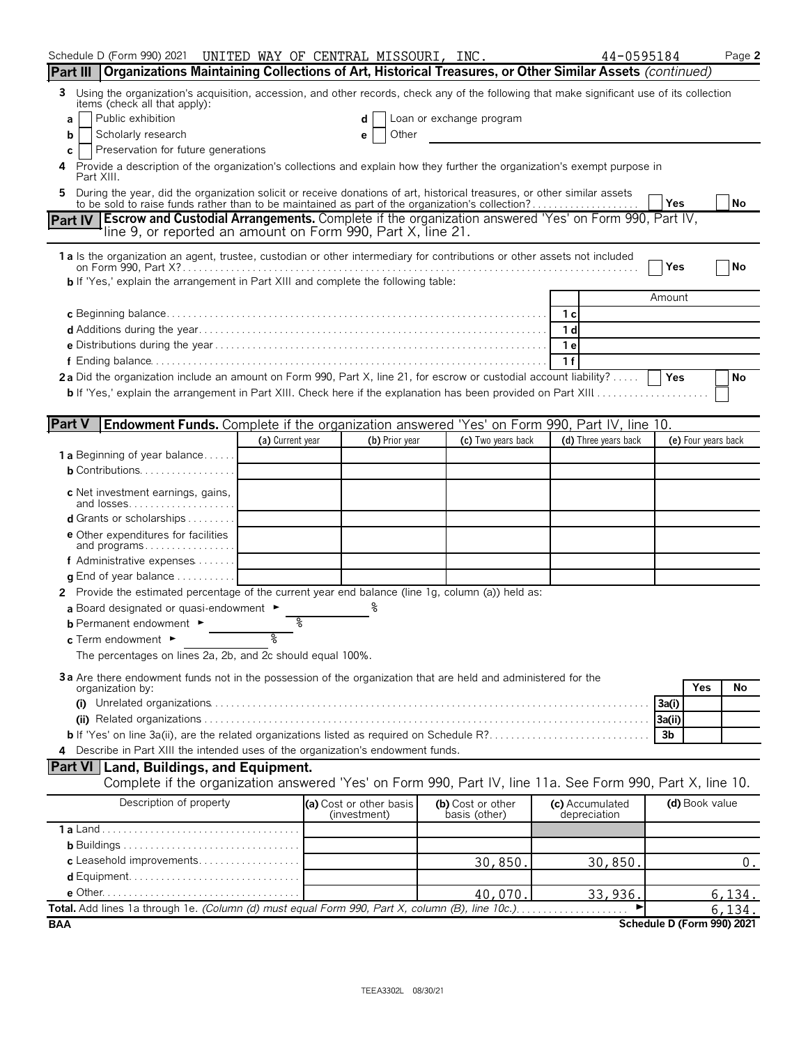Schedule D (Form 990) 2021 UNITED WAY OF CENTRAL MISSOURI, INC. 44-0595184 Page 2

## Part III Organizations Maintaining Collections of Art, Historical Treasures, or Other Similar Assets *(continued)*

**3** Using the organization's acquisition, accession, and other records, check any of the following that make significant use of its collection items (check all that apply):

- **a** ☐ Public exhibition
- **b** ☐ Scholarly research
- **c** ☐ Preservation for future generations
- **d** ☐ Loan or exchange program
- **e** ☐ Other

**4** Provide a description of the organization's collections and explain how they further the organization's exempt purpose in Part XIII.

**5** During the year, did the organization solicit or receive donations of art, historical treasures, or other similar assets to be sold to raise funds rather than to be maintained as part of the organization's collection? ☐ Yes ☐ No

## Part IV Escrow and Custodial Arrangements. Complete if the organization answered 'Yes' on Form 990, Part IV, line 9, or reported an amount on Form 990, Part X, line 21.

**1a** Is the organization an agent, trustee, custodian or other intermediary for contributions or other assets not included on Form 990, Part X? ☐ Yes ☐ No

**b** If 'Yes,' explain the arrangement in Part XIII and complete the following table:

| | | Amount |
|---|---|---|
| **c** Beginning balance | 1c | |
| **d** Additions during the year | 1d | |
| **e** Distributions during the year | 1e | |
| **f** Ending balance | 1f | |

**2a** Did the organization include an amount on Form 990, Part X, line 21, for escrow or custodial account liability? ☐ Yes ☐ No

**b** If 'Yes,' explain the arrangement in Part XIII. Check here if the explanation has been provided on Part XIII ☐

## Part V Endowment Funds. Complete if the organization answered 'Yes' on Form 990, Part IV, line 10.

| | (a) Current year | (b) Prior year | (c) Two years back | (d) Three years back | (e) Four years back |
|---|---|---|---|---|---|
| **1a** Beginning of year balance | | | | | |
| **b** Contributions | | | | | |
| **c** Net investment earnings, gains, and losses | | | | | |
| **d** Grants or scholarships | | | | | |
| **e** Other expenditures for facilities and programs | | | | | |
| **f** Administrative expenses | | | | | |
| **g** End of year balance | | | | | |

**2** Provide the estimated percentage of the current year end balance (line 1g, column (a)) held as:

**a** Board designated or quasi-endowment ► %

**b** Permanent endowment ► %

**c** Term endowment ► %

The percentages on lines 2a, 2b, and 2c should equal 100%.

**3a** Are there endowment funds not in the possession of the organization that are held and administered for the organization by:

| | | Yes | No |
|---|---|---|---|
| **(i)** Unrelated organizations | 3a(i) | | |
| **(ii)** Related organizations | 3a(ii) | | |
| **b** If 'Yes' on line 3a(ii), are the related organizations listed as required on Schedule R? | 3b | | |

**4** Describe in Part XIII the intended uses of the organization's endowment funds.

## Part VI Land, Buildings, and Equipment.

Complete if the organization answered 'Yes' on Form 990, Part IV, line 11a. See Form 990, Part X, line 10.

| Description of property | (a) Cost or other basis (investment) | (b) Cost or other basis (other) | (c) Accumulated depreciation | (d) Book value |
|---|---|---|---|---|
| **1a** Land | | | | |
| **b** Buildings | | | | |
| **c** Leasehold improvements | | 30,850. | 30,850. | 0. |
| **d** Equipment | | | | |
| **e** Other | | 40,070. | 33,936. | 6,134. |
| **Total.** Add lines 1a through 1e. *(Column (d) must equal Form 990, Part X, column (B), line 10c.)* ► | | | | 6,134. |

BAA Schedule D (Form 990) 2021

TEEA3302L 08/30/21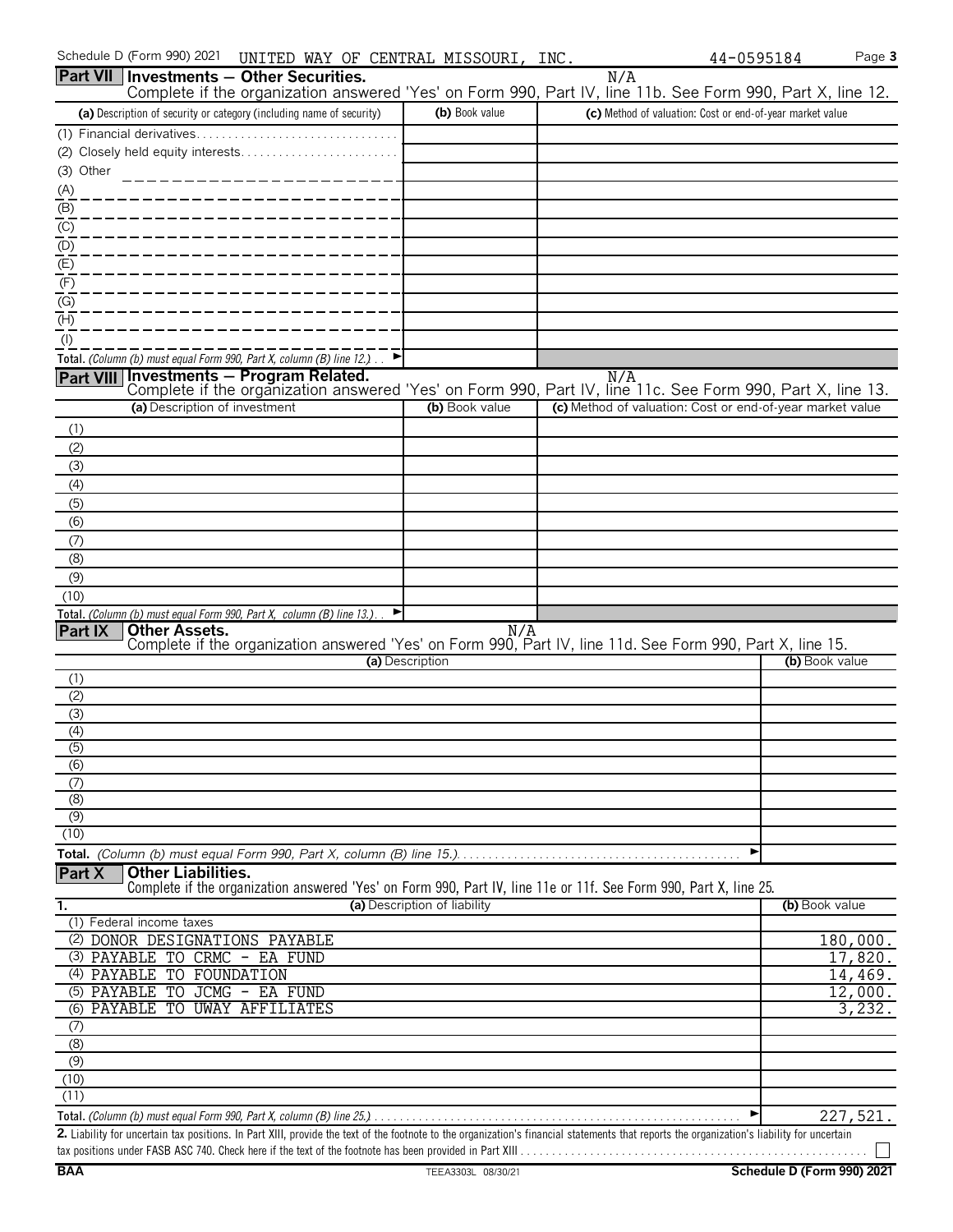Schedule D (Form 990) 2021 UNITED WAY OF CENTRAL MISSOURI, INC. 44-0595184

## Part VII Investments — Other Securities.

N/A

Complete if the organization answered 'Yes' on Form 990, Part IV, line 11b. See Form 990, Part X, line 12.

| (a) Description of security or category (including name of security) | (b) Book value | (c) Method of valuation: Cost or end-of-year market value |
|---|---|---|
| (1) Financial derivatives | | |
| (2) Closely held equity interests | | |
| (3) Other | | |
| (A) | | |
| (B) | | |
| (C) | | |
| (D) | | |
| (E) | | |
| (F) | | |
| (G) | | |
| (H) | | |
| (I) | | |
| **Total.** *(Column (b) must equal Form 990, Part X, column (B) line 12.)* ► | | |

## Part VIII Investments — Program Related.

N/A

Complete if the organization answered 'Yes' on Form 990, Part IV, line 11c. See Form 990, Part X, line 13.

| (a) Description of investment | (b) Book value | (c) Method of valuation: Cost or end-of-year market value |
|---|---|---|
| (1) | | |
| (2) | | |
| (3) | | |
| (4) | | |
| (5) | | |
| (6) | | |
| (7) | | |
| (8) | | |
| (9) | | |
| (10) | | |
| **Total.** *(Column (b) must equal Form 990, Part X, column (B) line 13.)* ► | | |

## Part IX Other Assets.

N/A

Complete if the organization answered 'Yes' on Form 990, Part IV, line 11d. See Form 990, Part X, line 15.

| (a) Description | (b) Book value |
|---|---|
| (1) | |
| (2) | |
| (3) | |
| (4) | |
| (5) | |
| (6) | |
| (7) | |
| (8) | |
| (9) | |
| (10) | |
| **Total.** *(Column (b) must equal Form 990, Part X, column (B) line 15.)* ► | |

## Part X Other Liabilities.

Complete if the organization answered 'Yes' on Form 990, Part IV, line 11e or 11f. See Form 990, Part X, line 25.

| 1. (a) Description of liability | (b) Book value |
|---|---|
| (1) Federal income taxes | |
| (2) DONOR DESIGNATIONS PAYABLE | 180,000. |
| (3) PAYABLE TO CRMC - EA FUND | 17,820. |
| (4) PAYABLE TO FOUNDATION | 14,469. |
| (5) PAYABLE TO JCMG - EA FUND | 12,000. |
| (6) PAYABLE TO UWAY AFFILIATES | 3,232. |
| (7) | |
| (8) | |
| (9) | |
| (10) | |
| (11) | |
| **Total.** *(Column (b) must equal Form 990, Part X, column (B) line 25.)* ► | 227,521. |

**2.** Liability for uncertain tax positions. In Part XIII, provide the text of the footnote to the organization's financial statements that reports the organization's liability for uncertain tax positions under FASB ASC 740. Check here if the text of the footnote has been provided in Part XIII ☐

BAA TEEA3303L 08/30/21 Schedule D (Form 990) 2021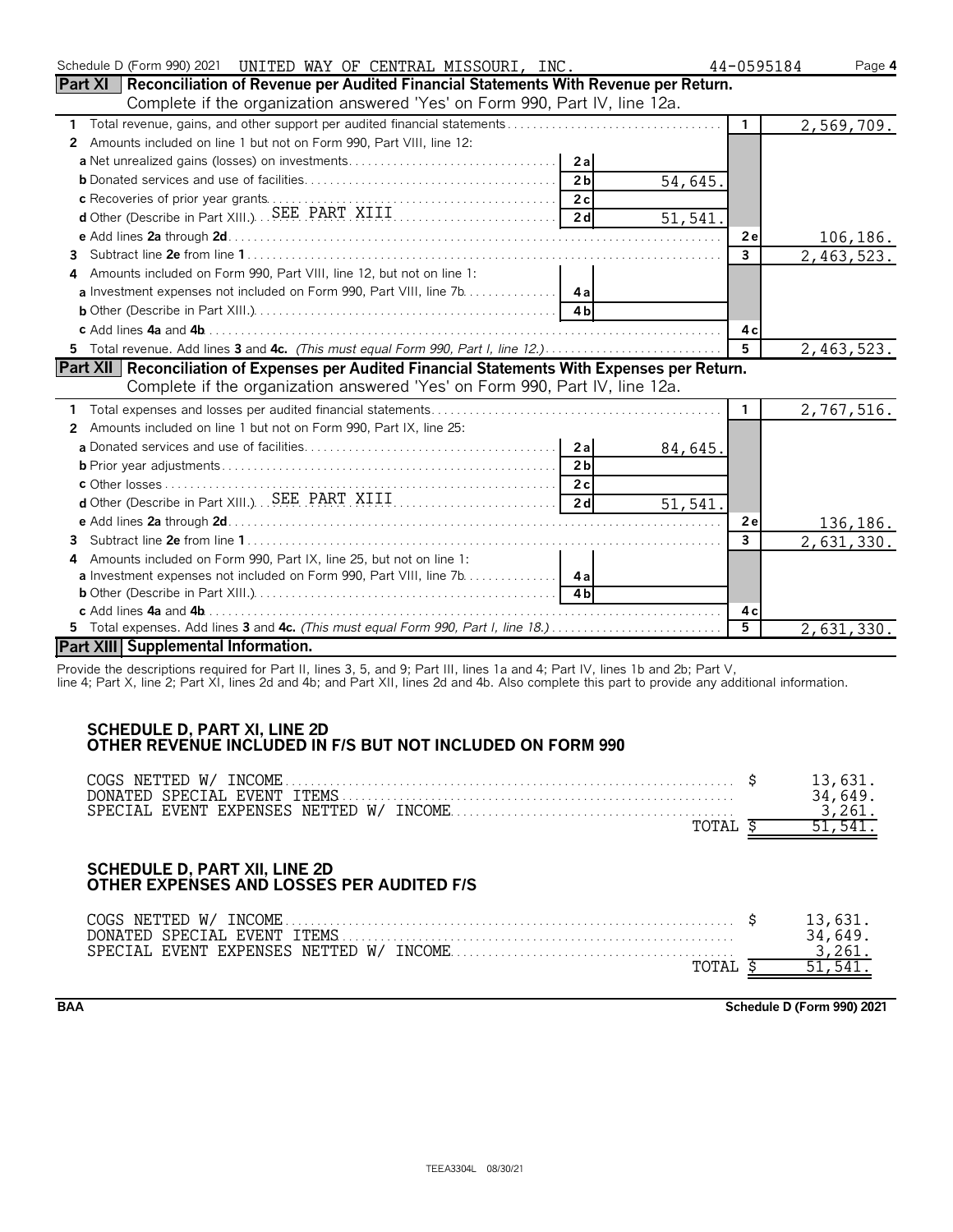Schedule D (Form 990) 2021 UNITED WAY OF CENTRAL MISSOURI, INC. 44-0595184 Page 4

## Part XI Reconciliation of Revenue per Audited Financial Statements With Revenue per Return.

Complete if the organization answered 'Yes' on Form 990, Part IV, line 12a.

| | | | | |
|---|---|---|---|---|
| **1** Total revenue, gains, and other support per audited financial statements | | | 1 | 2,569,709. |
| **2** Amounts included on line 1 but not on Form 990, Part VIII, line 12: | | | | |
| **a** Net unrealized gains (losses) on investments | 2a | | | |
| **b** Donated services and use of facilities | 2b | 54,645. | | |
| **c** Recoveries of prior year grants | 2c | | | |
| **d** Other (Describe in Part XIII.) SEE PART XIII | 2d | 51,541. | | |
| **e** Add lines **2a** through **2d** | | | 2e | 106,186. |
| **3** Subtract line **2e** from line **1** | | | 3 | 2,463,523. |
| **4** Amounts included on Form 990, Part VIII, line 12, but not on line 1: | | | | |
| **a** Investment expenses not included on Form 990, Part VIII, line 7b | 4a | | | |
| **b** Other (Describe in Part XIII.) | 4b | | | |
| **c** Add lines **4a** and **4b** | | | 4c | |
| **5** Total revenue. Add lines **3** and **4c.** *(This must equal Form 990, Part I, line 12.)* | | | 5 | 2,463,523. |

## Part XII Reconciliation of Expenses per Audited Financial Statements With Expenses per Return.

Complete if the organization answered 'Yes' on Form 990, Part IV, line 12a.

| | | | | |
|---|---|---|---|---|
| **1** Total expenses and losses per audited financial statements | | | 1 | 2,767,516. |
| **2** Amounts included on line 1 but not on Form 990, Part IX, line 25: | | | | |
| **a** Donated services and use of facilities | 2a | 84,645. | | |
| **b** Prior year adjustments | 2b | | | |
| **c** Other losses | 2c | | | |
| **d** Other (Describe in Part XIII.) SEE PART XIII | 2d | 51,541. | | |
| **e** Add lines **2a** through **2d** | | | 2e | 136,186. |
| **3** Subtract line **2e** from line **1** | | | 3 | 2,631,330. |
| **4** Amounts included on Form 990, Part IX, line 25, but not on line 1: | | | | |
| **a** Investment expenses not included on Form 990, Part VIII, line 7b | 4a | | | |
| **b** Other (Describe in Part XIII.) | 4b | | | |
| **c** Add lines **4a** and **4b** | | | 4c | |
| **5** Total expenses. Add lines **3** and **4c.** *(This must equal Form 990, Part I, line 18.)* | | | 5 | 2,631,330. |

## Part XIII Supplemental Information.

Provide the descriptions required for Part II, lines 3, 5, and 9; Part III, lines 1a and 4; Part IV, lines 1b and 2b; Part V, line 4; Part X, line 2; Part XI, lines 2d and 4b; and Part XII, lines 2d and 4b. Also complete this part to provide any additional information.

### SCHEDULE D, PART XI, LINE 2D
### OTHER REVENUE INCLUDED IN F/S BUT NOT INCLUDED ON FORM 990

| | |
|---|---|
| COGS NETTED W/ INCOME | $ 13,631. |
| DONATED SPECIAL EVENT ITEMS | 34,649. |
| SPECIAL EVENT EXPENSES NETTED W/ INCOME | 3,261. |
| TOTAL | $ 51,541. |

### SCHEDULE D, PART XII, LINE 2D
### OTHER EXPENSES AND LOSSES PER AUDITED F/S

| | |
|---|---|
| COGS NETTED W/ INCOME | $ 13,631. |
| DONATED SPECIAL EVENT ITEMS | 34,649. |
| SPECIAL EVENT EXPENSES NETTED W/ INCOME | 3,261. |
| TOTAL | $ 51,541. |

BAA Schedule D (Form 990) 2021

TEEA3304L 08/30/21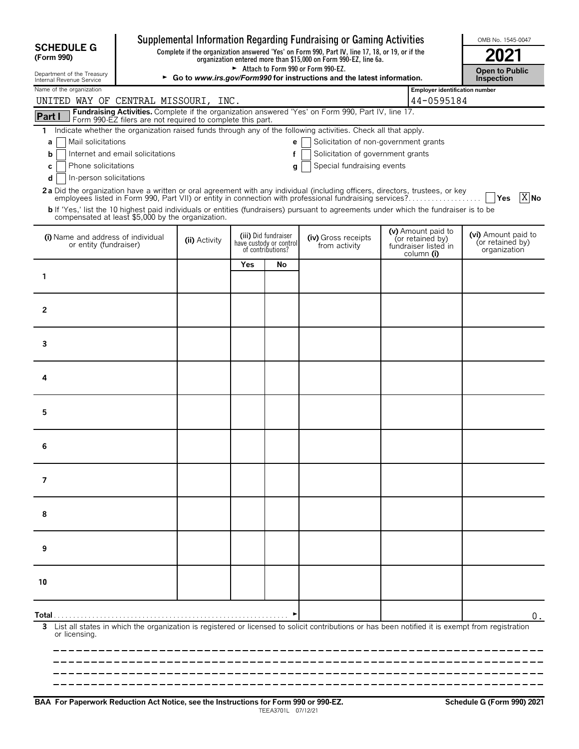**SCHEDULE G (Form 990)**

Department of the Treasury
Internal Revenue Service

# Supplemental Information Regarding Fundraising or Gaming Activities

**Complete if the organization answered 'Yes' on Form 990, Part IV, line 17, 18, or 19, or if the organization entered more than $15,000 on Form 990-EZ, line 6a.**

► Attach to Form 990 or Form 990-EZ.

► Go to *www.irs.gov/Form990* for instructions and the latest information.

OMB No. 1545-0047

**2021**

**Open to Public Inspection**

Name of the organization: UNITED WAY OF CENTRAL MISSOURI, INC.

Employer identification number: 44-0595184

**Part I** **Fundraising Activities.** Complete if the organization answered 'Yes' on Form 990, Part IV, line 17. Form 990-EZ filers are not required to complete this part.

1 Indicate whether the organization raised funds through any of the following activities. Check all that apply.

- a [ ] Mail solicitations
- b [ ] Internet and email solicitations
- c [ ] Phone solicitations
- d [ ] In-person solicitations
- e [ ] Solicitation of non-government grants
- f [ ] Solicitation of government grants
- g [ ] Special fundraising events

**2a** Did the organization have a written or oral agreement with any individual (including officers, directors, trustees, or key employees listed in Form 990, Part VII) or entity in connection with professional fundraising services? [ ] Yes [X] No

**b** If 'Yes,' list the 10 highest paid individuals or entities (fundraisers) pursuant to agreements under which the fundraiser is to be compensated at least $5,000 by the organization.

| | (i) Name and address of individual or entity (fundraiser) | (ii) Activity | (iii) Did fundraiser have custody or control of contributions? Yes | No | (iv) Gross receipts from activity | (v) Amount paid to (or retained by) fundraiser listed in column (i) | (vi) Amount paid to (or retained by) organization |
|---|---|---|---|---|---|---|---|
| 1 | | | | | | | |
| 2 | | | | | | | |
| 3 | | | | | | | |
| 4 | | | | | | | |
| 5 | | | | | | | |
| 6 | | | | | | | |
| 7 | | | | | | | |
| 8 | | | | | | | |
| 9 | | | | | | | |
| 10 | | | | | | | |
| **Total** ► | | | | | | | 0. |

3 List all states in which the organization is registered or licensed to solicit contributions or has been notified it is exempt from registration or licensing.

**BAA For Paperwork Reduction Act Notice, see the Instructions for Form 990 or 990-EZ.** TEEA3701L 07/12/21 **Schedule G (Form 990) 2021**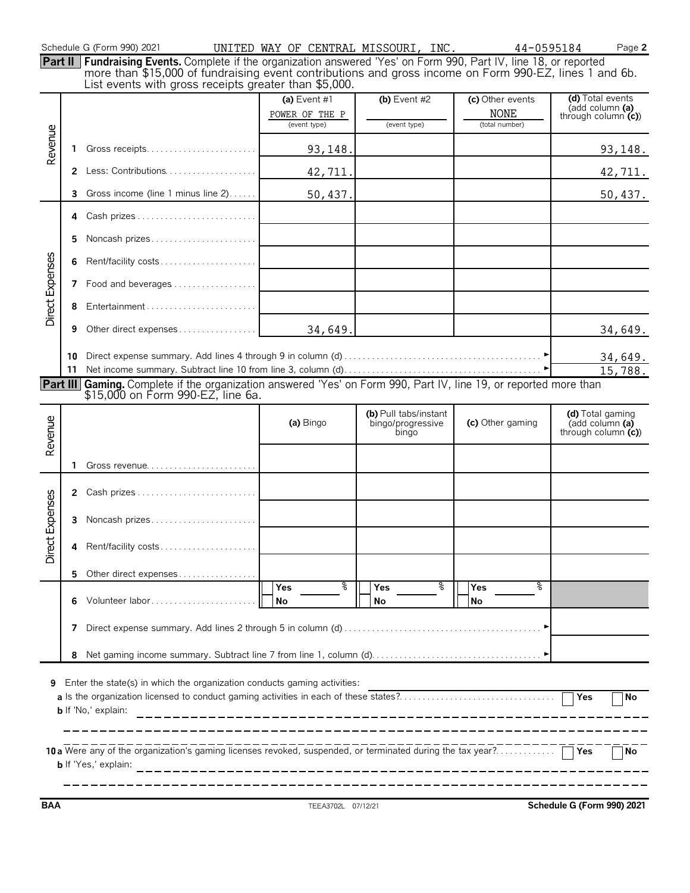Schedule G (Form 990) 2021 UNITED WAY OF CENTRAL MISSOURI, INC. 44-0595184 Page **2**

**Part II** **Fundraising Events.** Complete if the organization answered 'Yes' on Form 990, Part IV, line 18, or reported more than $15,000 of fundraising event contributions and gross income on Form 990-EZ, lines 1 and 6b. List events with gross receipts greater than $5,000.

| | | | (a) Event #1 POWER OF THE P (event type) | (b) Event #2 (event type) | (c) Other events NONE (total number) | (d) Total events (add column (a) through column (c)) |
|---|---|---|---|---|---|---|
| Revenue | 1 | Gross receipts | 93,148. | | | 93,148. |
| | 2 | Less: Contributions | 42,711. | | | 42,711. |
| | 3 | Gross income (line 1 minus line 2) | 50,437. | | | 50,437. |
| Direct Expenses | 4 | Cash prizes | | | | |
| | 5 | Noncash prizes | | | | |
| | 6 | Rent/facility costs | | | | |
| | 7 | Food and beverages | | | | |
| | 8 | Entertainment | | | | |
| | 9 | Other direct expenses | 34,649. | | | 34,649. |
| | 10 | Direct expense summary. Add lines 4 through 9 in column (d) | | | | 34,649. |
| | 11 | Net income summary. Subtract line 10 from line 3, column (d) | | | | 15,788. |

**Part III** **Gaming.** Complete if the organization answered 'Yes' on Form 990, Part IV, line 19, or reported more than $15,000 on Form 990-EZ, line 6a.

| | | | (a) Bingo | (b) Pull tabs/instant bingo/progressive bingo | (c) Other gaming | (d) Total gaming (add column (a) through column (c)) |
|---|---|---|---|---|---|---|
| Revenue | 1 | Gross revenue | | | | |
| Direct Expenses | 2 | Cash prizes | | | | |
| | 3 | Noncash prizes | | | | |
| | 4 | Rent/facility costs | | | | |
| | 5 | Other direct expenses | | | | |
| | 6 | Volunteer labor | Yes ___ % No | Yes ___ % No | Yes ___ % No | |
| | 7 | Direct expense summary. Add lines 2 through 5 in column (d) | | | | |
| | 8 | Net gaming income summary. Subtract line 7 from line 1, column (d) | | | | |

**9** Enter the state(s) in which the organization conducts gaming activities:

**a** Is the organization licensed to conduct gaming activities in each of these states? ☐ Yes ☐ No

**b** If 'No,' explain:

**10a** Were any of the organization's gaming licenses revoked, suspended, or terminated during the tax year? ☐ Yes ☐ No

**b** If 'Yes,' explain:

BAA TEEA3702L 07/12/21 **Schedule G (Form 990) 2021**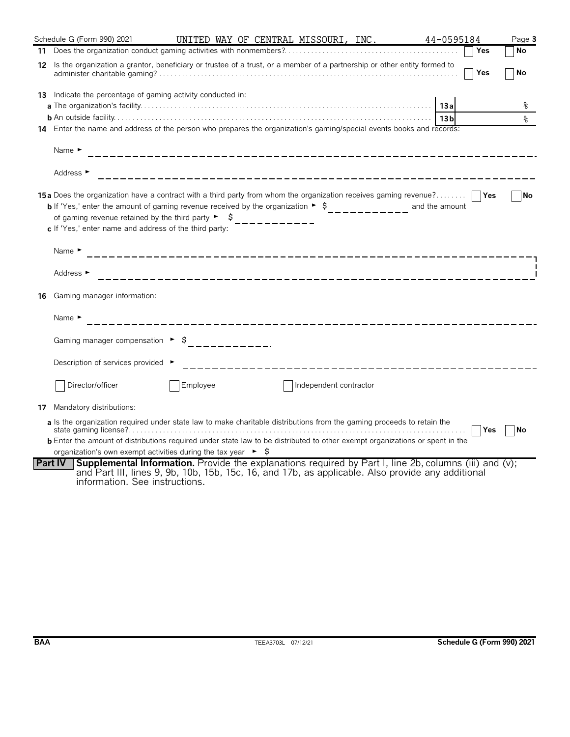Schedule G (Form 990) 2021 UNITED WAY OF CENTRAL MISSOURI, INC. 44-0595184 Page **3**

**11** Does the organization conduct gaming activities with nonmembers? ☐ Yes ☐ No

**12** Is the organization a grantor, beneficiary or trustee of a trust, or a member of a partnership or other entity formed to administer charitable gaming? ☐ Yes ☐ No

**13** Indicate the percentage of gaming activity conducted in:

**a** The organization's facility **13a** %

**b** An outside facility **13b** %

**14** Enter the name and address of the person who prepares the organization's gaming/special events books and records:

Name ►

Address ►

**15a** Does the organization have a contract with a third party from whom the organization receives gaming revenue? ☐ Yes ☐ No

**b** If 'Yes,' enter the amount of gaming revenue received by the organization ► $ and the amount of gaming revenue retained by the third party ► $

**c** If 'Yes,' enter name and address of the third party:

Name ►

Address ►

**16** Gaming manager information:

Name ►

Gaming manager compensation ► $

Description of services provided ►

☐ Director/officer ☐ Employee ☐ Independent contractor

**17** Mandatory distributions:

**a** Is the organization required under state law to make charitable distributions from the gaming proceeds to retain the state gaming license? ☐ Yes ☐ No

**b** Enter the amount of distributions required under state law to be distributed to other exempt organizations or spent in the organization's own exempt activities during the tax year ► $

**Part IV** **Supplemental Information.** Provide the explanations required by Part I, line 2b, columns (iii) and (v); and Part III, lines 9, 9b, 10b, 15b, 15c, 16, and 17b, as applicable. Also provide any additional information. See instructions.

BAA TEEA3703L 07/12/21 **Schedule G (Form 990) 2021**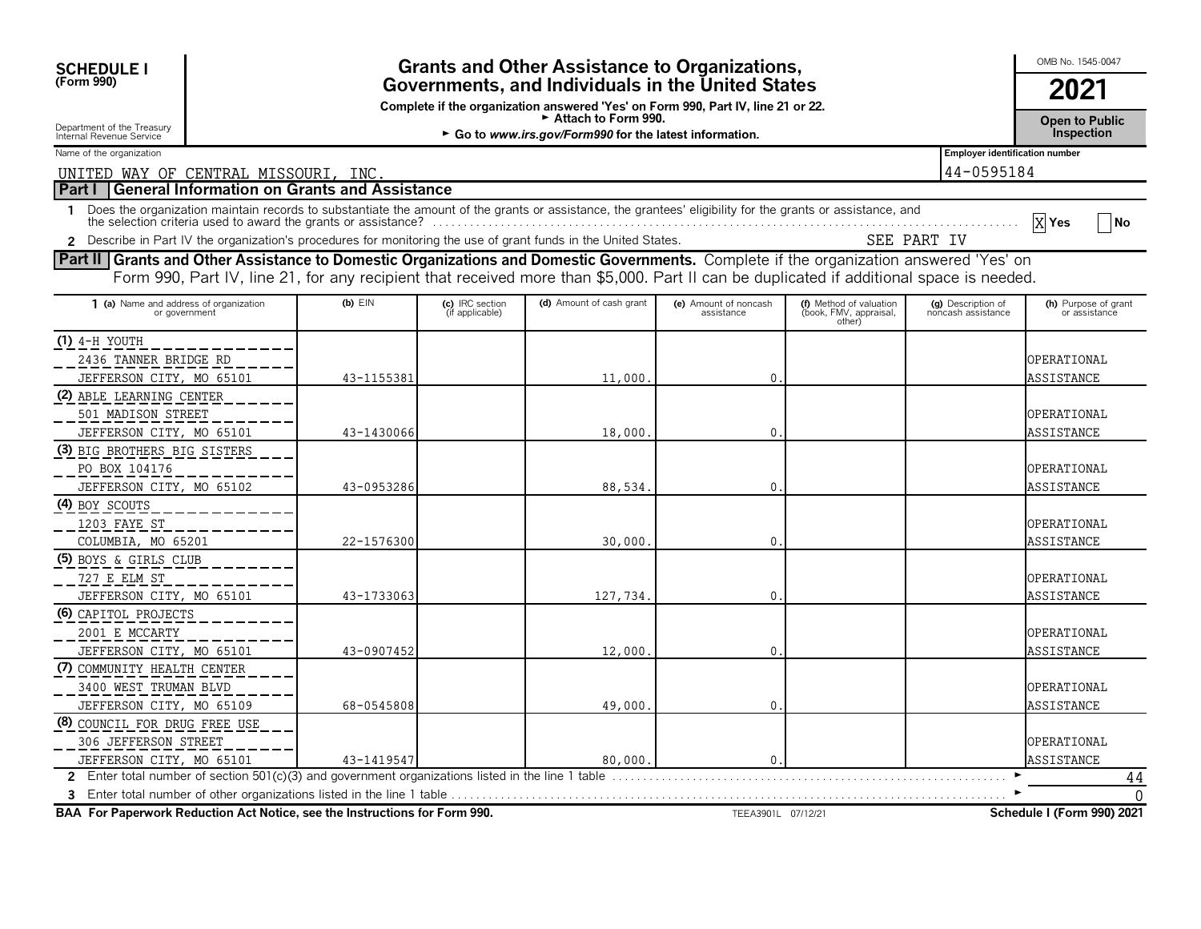**SCHEDULE I**
**(Form 990)**

Department of the Treasury
Internal Revenue Service

# Grants and Other Assistance to Organizations, Governments, and Individuals in the United States

**Complete if the organization answered 'Yes' on Form 990, Part IV, line 21 or 22.**
► **Attach to Form 990.**
► **Go to *www.irs.gov/Form990* for the latest information.**

OMB No. 1545-0047

**2021**

**Open to Public Inspection**

Name of the organization: UNITED WAY OF CENTRAL MISSOURI, INC.

Employer identification number: 44-0595184

## Part I General Information on Grants and Assistance

1 Does the organization maintain records to substantiate the amount of the grants or assistance, the grantees' eligibility for the grants or assistance, and the selection criteria used to award the grants or assistance? .......... [X] Yes [ ] No

2 Describe in Part IV the organization's procedures for monitoring the use of grant funds in the United States. SEE PART IV

## Part II Grants and Other Assistance to Domestic Organizations and Domestic Governments.

Complete if the organization answered 'Yes' on Form 990, Part IV, line 21, for any recipient that received more than $5,000. Part II can be duplicated if additional space is needed.

| 1 (a) Name and address of organization or government | (b) EIN | (c) IRC section (if applicable) | (d) Amount of cash grant | (e) Amount of noncash assistance | (f) Method of valuation (book, FMV, appraisal, other) | (g) Description of noncash assistance | (h) Purpose of grant or assistance |
|---|---|---|---|---|---|---|---|
| (1) 4-H YOUTH<br>2436 TANNER BRIDGE RD<br>JEFFERSON CITY, MO 65101 | 43-1155381 | | 11,000. | 0. | | | OPERATIONAL ASSISTANCE |
| (2) ABLE LEARNING CENTER<br>501 MADISON STREET<br>JEFFERSON CITY, MO 65101 | 43-1430066 | | 18,000. | 0. | | | OPERATIONAL ASSISTANCE |
| (3) BIG BROTHERS BIG SISTERS<br>PO BOX 104176<br>JEFFERSON CITY, MO 65102 | 43-0953286 | | 88,534. | 0. | | | OPERATIONAL ASSISTANCE |
| (4) BOY SCOUTS<br>1203 FAYE ST<br>COLUMBIA, MO 65201 | 22-1576300 | | 30,000. | 0. | | | OPERATIONAL ASSISTANCE |
| (5) BOYS & GIRLS CLUB<br>727 E ELM ST<br>JEFFERSON CITY, MO 65101 | 43-1733063 | | 127,734. | 0. | | | OPERATIONAL ASSISTANCE |
| (6) CAPITOL PROJECTS<br>2001 E MCCARTY<br>JEFFERSON CITY, MO 65101 | 43-0907452 | | 12,000. | 0. | | | OPERATIONAL ASSISTANCE |
| (7) COMMUNITY HEALTH CENTER<br>3400 WEST TRUMAN BLVD<br>JEFFERSON CITY, MO 65109 | 68-0545808 | | 49,000. | 0. | | | OPERATIONAL ASSISTANCE |
| (8) COUNCIL FOR DRUG FREE USE<br>306 JEFFERSON STREET<br>JEFFERSON CITY, MO 65101 | 43-1419547 | | 80,000. | 0. | | | OPERATIONAL ASSISTANCE |

2 Enter total number of section 501(c)(3) and government organizations listed in the line 1 table .......... ► 44

3 Enter total number of other organizations listed in the line 1 table .......... ► 0

**BAA For Paperwork Reduction Act Notice, see the Instructions for Form 990.** TEEA3901L 07/12/21 **Schedule I (Form 990) 2021**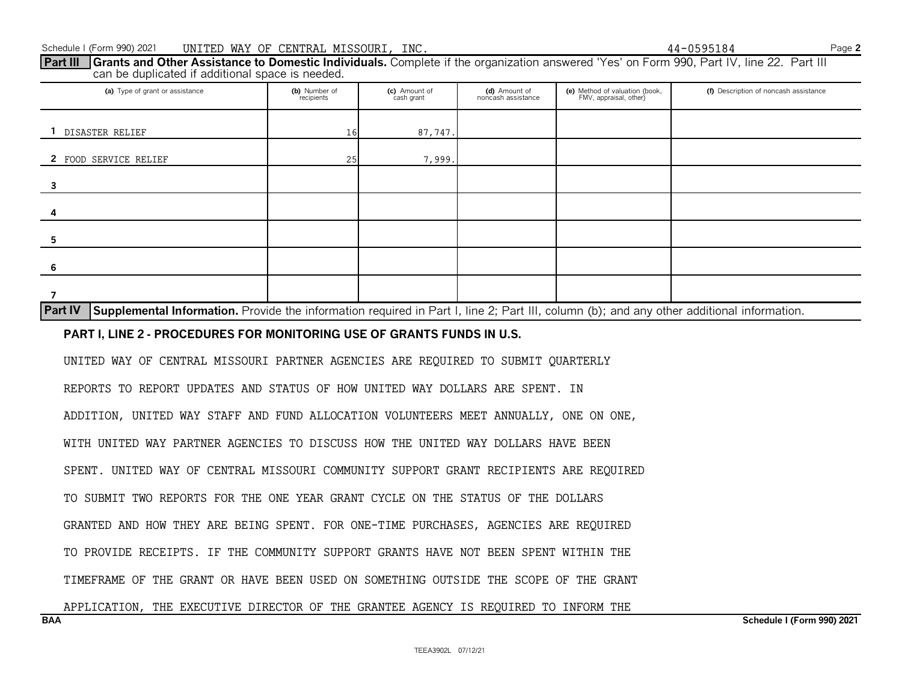Schedule I (Form 990) 2021 UNITED WAY OF CENTRAL MISSOURI, INC. 44-0595184

**Part III** **Grants and Other Assistance to Domestic Individuals.** Complete if the organization answered 'Yes' on Form 990, Part IV, line 22. Part III can be duplicated if additional space is needed.

| (a) Type of grant or assistance | (b) Number of recipients | (c) Amount of cash grant | (d) Amount of noncash assistance | (e) Method of valuation (book, FMV, appraisal, other) | (f) Description of noncash assistance |
|---|---|---|---|---|---|
| 1 DISASTER RELIEF | 16 | 87,747. | | | |
| 2 FOOD SERVICE RELIEF | 25 | 7,999. | | | |
| 3 | | | | | |
| 4 | | | | | |
| 5 | | | | | |
| 6 | | | | | |
| 7 | | | | | |

**Part IV** **Supplemental Information.** Provide the information required in Part I, line 2; Part III, column (b); and any other additional information.

**PART I, LINE 2 - PROCEDURES FOR MONITORING USE OF GRANTS FUNDS IN U.S.**

UNITED WAY OF CENTRAL MISSOURI PARTNER AGENCIES ARE REQUIRED TO SUBMIT QUARTERLY REPORTS TO REPORT UPDATES AND STATUS OF HOW UNITED WAY DOLLARS ARE SPENT. IN ADDITION, UNITED WAY STAFF AND FUND ALLOCATION VOLUNTEERS MEET ANNUALLY, ONE ON ONE, WITH UNITED WAY PARTNER AGENCIES TO DISCUSS HOW THE UNITED WAY DOLLARS HAVE BEEN SPENT. UNITED WAY OF CENTRAL MISSOURI COMMUNITY SUPPORT GRANT RECIPIENTS ARE REQUIRED TO SUBMIT TWO REPORTS FOR THE ONE YEAR GRANT CYCLE ON THE STATUS OF THE DOLLARS GRANTED AND HOW THEY ARE BEING SPENT. FOR ONE-TIME PURCHASES, AGENCIES ARE REQUIRED TO PROVIDE RECEIPTS. IF THE COMMUNITY SUPPORT GRANTS HAVE NOT BEEN SPENT WITHIN THE TIMEFRAME OF THE GRANT OR HAVE BEEN USED ON SOMETHING OUTSIDE THE SCOPE OF THE GRANT APPLICATION, THE EXECUTIVE DIRECTOR OF THE GRANTEE AGENCY IS REQUIRED TO INFORM THE

BAA Schedule I (Form 990) 2021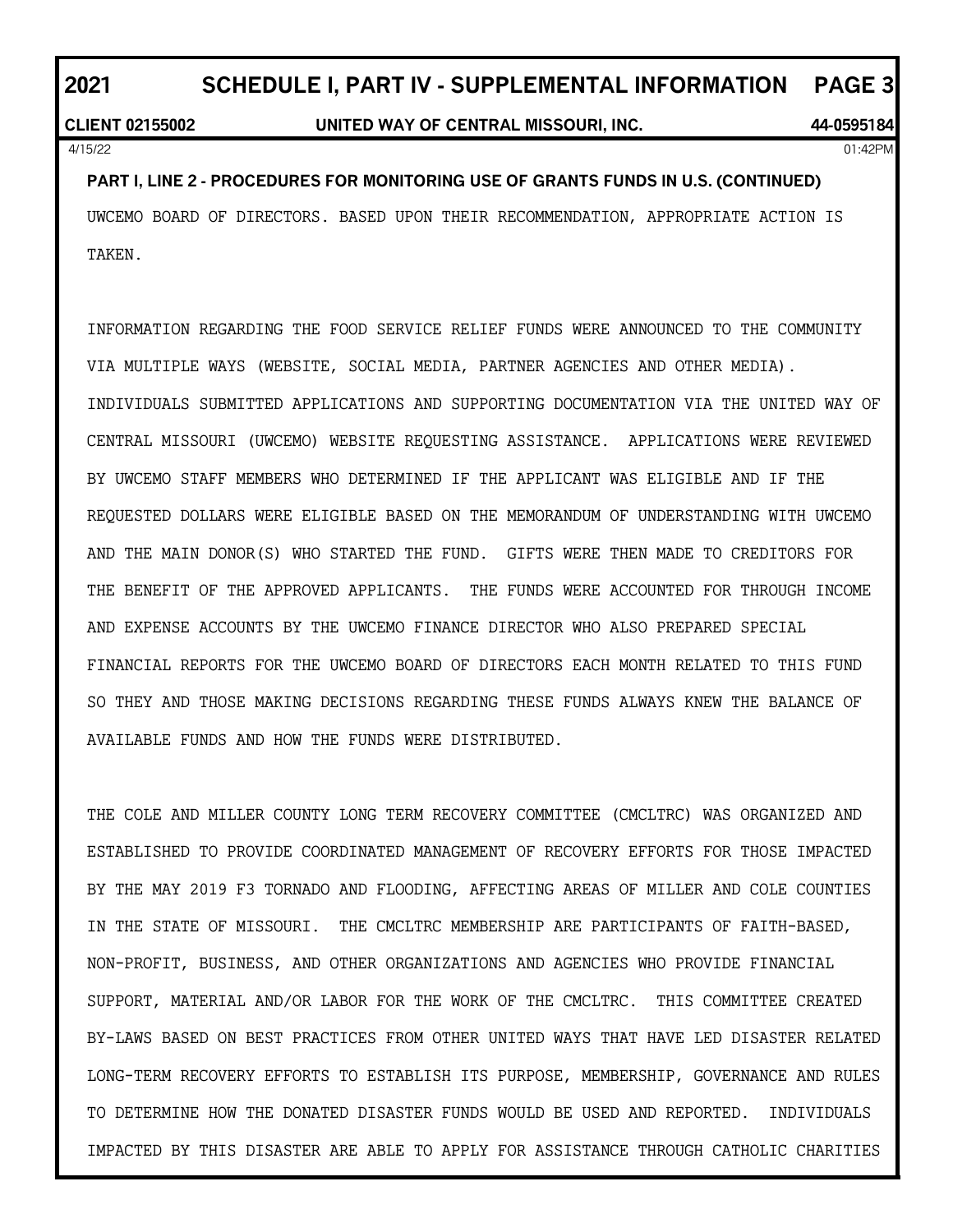**PART I, LINE 2 - PROCEDURES FOR MONITORING USE OF GRANTS FUNDS IN U.S. (CONTINUED)**

UWCEMO BOARD OF DIRECTORS. BASED UPON THEIR RECOMMENDATION, APPROPRIATE ACTION IS TAKEN.

INFORMATION REGARDING THE FOOD SERVICE RELIEF FUNDS WERE ANNOUNCED TO THE COMMUNITY VIA MULTIPLE WAYS (WEBSITE, SOCIAL MEDIA, PARTNER AGENCIES AND OTHER MEDIA). INDIVIDUALS SUBMITTED APPLICATIONS AND SUPPORTING DOCUMENTATION VIA THE UNITED WAY OF CENTRAL MISSOURI (UWCEMO) WEBSITE REQUESTING ASSISTANCE. APPLICATIONS WERE REVIEWED BY UWCEMO STAFF MEMBERS WHO DETERMINED IF THE APPLICANT WAS ELIGIBLE AND IF THE REQUESTED DOLLARS WERE ELIGIBLE BASED ON THE MEMORANDUM OF UNDERSTANDING WITH UWCEMO AND THE MAIN DONOR(S) WHO STARTED THE FUND. GIFTS WERE THEN MADE TO CREDITORS FOR THE BENEFIT OF THE APPROVED APPLICANTS. THE FUNDS WERE ACCOUNTED FOR THROUGH INCOME AND EXPENSE ACCOUNTS BY THE UWCEMO FINANCE DIRECTOR WHO ALSO PREPARED SPECIAL FINANCIAL REPORTS FOR THE UWCEMO BOARD OF DIRECTORS EACH MONTH RELATED TO THIS FUND SO THEY AND THOSE MAKING DECISIONS REGARDING THESE FUNDS ALWAYS KNEW THE BALANCE OF AVAILABLE FUNDS AND HOW THE FUNDS WERE DISTRIBUTED.

THE COLE AND MILLER COUNTY LONG TERM RECOVERY COMMITTEE (CMCLTRC) WAS ORGANIZED AND ESTABLISHED TO PROVIDE COORDINATED MANAGEMENT OF RECOVERY EFFORTS FOR THOSE IMPACTED BY THE MAY 2019 F3 TORNADO AND FLOODING, AFFECTING AREAS OF MILLER AND COLE COUNTIES IN THE STATE OF MISSOURI. THE CMCLTRC MEMBERSHIP ARE PARTICIPANTS OF FAITH-BASED, NON-PROFIT, BUSINESS, AND OTHER ORGANIZATIONS AND AGENCIES WHO PROVIDE FINANCIAL SUPPORT, MATERIAL AND/OR LABOR FOR THE WORK OF THE CMCLTRC. THIS COMMITTEE CREATED BY-LAWS BASED ON BEST PRACTICES FROM OTHER UNITED WAYS THAT HAVE LED DISASTER RELATED LONG-TERM RECOVERY EFFORTS TO ESTABLISH ITS PURPOSE, MEMBERSHIP, GOVERNANCE AND RULES TO DETERMINE HOW THE DONATED DISASTER FUNDS WOULD BE USED AND REPORTED. INDIVIDUALS IMPACTED BY THIS DISASTER ARE ABLE TO APPLY FOR ASSISTANCE THROUGH CATHOLIC CHARITIES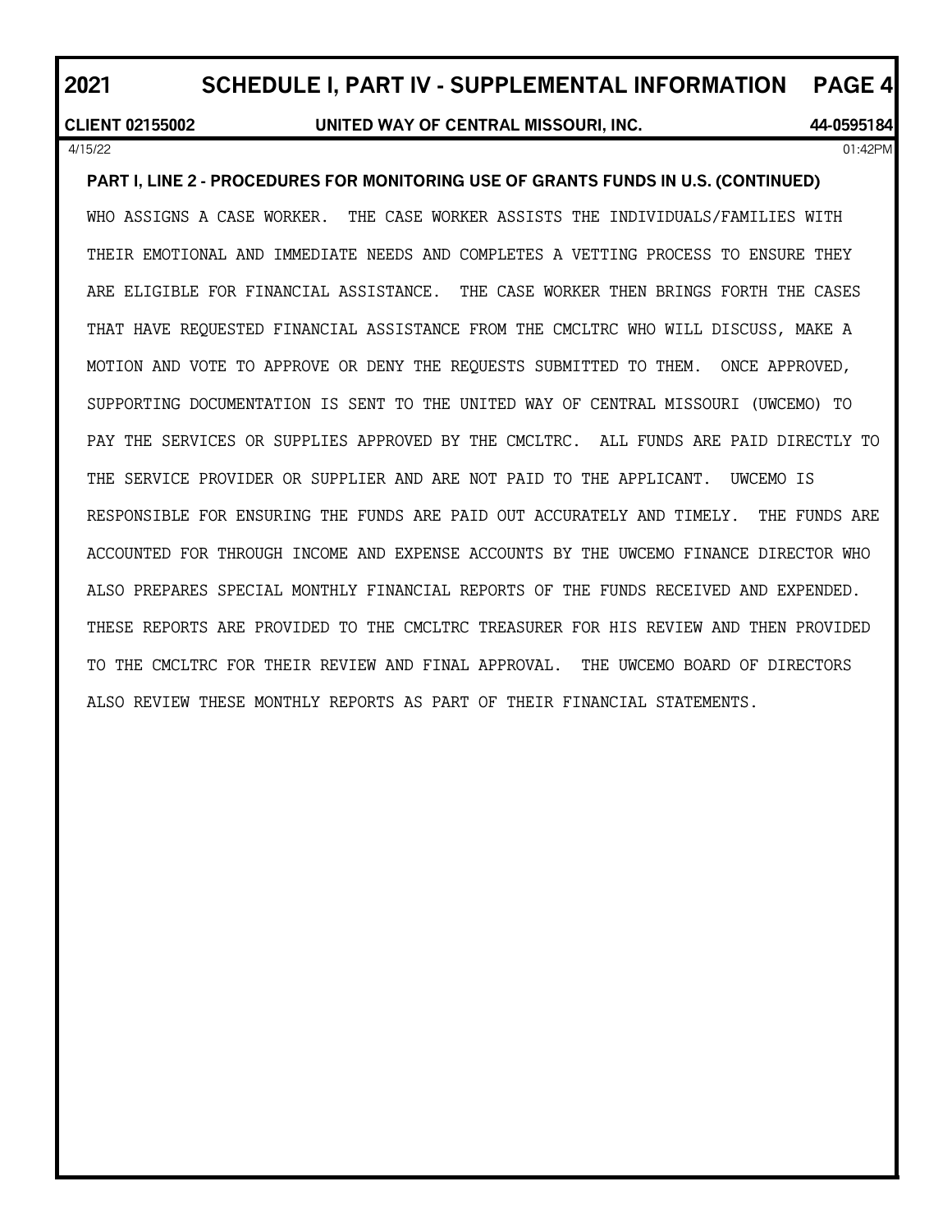## PART I, LINE 2 - PROCEDURES FOR MONITORING USE OF GRANTS FUNDS IN U.S. (CONTINUED)

WHO ASSIGNS A CASE WORKER. THE CASE WORKER ASSISTS THE INDIVIDUALS/FAMILIES WITH THEIR EMOTIONAL AND IMMEDIATE NEEDS AND COMPLETES A VETTING PROCESS TO ENSURE THEY ARE ELIGIBLE FOR FINANCIAL ASSISTANCE. THE CASE WORKER THEN BRINGS FORTH THE CASES THAT HAVE REQUESTED FINANCIAL ASSISTANCE FROM THE CMCLTRC WHO WILL DISCUSS, MAKE A MOTION AND VOTE TO APPROVE OR DENY THE REQUESTS SUBMITTED TO THEM. ONCE APPROVED, SUPPORTING DOCUMENTATION IS SENT TO THE UNITED WAY OF CENTRAL MISSOURI (UWCEMO) TO PAY THE SERVICES OR SUPPLIES APPROVED BY THE CMCLTRC. ALL FUNDS ARE PAID DIRECTLY TO THE SERVICE PROVIDER OR SUPPLIER AND ARE NOT PAID TO THE APPLICANT. UWCEMO IS RESPONSIBLE FOR ENSURING THE FUNDS ARE PAID OUT ACCURATELY AND TIMELY. THE FUNDS ARE ACCOUNTED FOR THROUGH INCOME AND EXPENSE ACCOUNTS BY THE UWCEMO FINANCE DIRECTOR WHO ALSO PREPARES SPECIAL MONTHLY FINANCIAL REPORTS OF THE FUNDS RECEIVED AND EXPENDED. THESE REPORTS ARE PROVIDED TO THE CMCLTRC TREASURER FOR HIS REVIEW AND THEN PROVIDED TO THE CMCLTRC FOR THEIR REVIEW AND FINAL APPROVAL. THE UWCEMO BOARD OF DIRECTORS ALSO REVIEW THESE MONTHLY REPORTS AS PART OF THEIR FINANCIAL STATEMENTS.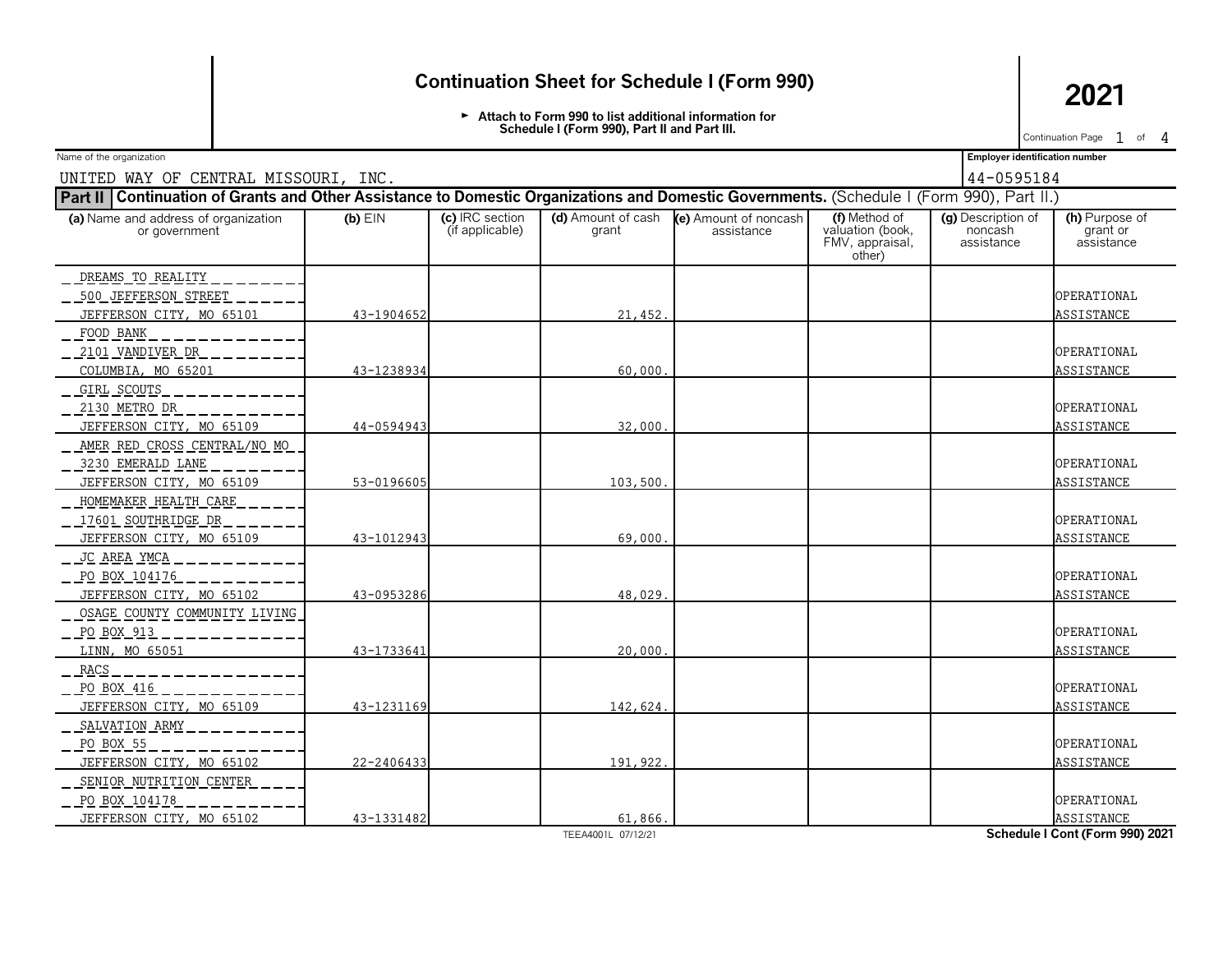# Continuation Sheet for Schedule I (Form 990)

**2021**

► Attach to Form 990 to list additional information for Schedule I (Form 990), Part II and Part III.

Continuation Page 1 of 4

Name of the organization: UNITED WAY OF CENTRAL MISSOURI, INC.

Employer identification number: 44-0595184

**Part II** **Continuation of Grants and Other Assistance to Domestic Organizations and Domestic Governments.** (Schedule I (Form 990), Part II.)

| (a) Name and address of organization or government | (b) EIN | (c) IRC section (if applicable) | (d) Amount of cash grant | (e) Amount of noncash assistance | (f) Method of valuation (book, FMV, appraisal, other) | (g) Description of noncash assistance | (h) Purpose of grant or assistance |
|---|---|---|---|---|---|---|---|
| DREAMS TO REALITY<br>500 JEFFERSON STREET<br>JEFFERSON CITY, MO 65101 | 43-1904652 | | 21,452. | | | | OPERATIONAL ASSISTANCE |
| FOOD BANK<br>2101 VANDIVER DR<br>COLUMBIA, MO 65201 | 43-1238934 | | 60,000. | | | | OPERATIONAL ASSISTANCE |
| GIRL SCOUTS<br>2130 METRO DR<br>JEFFERSON CITY, MO 65109 | 44-0594943 | | 32,000. | | | | OPERATIONAL ASSISTANCE |
| AMER RED CROSS CENTRAL/NO MO<br>3230 EMERALD LANE<br>JEFFERSON CITY, MO 65109 | 53-0196605 | | 103,500. | | | | OPERATIONAL ASSISTANCE |
| HOMEMAKER HEALTH CARE<br>17601 SOUTHRIDGE DR<br>JEFFERSON CITY, MO 65109 | 43-1012943 | | 69,000. | | | | OPERATIONAL ASSISTANCE |
| JC AREA YMCA<br>PO BOX 104176<br>JEFFERSON CITY, MO 65102 | 43-0953286 | | 48,029. | | | | OPERATIONAL ASSISTANCE |
| OSAGE COUNTY COMMUNITY LIVING<br>PO BOX 913<br>LINN, MO 65051 | 43-1733641 | | 20,000. | | | | OPERATIONAL ASSISTANCE |
| RACS<br>PO BOX 416<br>JEFFERSON CITY, MO 65109 | 43-1231169 | | 142,624. | | | | OPERATIONAL ASSISTANCE |
| SALVATION ARMY<br>PO BOX 55<br>JEFFERSON CITY, MO 65102 | 22-2406433 | | 191,922. | | | | OPERATIONAL ASSISTANCE |
| SENIOR NUTRITION CENTER<br>PO BOX 104178<br>JEFFERSON CITY, MO 65102 | 43-1331482 | | 61,866. | | | | OPERATIONAL ASSISTANCE |

TEEA4001L 07/12/21

Schedule I Cont (Form 990) 2021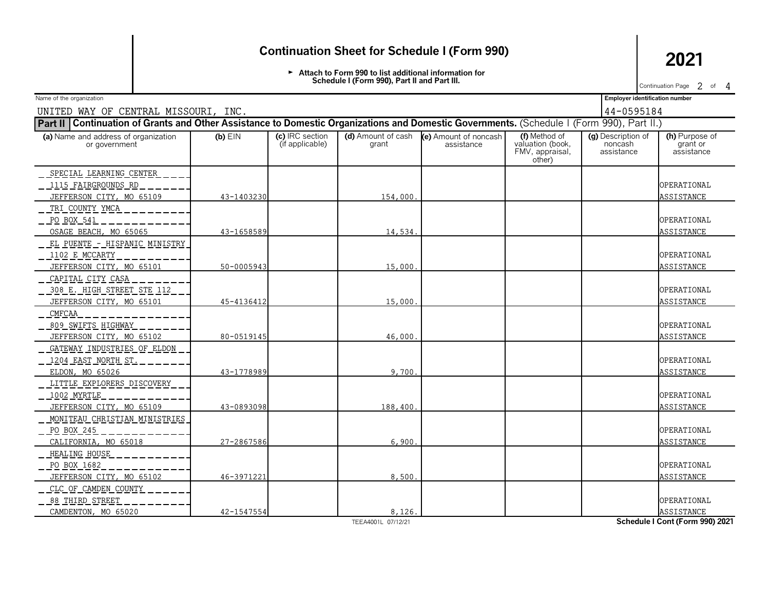# Continuation Sheet for Schedule I (Form 990)

**2021**

► Attach to Form 990 to list additional information for Schedule I (Form 990), Part II and Part III.

Name of the organization: UNITED WAY OF CENTRAL MISSOURI, INC.

Employer identification number: 44-0595184

**Part II** **Continuation of Grants and Other Assistance to Domestic Organizations and Domestic Governments.** (Schedule I (Form 990), Part II.)

| (a) Name and address of organization or government | (b) EIN | (c) IRC section (if applicable) | (d) Amount of cash grant | (e) Amount of noncash assistance | (f) Method of valuation (book, FMV, appraisal, other) | (g) Description of noncash assistance | (h) Purpose of grant or assistance |
|---|---|---|---|---|---|---|---|
| SPECIAL LEARNING CENTER<br>1115 FAIRGROUNDS RD<br>JEFFERSON CITY, MO 65109 | 43-1403230 | | 154,000. | | | | OPERATIONAL ASSISTANCE |
| TRI COUNTY YMCA<br>PO BOX 541<br>OSAGE BEACH, MO 65065 | 43-1658589 | | 14,534. | | | | OPERATIONAL ASSISTANCE |
| EL PUENTE - HISPANIC MINISTRY<br>1102 E MCCARTY<br>JEFFERSON CITY, MO 65101 | 50-0005943 | | 15,000. | | | | OPERATIONAL ASSISTANCE |
| CAPITAL CITY CASA<br>308 E. HIGH STREET STE 112<br>JEFFERSON CITY, MO 65101 | 45-4136412 | | 15,000. | | | | OPERATIONAL ASSISTANCE |
| CMFCAA<br>809 SWIFTS HIGHWAY<br>JEFFERSON CITY, MO 65102 | 80-0519145 | | 46,000. | | | | OPERATIONAL ASSISTANCE |
| GATEWAY INDUSTRIES OF ELDON<br>1204 EAST NORTH ST.<br>ELDON, MO 65026 | 43-1778989 | | 9,700. | | | | OPERATIONAL ASSISTANCE |
| LITTLE EXPLORERS DISCOVERY<br>1002 MYRTLE<br>JEFFERSON CITY, MO 65109 | 43-0893098 | | 188,400. | | | | OPERATIONAL ASSISTANCE |
| MONITEAU CHRISTIAN MINISTRIES<br>PO BOX 245<br>CALIFORNIA, MO 65018 | 27-2867586 | | 6,900. | | | | OPERATIONAL ASSISTANCE |
| HEALING HOUSE<br>PO BOX 1682<br>JEFFERSON CITY, MO 65102 | 46-3971221 | | 8,500. | | | | OPERATIONAL ASSISTANCE |
| CLC OF CAMDEN COUNTY<br>88 THIRD STREET<br>CAMDENTON, MO 65020 | 42-1547554 | | 8,126. | | | | OPERATIONAL ASSISTANCE |

TEEA4001L 07/12/21

**Schedule I Cont (Form 990) 2021**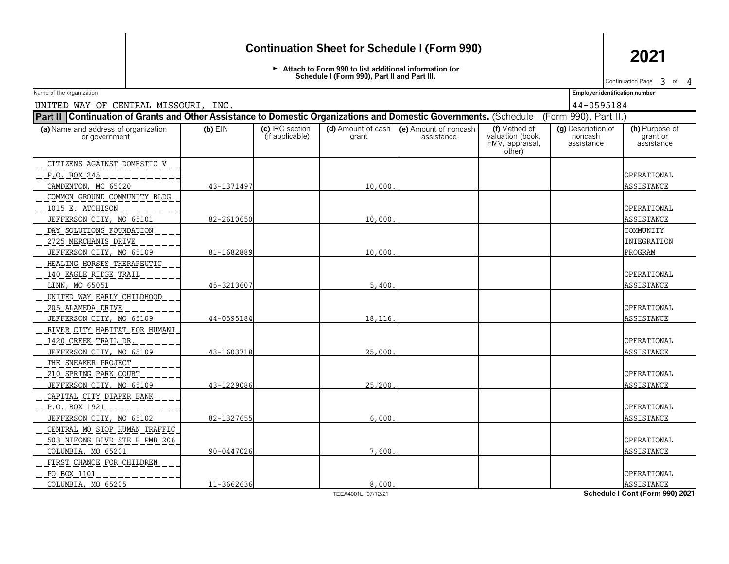# Continuation Sheet for Schedule I (Form 990)

**2021**

► Attach to Form 990 to list additional information for Schedule I (Form 990), Part II and Part III.

Continuation Page 3 of 4

Name of the organization: UNITED WAY OF CENTRAL MISSOURI, INC.

Employer identification number: 44-0595184

**Part II** **Continuation of Grants and Other Assistance to Domestic Organizations and Domestic Governments.** (Schedule I (Form 990), Part II.)

| (a) Name and address of organization or government | (b) EIN | (c) IRC section (if applicable) | (d) Amount of cash grant | (e) Amount of noncash assistance | (f) Method of valuation (book, FMV, appraisal, other) | (g) Description of noncash assistance | (h) Purpose of grant or assistance |
|---|---|---|---|---|---|---|---|
| CITIZENS AGAINST DOMESTIC V<br>P.O. BOX 245<br>CAMDENTON, MO 65020 | 43-1371497 | | 10,000. | | | | OPERATIONAL ASSISTANCE |
| COMMON GROUND COMMUNITY BLDG<br>1015 E. ATCHISON<br>JEFFERSON CITY, MO 65101 | 82-2610650 | | 10,000. | | | | OPERATIONAL ASSISTANCE |
| DAY SOLUTIONS FOUNDATION<br>2725 MERCHANTS DRIVE<br>JEFFERSON CITY, MO 65109 | 81-1682889 | | 10,000. | | | | COMMUNITY INTEGRATION PROGRAM |
| HEALING HORSES THERAPEUTIC<br>140 EAGLE RIDGE TRAIL<br>LINN, MO 65051 | 45-3213607 | | 5,400. | | | | OPERATIONAL ASSISTANCE |
| UNITED WAY EARLY CHILDHOOD<br>205 ALAMEDA DRIVE<br>JEFFERSON CITY, MO 65109 | 44-0595184 | | 18,116. | | | | OPERATIONAL ASSISTANCE |
| RIVER CITY HABITAT FOR HUMANI<br>1420 CREEK TRAIL DR.<br>JEFFERSON CITY, MO 65109 | 43-1603718 | | 25,000. | | | | OPERATIONAL ASSISTANCE |
| THE SNEAKER PROJECT<br>210 SPRING PARK COURT<br>JEFFERSON CITY, MO 65109 | 43-1229086 | | 25,200. | | | | OPERATIONAL ASSISTANCE |
| CAPITAL CITY DIAPER BANK<br>P.O. BOX 1921<br>JEFFERSON CITY, MO 65102 | 82-1327655 | | 6,000. | | | | OPERATIONAL ASSISTANCE |
| CENTRAL MO STOP HUMAN TRAFFIC<br>503 NIFONG BLVD STE H PMB 206<br>COLUMBIA, MO 65201 | 90-0447026 | | 7,600. | | | | OPERATIONAL ASSISTANCE |
| FIRST CHANCE FOR CHILDREN<br>PO BOX 1101<br>COLUMBIA, MO 65205 | 11-3662636 | | 8,000. | | | | OPERATIONAL ASSISTANCE |

TEEA4001L 07/12/21

**Schedule I Cont (Form 990) 2021**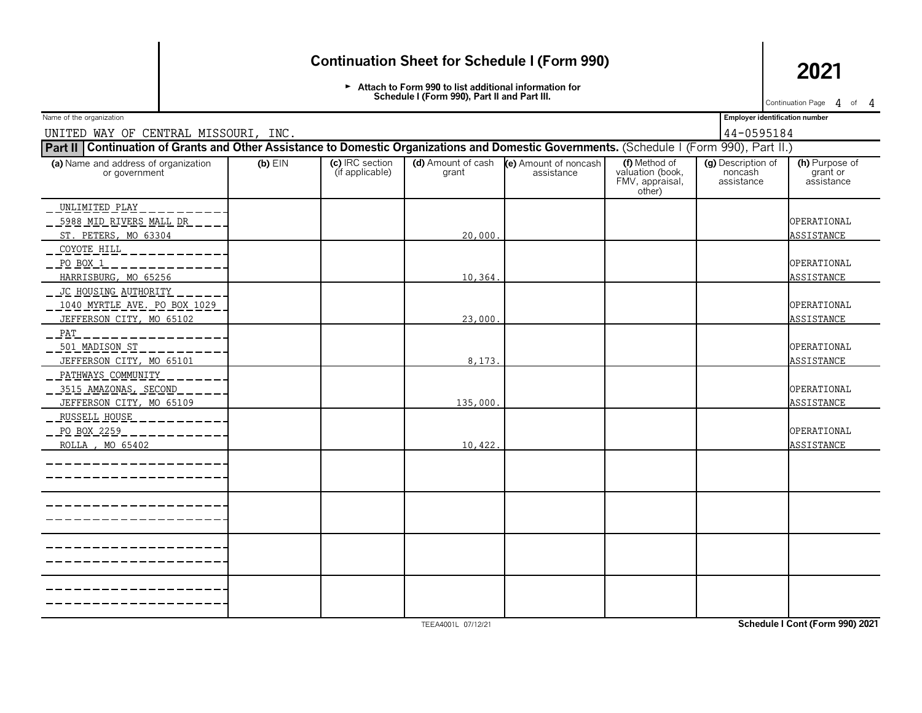# Continuation Sheet for Schedule I (Form 990)

**2021**

► Attach to Form 990 to list additional information for Schedule I (Form 990), Part II and Part III.

Name of the organization: UNITED WAY OF CENTRAL MISSOURI, INC.

Employer identification number: 44-0595184

**Part II** **Continuation of Grants and Other Assistance to Domestic Organizations and Domestic Governments.** (Schedule I (Form 990), Part II.)

| (a) Name and address of organization or government | (b) EIN | (c) IRC section (if applicable) | (d) Amount of cash grant | (e) Amount of noncash assistance | (f) Method of valuation (book, FMV, appraisal, other) | (g) Description of noncash assistance | (h) Purpose of grant or assistance |
|---|---|---|---|---|---|---|---|
| UNLIMITED PLAY<br>5988 MID RIVERS MALL DR<br>ST. PETERS, MO 63304 | | | 20,000. | | | | OPERATIONAL ASSISTANCE |
| COYOTE HILL<br>PO BOX 1<br>HARRISBURG, MO 65256 | | | 10,364. | | | | OPERATIONAL ASSISTANCE |
| JC HOUSING AUTHORITY<br>1040 MYRTLE AVE. PO BOX 1029<br>JEFFERSON CITY, MO 65102 | | | 23,000. | | | | OPERATIONAL ASSISTANCE |
| PAT<br>501 MADISON ST<br>JEFFERSON CITY, MO 65101 | | | 8,173. | | | | OPERATIONAL ASSISTANCE |
| PATHWAYS COMMUNITY<br>3515 AMAZONAS, SECOND<br>JEFFERSON CITY, MO 65109 | | | 135,000. | | | | OPERATIONAL ASSISTANCE |
| RUSSELL HOUSE<br>PO BOX 2259<br>ROLLA , MO 65402 | | | 10,422. | | | | OPERATIONAL ASSISTANCE |
| | | | | | | | |
| | | | | | | | |
| | | | | | | | |
| | | | | | | | |

TEEA4001L 07/12/21

**Schedule I Cont (Form 990) 2021**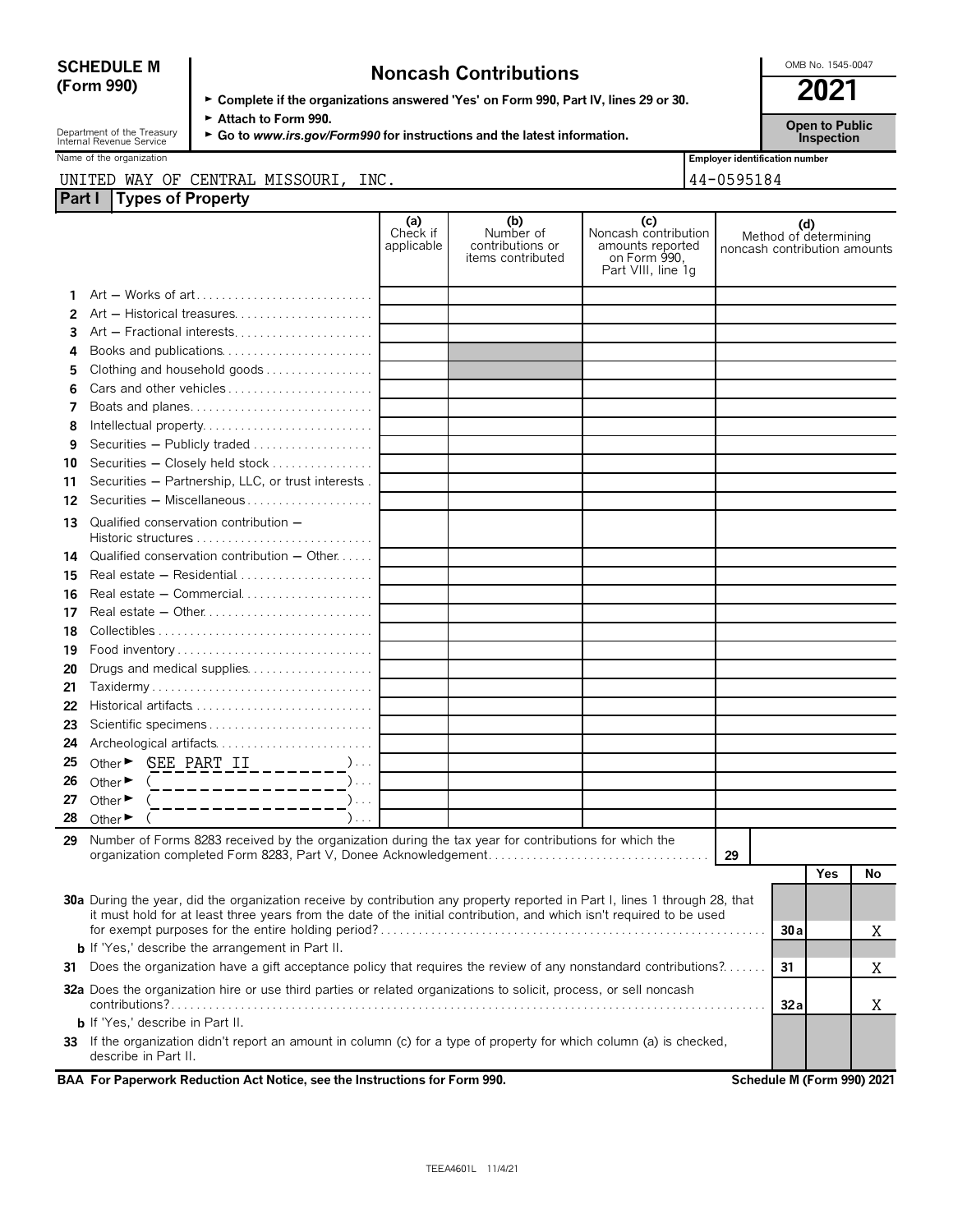**SCHEDULE M (Form 990)**

Department of the Treasury
Internal Revenue Service

# Noncash Contributions

► Complete if the organizations answered 'Yes' on Form 990, Part IV, lines 29 or 30.
► Attach to Form 990.
► Go to *www.irs.gov/Form990* for instructions and the latest information.

OMB No. 1545-0047

**2021**

**Open to Public Inspection**

Name of the organization: UNITED WAY OF CENTRAL MISSOURI, INC.

Employer identification number: 44-0595184

## Part I Types of Property

| | | (a) Check if applicable | (b) Number of contributions or items contributed | (c) Noncash contribution amounts reported on Form 990, Part VIII, line 1g | (d) Method of determining noncash contribution amounts |
|---|---|---|---|---|---|
| 1 | Art — Works of art | | | | |
| 2 | Art — Historical treasures | | | | |
| 3 | Art — Fractional interests | | | | |
| 4 | Books and publications | | | | |
| 5 | Clothing and household goods | | | | |
| 6 | Cars and other vehicles | | | | |
| 7 | Boats and planes | | | | |
| 8 | Intellectual property | | | | |
| 9 | Securities — Publicly traded | | | | |
| 10 | Securities — Closely held stock | | | | |
| 11 | Securities — Partnership, LLC, or trust interests | | | | |
| 12 | Securities — Miscellaneous | | | | |
| 13 | Qualified conservation contribution — Historic structures | | | | |
| 14 | Qualified conservation contribution — Other | | | | |
| 15 | Real estate — Residential | | | | |
| 16 | Real estate — Commercial | | | | |
| 17 | Real estate — Other | | | | |
| 18 | Collectibles | | | | |
| 19 | Food inventory | | | | |
| 20 | Drugs and medical supplies | | | | |
| 21 | Taxidermy | | | | |
| 22 | Historical artifacts | | | | |
| 23 | Scientific specimens | | | | |
| 24 | Archeological artifacts | | | | |
| 25 | Other ► (SEE PART II) | | | | |
| 26 | Other ► ( ) | | | | |
| 27 | Other ► ( ) | | | | |
| 28 | Other ► ( ) | | | | |

29 Number of Forms 8283 received by the organization during the tax year for contributions for which the organization completed Form 8283, Part V, Donee Acknowledgement . . . . . 29

| | | | Yes | No |
|---|---|---|---|---|
| **30a** | During the year, did the organization receive by contribution any property reported in Part I, lines 1 through 28, that it must hold for at least three years from the date of the initial contribution, and which isn't required to be used for exempt purposes for the entire holding period? | 30a | | X |
| **b** | If 'Yes,' describe the arrangement in Part II. | | | |
| **31** | Does the organization have a gift acceptance policy that requires the review of any nonstandard contributions? | 31 | | X |
| **32a** | Does the organization hire or use third parties or related organizations to solicit, process, or sell noncash contributions? | 32a | | X |
| **b** | If 'Yes,' describe in Part II. | | | |
| **33** | If the organization didn't report an amount in column (c) for a type of property for which column (a) is checked, describe in Part II. | | | |

**BAA For Paperwork Reduction Act Notice, see the Instructions for Form 990.** **Schedule M (Form 990) 2021**

TEEA4601L 11/4/21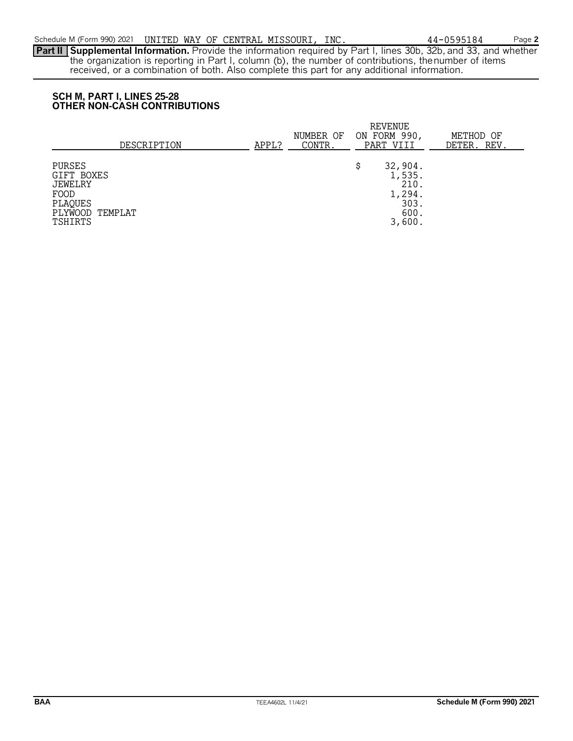Schedule M (Form 990) 2021 UNITED WAY OF CENTRAL MISSOURI, INC. 44-0595184 Page **2**

**Part II** **Supplemental Information.** Provide the information required by Part I, lines 30b, 32b, and 33, and whether the organization is reporting in Part I, column (b), the number of contributions, the number of items received, or a combination of both. Also complete this part for any additional information.

**SCH M, PART I, LINES 25-28**
**OTHER NON-CASH CONTRIBUTIONS**

| DESCRIPTION | APPL? | NUMBER OF CONTR. | REVENUE ON FORM 990, PART VIII | METHOD OF DETER. REV. |
|---|---|---|---|---|
| PURSES | | | $ 32,904. | |
| GIFT BOXES | | | 1,535. | |
| JEWELRY | | | 210. | |
| FOOD | | | 1,294. | |
| PLAQUES | | | 303. | |
| PLYWOOD TEMPLAT | | | 600. | |
| TSHIRTS | | | 3,600. | |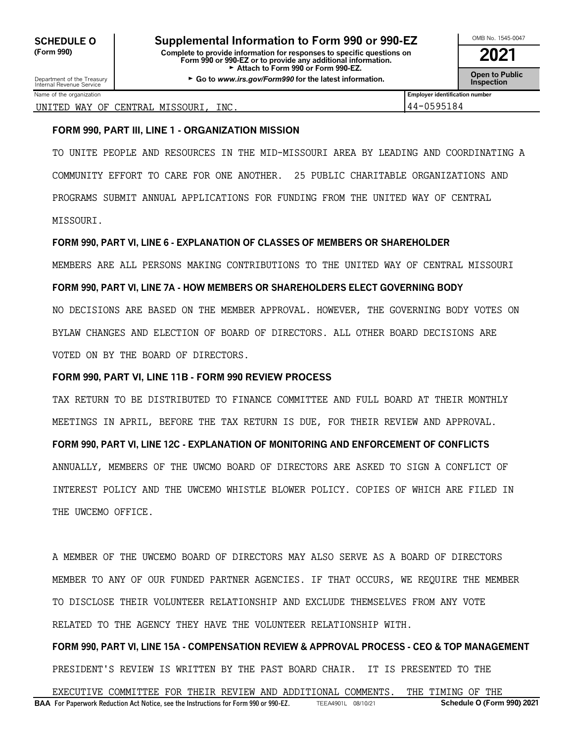**SCHEDULE O (Form 990)**

Department of the Treasury
Internal Revenue Service

# Supplemental Information to Form 990 or 990-EZ

**Complete to provide information for responses to specific questions on Form 990 or 990-EZ or to provide any additional information.**
**► Attach to Form 990 or Form 990-EZ.**
**► Go to *www.irs.gov/Form990* for the latest information.**

OMB No. 1545-0047

**2021**

**Open to Public Inspection**

| Name of the organization | Employer identification number |
|---|---|
| UNITED WAY OF CENTRAL MISSOURI, INC. | 44-0595184 |

**FORM 990, PART III, LINE 1 - ORGANIZATION MISSION**

TO UNITE PEOPLE AND RESOURCES IN THE MID-MISSOURI AREA BY LEADING AND COORDINATING A COMMUNITY EFFORT TO CARE FOR ONE ANOTHER. 25 PUBLIC CHARITABLE ORGANIZATIONS AND PROGRAMS SUBMIT ANNUAL APPLICATIONS FOR FUNDING FROM THE UNITED WAY OF CENTRAL MISSOURI.

**FORM 990, PART VI, LINE 6 - EXPLANATION OF CLASSES OF MEMBERS OR SHAREHOLDER**

MEMBERS ARE ALL PERSONS MAKING CONTRIBUTIONS TO THE UNITED WAY OF CENTRAL MISSOURI

**FORM 990, PART VI, LINE 7A - HOW MEMBERS OR SHAREHOLDERS ELECT GOVERNING BODY**

NO DECISIONS ARE BASED ON THE MEMBER APPROVAL. HOWEVER, THE GOVERNING BODY VOTES ON BYLAW CHANGES AND ELECTION OF BOARD OF DIRECTORS. ALL OTHER BOARD DECISIONS ARE VOTED ON BY THE BOARD OF DIRECTORS.

**FORM 990, PART VI, LINE 11B - FORM 990 REVIEW PROCESS**

TAX RETURN TO BE DISTRIBUTED TO FINANCE COMMITTEE AND FULL BOARD AT THEIR MONTHLY MEETINGS IN APRIL, BEFORE THE TAX RETURN IS DUE, FOR THEIR REVIEW AND APPROVAL.

**FORM 990, PART VI, LINE 12C - EXPLANATION OF MONITORING AND ENFORCEMENT OF CONFLICTS**

ANNUALLY, MEMBERS OF THE UWCMO BOARD OF DIRECTORS ARE ASKED TO SIGN A CONFLICT OF INTEREST POLICY AND THE UWCEMO WHISTLE BLOWER POLICY. COPIES OF WHICH ARE FILED IN THE UWCEMO OFFICE.

A MEMBER OF THE UWCEMO BOARD OF DIRECTORS MAY ALSO SERVE AS A BOARD OF DIRECTORS MEMBER TO ANY OF OUR FUNDED PARTNER AGENCIES. IF THAT OCCURS, WE REQUIRE THE MEMBER TO DISCLOSE THEIR VOLUNTEER RELATIONSHIP AND EXCLUDE THEMSELVES FROM ANY VOTE RELATED TO THE AGENCY THEY HAVE THE VOLUNTEER RELATIONSHIP WITH.

**FORM 990, PART VI, LINE 15A - COMPENSATION REVIEW & APPROVAL PROCESS - CEO & TOP MANAGEMENT**

PRESIDENT'S REVIEW IS WRITTEN BY THE PAST BOARD CHAIR. IT IS PRESENTED TO THE EXECUTIVE COMMITTEE FOR THEIR REVIEW AND ADDITIONAL COMMENTS. THE TIMING OF THE

**BAA For Paperwork Reduction Act Notice, see the Instructions for Form 990 or 990-EZ.** TEEA4901L 08/10/21 **Schedule O (Form 990) 2021**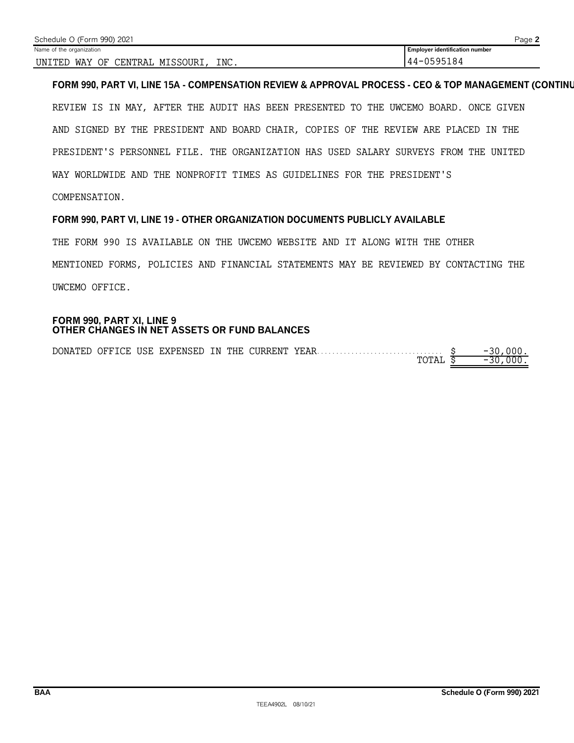Schedule O (Form 990) 2021

Name of the organization: UNITED WAY OF CENTRAL MISSOURI, INC.

Employer identification number: 44-0595184

**FORM 990, PART VI, LINE 15A - COMPENSATION REVIEW & APPROVAL PROCESS - CEO & TOP MANAGEMENT (CONTINU**

REVIEW IS IN MAY, AFTER THE AUDIT HAS BEEN PRESENTED TO THE UWCEMO BOARD. ONCE GIVEN AND SIGNED BY THE PRESIDENT AND BOARD CHAIR, COPIES OF THE REVIEW ARE PLACED IN THE PRESIDENT'S PERSONNEL FILE. THE ORGANIZATION HAS USED SALARY SURVEYS FROM THE UNITED WAY WORLDWIDE AND THE NONPROFIT TIMES AS GUIDELINES FOR THE PRESIDENT'S COMPENSATION.

**FORM 990, PART VI, LINE 19 - OTHER ORGANIZATION DOCUMENTS PUBLICLY AVAILABLE**

THE FORM 990 IS AVAILABLE ON THE UWCEMO WEBSITE AND IT ALONG WITH THE OTHER MENTIONED FORMS, POLICIES AND FINANCIAL STATEMENTS MAY BE REVIEWED BY CONTACTING THE UWCEMO OFFICE.

**FORM 990, PART XI, LINE 9**
**OTHER CHANGES IN NET ASSETS OR FUND BALANCES**

| | |
|---|---|
| DONATED OFFICE USE EXPENSED IN THE CURRENT YEAR | $ -30,000. |
| TOTAL | $ -30,000. |

BAA

Schedule O (Form 990) 2021

TEEA4902L 08/10/21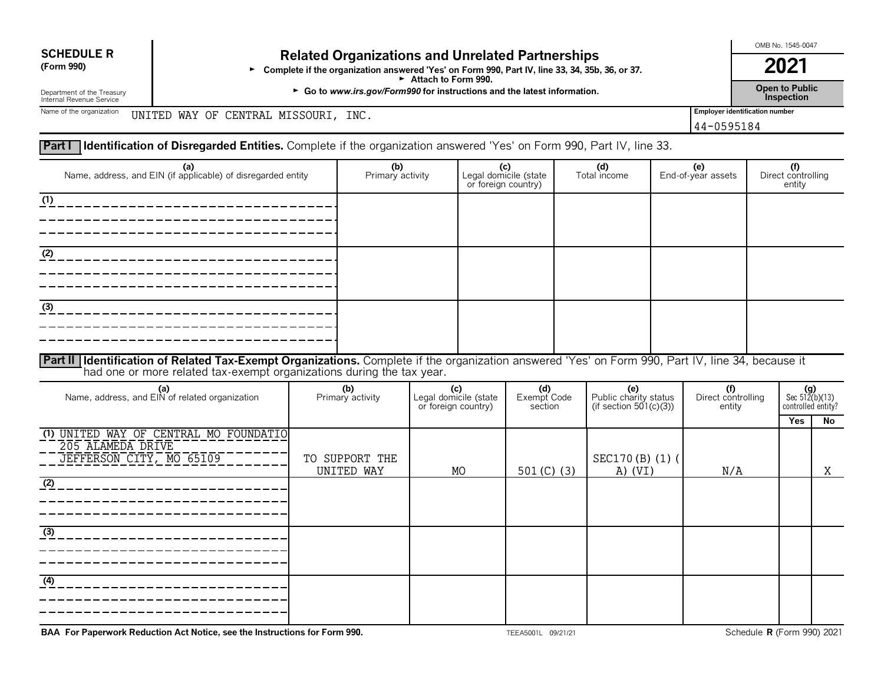**SCHEDULE R**
**(Form 990)**

Department of the Treasury
Internal Revenue Service

# Related Organizations and Unrelated Partnerships

► **Complete if the organization answered 'Yes' on Form 990, Part IV, line 33, 34, 35b, 36, or 37.**
► **Attach to Form 990.**
► **Go to *www.irs.gov/Form990* for instructions and the latest information.**

OMB No. 1545-0047

**2021**

**Open to Public Inspection**

Name of the organization: UNITED WAY OF CENTRAL MISSOURI, INC.

Employer identification number: 44-0595184

## Part I Identification of Disregarded Entities. Complete if the organization answered 'Yes' on Form 990, Part IV, line 33.

| (a) Name, address, and EIN (if applicable) of disregarded entity | (b) Primary activity | (c) Legal domicile (state or foreign country) | (d) Total income | (e) End-of-year assets | (f) Direct controlling entity |
|---|---|---|---|---|---|
| (1) | | | | | |
| (2) | | | | | |
| (3) | | | | | |

## Part II Identification of Related Tax-Exempt Organizations. Complete if the organization answered 'Yes' on Form 990, Part IV, line 34, because it had one or more related tax-exempt organizations during the tax year.

| (a) Name, address, and EIN of related organization | (b) Primary activity | (c) Legal domicile (state or foreign country) | (d) Exempt Code section | (e) Public charity status (if section 501(c)(3)) | (f) Direct controlling entity | (g) Sec 512(b)(13) controlled entity? Yes | No |
|---|---|---|---|---|---|---|---|
| (1) UNITED WAY OF CENTRAL MO FOUNDATIO 205 ALAMEDA DRIVE JEFFERSON CITY, MO 65109 | TO SUPPORT THE UNITED WAY | MO | 501(C)(3) | SEC170(B)(1)(A)(VI) | N/A | | X |
| (2) | | | | | | | |
| (3) | | | | | | | |
| (4) | | | | | | | |

**BAA For Paperwork Reduction Act Notice, see the Instructions for Form 990.**  TEEA5001L 09/21/21  Schedule **R** (Form 990) 2021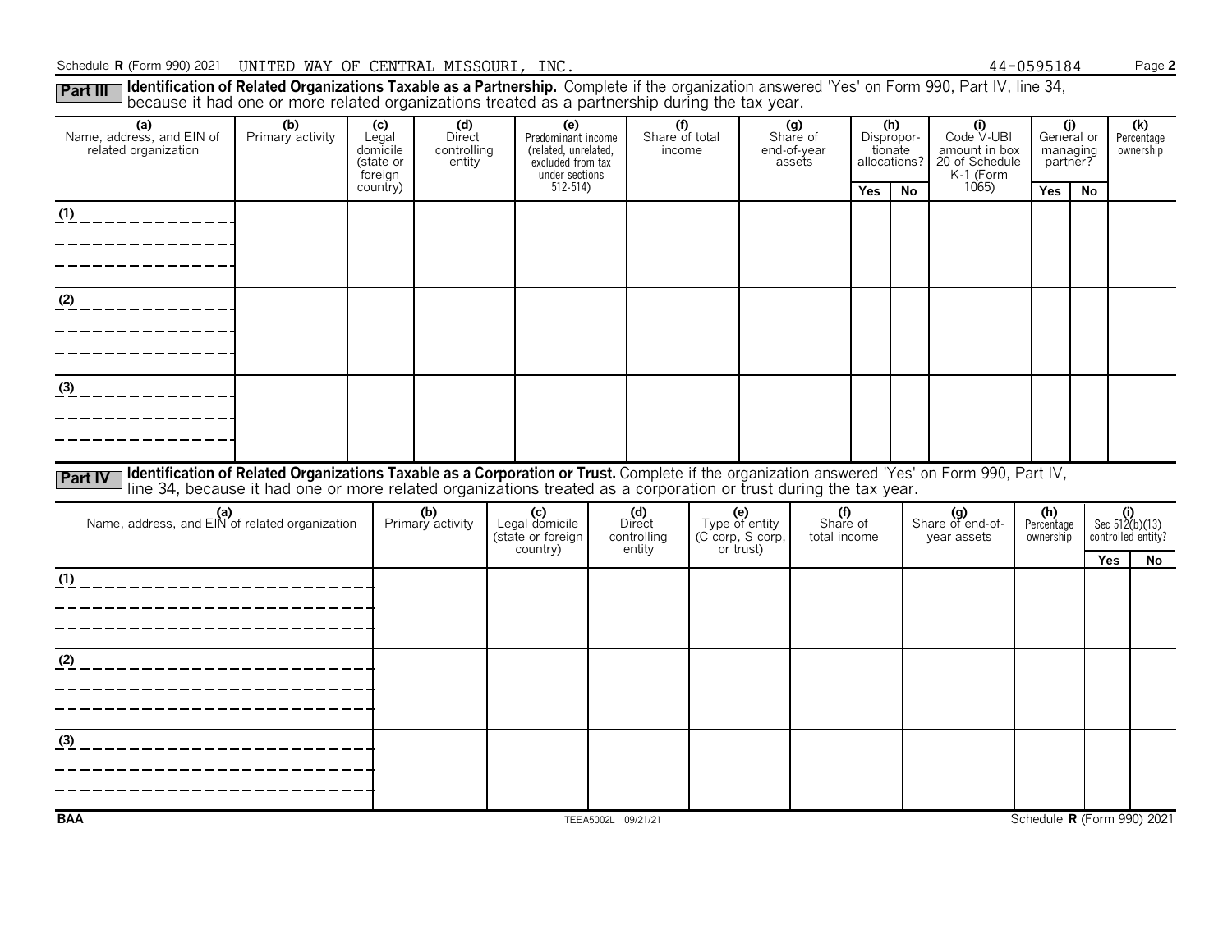Schedule **R** (Form 990) 2021 UNITED WAY OF CENTRAL MISSOURI, INC. 44-0595184

**Part III** **Identification of Related Organizations Taxable as a Partnership.** Complete if the organization answered 'Yes' on Form 990, Part IV, line 34, because it had one or more related organizations treated as a partnership during the tax year.

| (a) Name, address, and EIN of related organization | (b) Primary activity | (c) Legal domicile (state or foreign country) | (d) Direct controlling entity | (e) Predominant income (related, unrelated, excluded from tax under sections 512-514) | (f) Share of total income | (g) Share of end-of-year assets | (h) Disproportionate allocations? | | (i) Code V-UBI amount in box 20 of Schedule K-1 (Form 1065) | (j) General or managing partner? | | (k) Percentage ownership |
|---|---|---|---|---|---|---|---|---|---|---|---|---|
| | | | | | | | Yes | No | | Yes | No | |
| (1) | | | | | | | | | | | | |
| (2) | | | | | | | | | | | | |
| (3) | | | | | | | | | | | | |

**Part IV** **Identification of Related Organizations Taxable as a Corporation or Trust.** Complete if the organization answered 'Yes' on Form 990, Part IV, line 34, because it had one or more related organizations treated as a corporation or trust during the tax year.

| (a) Name, address, and EIN of related organization | (b) Primary activity | (c) Legal domicile (state or foreign country) | (d) Direct controlling entity | (e) Type of entity (C corp, S corp, or trust) | (f) Share of total income | (g) Share of end-of-year assets | (h) Percentage ownership | (i) Sec 512(b)(13) controlled entity? | |
|---|---|---|---|---|---|---|---|---|---|
| | | | | | | | | Yes | No |
| (1) | | | | | | | | | |
| (2) | | | | | | | | | |
| (3) | | | | | | | | | |

BAA TEEA5002L 09/21/21 Schedule **R** (Form 990) 2021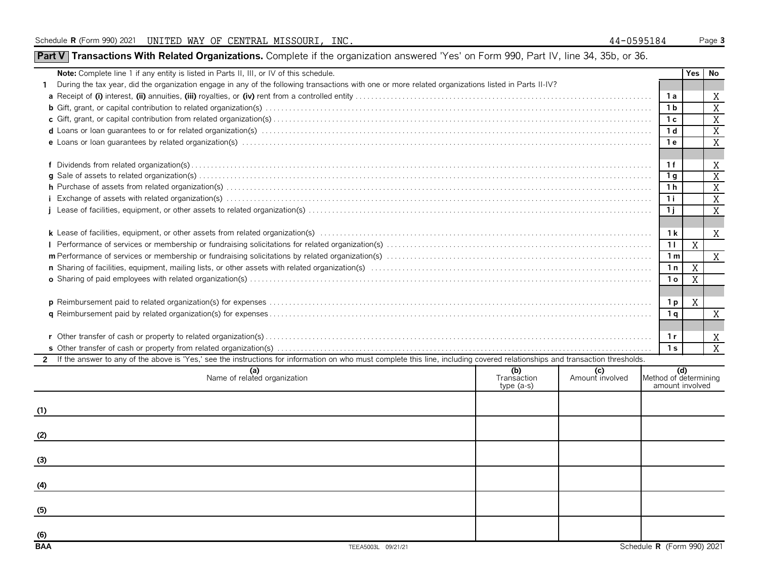Schedule R (Form 990) 2021 UNITED WAY OF CENTRAL MISSOURI, INC. 44-0595184 Page 3

## Part V Transactions With Related Organizations. Complete if the organization answered 'Yes' on Form 990, Part IV, line 34, 35b, or 36.

| Note: Complete line 1 if any entity is listed in Parts II, III, or IV of this schedule. | | Yes | No |
|---|---|---|---|
| **1** During the tax year, did the organization engage in any of the following transactions with one or more related organizations listed in Parts II-IV? | | | |
| **a** Receipt of **(i)** interest, **(ii)** annuities, **(iii)** royalties, or **(iv)** rent from a controlled entity | 1a | | X |
| **b** Gift, grant, or capital contribution to related organization(s) | 1b | | X |
| **c** Gift, grant, or capital contribution from related organization(s) | 1c | | X |
| **d** Loans or loan guarantees to or for related organization(s) | 1d | | X |
| **e** Loans or loan guarantees by related organization(s) | 1e | | X |
| **f** Dividends from related organization(s) | 1f | | X |
| **g** Sale of assets to related organization(s) | 1g | | X |
| **h** Purchase of assets from related organization(s) | 1h | | X |
| **i** Exchange of assets with related organization(s) | 1i | | X |
| **j** Lease of facilities, equipment, or other assets to related organization(s) | 1j | | X |
| **k** Lease of facilities, equipment, or other assets from related organization(s) | 1k | | X |
| **l** Performance of services or membership or fundraising solicitations for related organization(s) | 1l | X | |
| **m** Performance of services or membership or fundraising solicitations by related organization(s) | 1m | | X |
| **n** Sharing of facilities, equipment, mailing lists, or other assets with related organization(s) | 1n | X | |
| **o** Sharing of paid employees with related organization(s) | 1o | X | |
| **p** Reimbursement paid to related organization(s) for expenses | 1p | X | |
| **q** Reimbursement paid by related organization(s) for expenses | 1q | | X |
| **r** Other transfer of cash or property to related organization(s) | 1r | | X |
| **s** Other transfer of cash or property from related organization(s) | 1s | | X |

**2** If the answer to any of the above is 'Yes,' see the instructions for information on who must complete this line, including covered relationships and transaction thresholds.

| | (a) Name of related organization | (b) Transaction type (a-s) | (c) Amount involved | (d) Method of determining amount involved |
|---|---|---|---|---|
| (1) | | | | |
| (2) | | | | |
| (3) | | | | |
| (4) | | | | |
| (5) | | | | |
| (6) | | | | |

BAA TEEA5003L 09/21/21 Schedule R (Form 990) 2021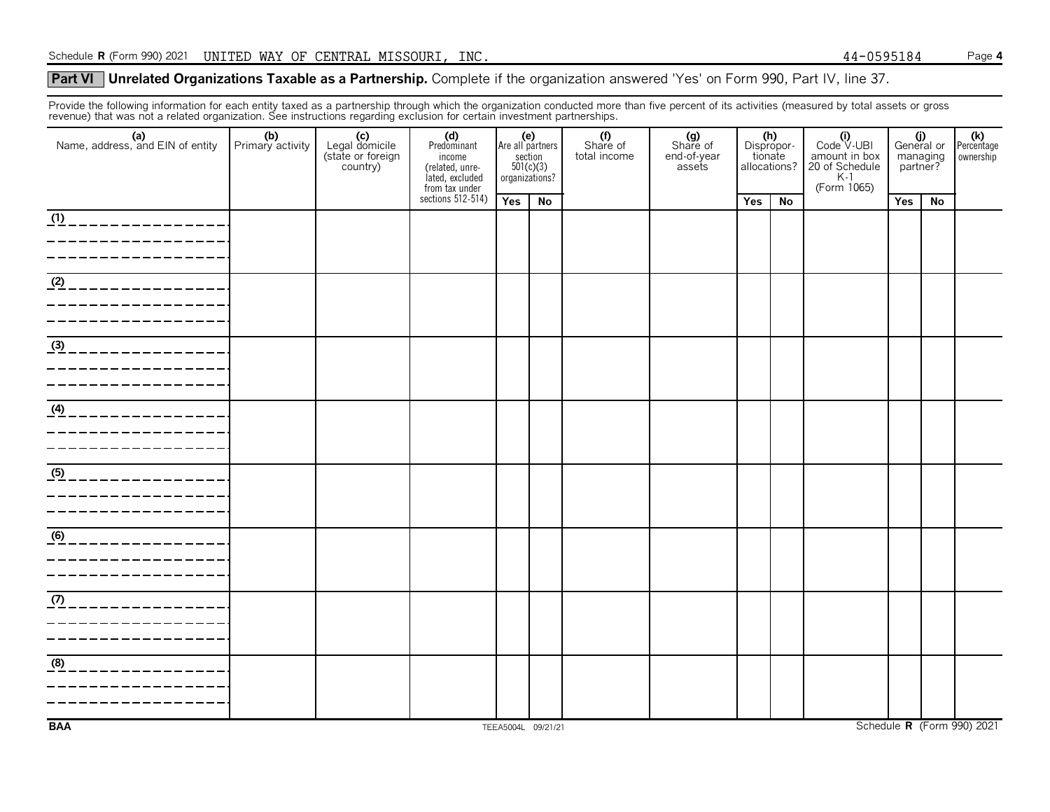Schedule R (Form 990) 2021 UNITED WAY OF CENTRAL MISSOURI, INC. 44-0595184

**Part VI** **Unrelated Organizations Taxable as a Partnership.** Complete if the organization answered 'Yes' on Form 990, Part IV, line 37.

Provide the following information for each entity taxed as a partnership through which the organization conducted more than five percent of its activities (measured by total assets or gross revenue) that was not a related organization. See instructions regarding exclusion for certain investment partnerships.

| (a) Name, address, and EIN of entity | (b) Primary activity | (c) Legal domicile (state or foreign country) | (d) Predominant income (related, unrelated, excluded from tax under sections 512-514) | (e) Are all partners section 501(c)(3) organizations? | | (f) Share of total income | (g) Share of end-of-year assets | (h) Disproportionate allocations? | | (i) Code V-UBI amount in box 20 of Schedule K-1 (Form 1065) | (j) General or managing partner? | | (k) Percentage ownership |
|---|---|---|---|---|---|---|---|---|---|---|---|---|---|
| | | | | Yes | No | | | Yes | No | | Yes | No | |
| (1) | | | | | | | | | | | | | |
| (2) | | | | | | | | | | | | | |
| (3) | | | | | | | | | | | | | |
| (4) | | | | | | | | | | | | | |
| (5) | | | | | | | | | | | | | |
| (6) | | | | | | | | | | | | | |
| (7) | | | | | | | | | | | | | |
| (8) | | | | | | | | | | | | | |

BAA TEEA5004L 09/21/21 Schedule R (Form 990) 2021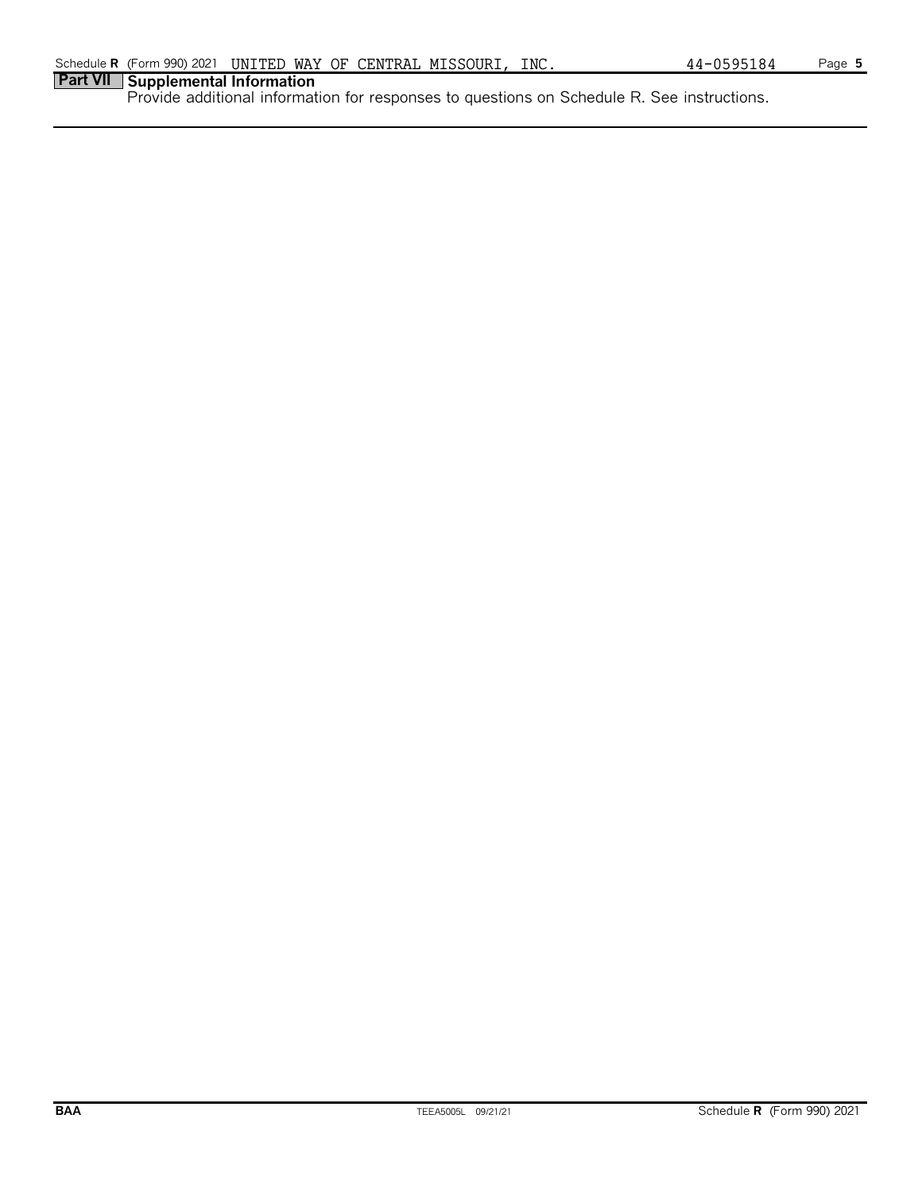Schedule R (Form 990) 2021 UNITED WAY OF CENTRAL MISSOURI, INC. 44-0595184

## Part VII Supplemental Information

Provide additional information for responses to questions on Schedule R. See instructions.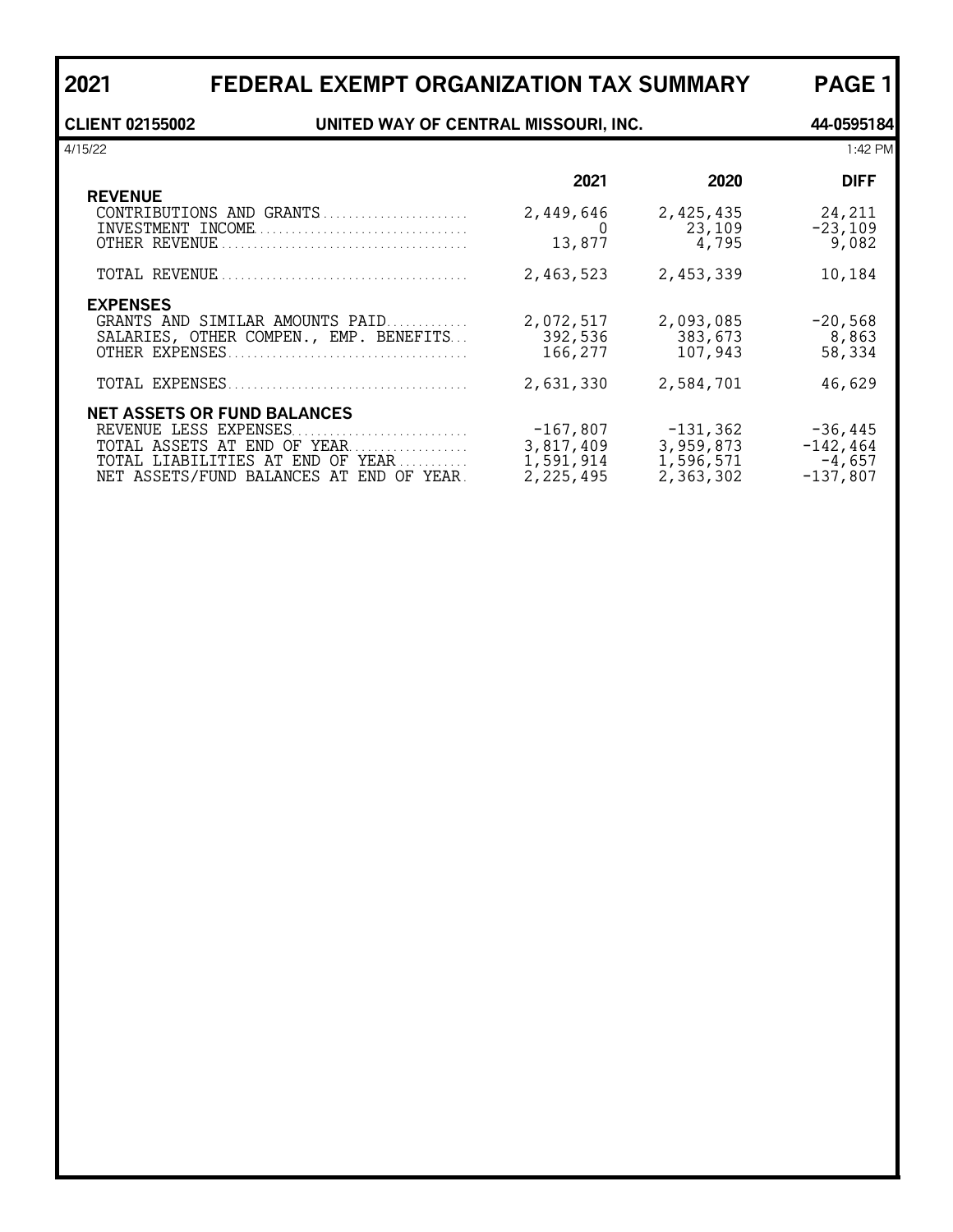# 2021 FEDERAL EXEMPT ORGANIZATION TAX SUMMARY PAGE 1

**CLIENT 02155002** **UNITED WAY OF CENTRAL MISSOURI, INC.** **44-0595184**

4/15/22 1:42 PM

| | 2021 | 2020 | DIFF |
|---|---|---|---|
| **REVENUE** | | | |
| CONTRIBUTIONS AND GRANTS | 2,449,646 | 2,425,435 | 24,211 |
| INVESTMENT INCOME | 0 | 23,109 | -23,109 |
| OTHER REVENUE | 13,877 | 4,795 | 9,082 |
| TOTAL REVENUE | 2,463,523 | 2,453,339 | 10,184 |
| **EXPENSES** | | | |
| GRANTS AND SIMILAR AMOUNTS PAID | 2,072,517 | 2,093,085 | -20,568 |
| SALARIES, OTHER COMPEN., EMP. BENEFITS | 392,536 | 383,673 | 8,863 |
| OTHER EXPENSES | 166,277 | 107,943 | 58,334 |
| TOTAL EXPENSES | 2,631,330 | 2,584,701 | 46,629 |
| **NET ASSETS OR FUND BALANCES** | | | |
| REVENUE LESS EXPENSES | -167,807 | -131,362 | -36,445 |
| TOTAL ASSETS AT END OF YEAR | 3,817,409 | 3,959,873 | -142,464 |
| TOTAL LIABILITIES AT END OF YEAR | 1,591,914 | 1,596,571 | -4,657 |
| NET ASSETS/FUND BALANCES AT END OF YEAR | 2,225,495 | 2,363,302 | -137,807 |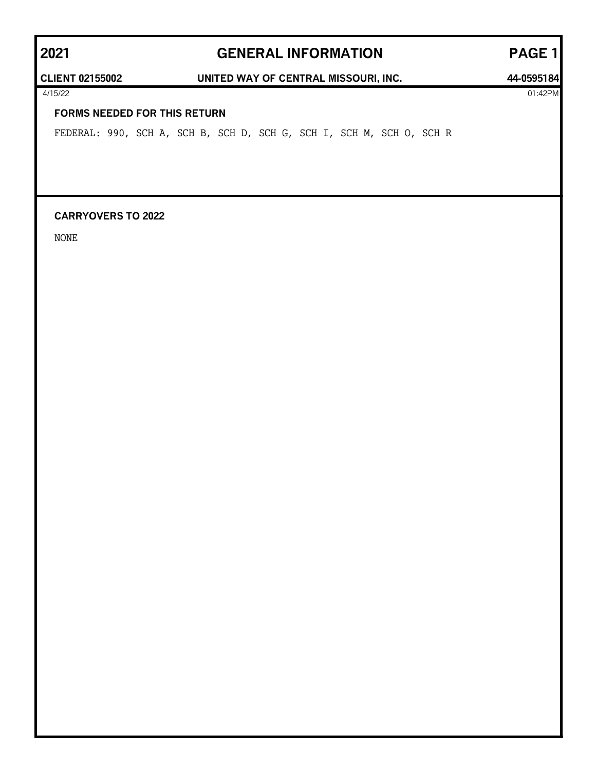# 2021 GENERAL INFORMATION

**CLIENT 02155002** **UNITED WAY OF CENTRAL MISSOURI, INC.** **44-0595184**

4/15/22 01:42PM

**FORMS NEEDED FOR THIS RETURN**

FEDERAL: 990, SCH A, SCH B, SCH D, SCH G, SCH I, SCH M, SCH O, SCH R

**CARRYOVERS TO 2022**

NONE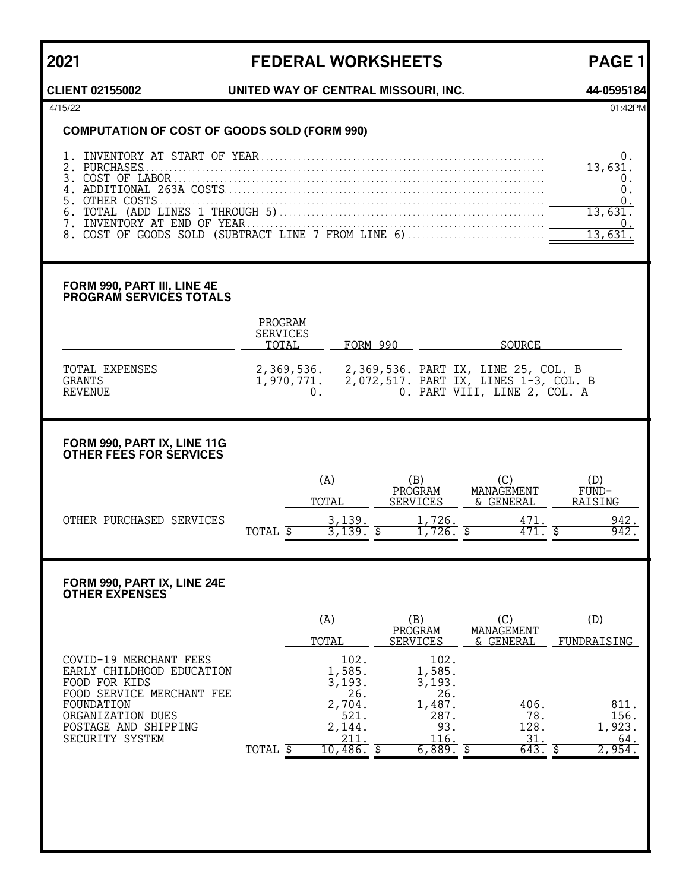# 2021 FEDERAL WORKSHEETS

**CLIENT 02155002** — **UNITED WAY OF CENTRAL MISSOURI, INC.** — **44-0595184**

4/15/22 01:42PM

## COMPUTATION OF COST OF GOODS SOLD (FORM 990)

| | |
|---|---|
| 1. INVENTORY AT START OF YEAR | 0. |
| 2. PURCHASES | 13,631. |
| 3. COST OF LABOR | 0. |
| 4. ADDITIONAL 263A COSTS | 0. |
| 5. OTHER COSTS | 0. |
| 6. TOTAL (ADD LINES 1 THROUGH 5) | 13,631. |
| 7. INVENTORY AT END OF YEAR | 0. |
| 8. COST OF GOODS SOLD (SUBTRACT LINE 7 FROM LINE 6) | 13,631. |

## FORM 990, PART III, LINE 4E PROGRAM SERVICES TOTALS

| | PROGRAM SERVICES TOTAL | FORM 990 | SOURCE |
|---|---|---|---|
| TOTAL EXPENSES | 2,369,536. | 2,369,536. | PART IX, LINE 25, COL. B |
| GRANTS | 1,970,771. | 2,072,517. | PART IX, LINES 1-3, COL. B |
| REVENUE | 0. | 0. | PART VIII, LINE 2, COL. A |

## FORM 990, PART IX, LINE 11G OTHER FEES FOR SERVICES

| | (A) TOTAL | (B) PROGRAM SERVICES | (C) MANAGEMENT & GENERAL | (D) FUND-RAISING |
|---|---|---|---|---|
| OTHER PURCHASED SERVICES | 3,139. | 1,726. | 471. | 942. |
| TOTAL | $ 3,139. | $ 1,726. | $ 471. | $ 942. |

## FORM 990, PART IX, LINE 24E OTHER EXPENSES

| | (A) TOTAL | (B) PROGRAM SERVICES | (C) MANAGEMENT & GENERAL | (D) FUNDRAISING |
|---|---|---|---|---|
| COVID-19 MERCHANT FEES | 102. | 102. | | |
| EARLY CHILDHOOD EDUCATION | 1,585. | 1,585. | | |
| FOOD FOR KIDS | 3,193. | 3,193. | | |
| FOOD SERVICE MERCHANT FEE | 26. | 26. | | |
| FOUNDATION | 2,704. | 1,487. | 406. | 811. |
| ORGANIZATION DUES | 521. | 287. | 78. | 156. |
| POSTAGE AND SHIPPING | 2,144. | 93. | 128. | 1,923. |
| SECURITY SYSTEM | 211. | 116. | 31. | 64. |
| TOTAL | $ 10,486. | $ 6,889. | $ 643. | $ 2,954. |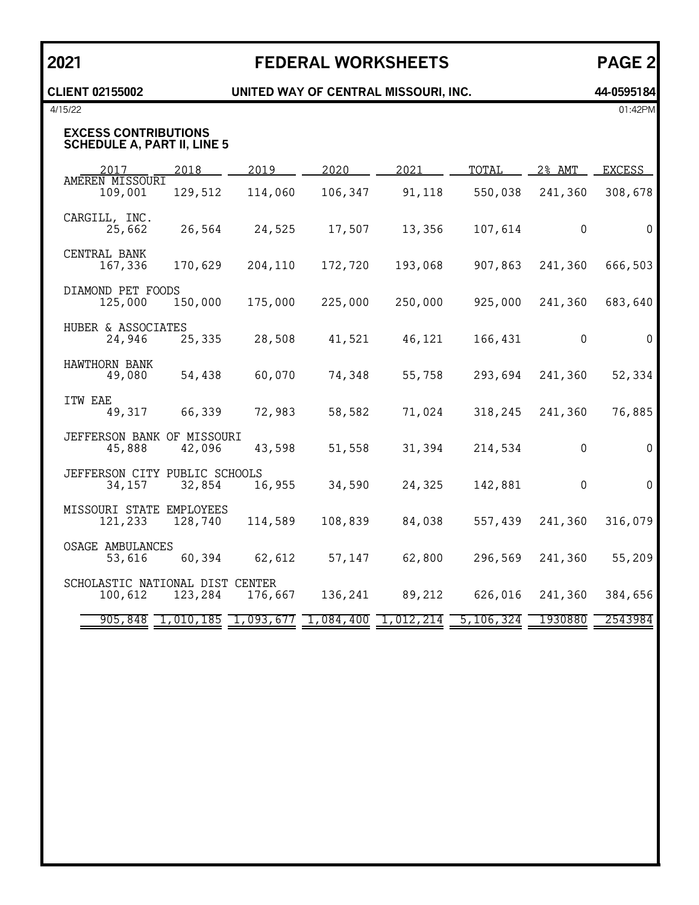**2021 FEDERAL WORKSHEETS PAGE 2**

**CLIENT 02155002 UNITED WAY OF CENTRAL MISSOURI, INC. 44-0595184**

4/15/22 01:42PM

### EXCESS CONTRIBUTIONS
### SCHEDULE A, PART II, LINE 5

| | 2017 | 2018 | 2019 | 2020 | 2021 | TOTAL | 2% AMT | EXCESS |
|---|---|---|---|---|---|---|---|---|
| AMEREN MISSOURI | 109,001 | 129,512 | 114,060 | 106,347 | 91,118 | 550,038 | 241,360 | 308,678 |
| CARGILL, INC. | 25,662 | 26,564 | 24,525 | 17,507 | 13,356 | 107,614 | 0 | 0 |
| CENTRAL BANK | 167,336 | 170,629 | 204,110 | 172,720 | 193,068 | 907,863 | 241,360 | 666,503 |
| DIAMOND PET FOODS | 125,000 | 150,000 | 175,000 | 225,000 | 250,000 | 925,000 | 241,360 | 683,640 |
| HUBER & ASSOCIATES | 24,946 | 25,335 | 28,508 | 41,521 | 46,121 | 166,431 | 0 | 0 |
| HAWTHORN BANK | 49,080 | 54,438 | 60,070 | 74,348 | 55,758 | 293,694 | 241,360 | 52,334 |
| ITW EAE | 49,317 | 66,339 | 72,983 | 58,582 | 71,024 | 318,245 | 241,360 | 76,885 |
| JEFFERSON BANK OF MISSOURI | 45,888 | 42,096 | 43,598 | 51,558 | 31,394 | 214,534 | 0 | 0 |
| JEFFERSON CITY PUBLIC SCHOOLS | 34,157 | 32,854 | 16,955 | 34,590 | 24,325 | 142,881 | 0 | 0 |
| MISSOURI STATE EMPLOYEES | 121,233 | 128,740 | 114,589 | 108,839 | 84,038 | 557,439 | 241,360 | 316,079 |
| OSAGE AMBULANCES | 53,616 | 60,394 | 62,612 | 57,147 | 62,800 | 296,569 | 241,360 | 55,209 |
| SCHOLASTIC NATIONAL DIST CENTER | 100,612 | 123,284 | 176,667 | 136,241 | 89,212 | 626,016 | 241,360 | 384,656 |
| | 905,848 | 1,010,185 | 1,093,677 | 1,084,400 | 1,012,214 | 5,106,324 | 1930880 | 2543984 |